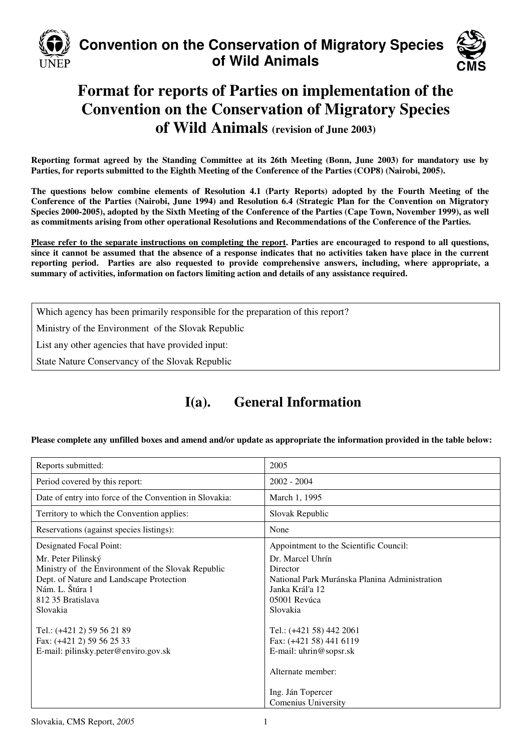**Convention on the Conservation of Migratory Species of Wild Animals**

# Format for reports of Parties on implementation of the Convention on the Conservation of Migratory Species of Wild Animals (revision of June 2003)

**Reporting format agreed by the Standing Committee at its 26th Meeting (Bonn, June 2003) for mandatory use by Parties, for reports submitted to the Eighth Meeting of the Conference of the Parties (COP8) (Nairobi, 2005).**

**The questions below combine elements of Resolution 4.1 (Party Reports) adopted by the Fourth Meeting of the Conference of the Parties (Nairobi, June 1994) and Resolution 6.4 (Strategic Plan for the Convention on Migratory Species 2000-2005), adopted by the Sixth Meeting of the Conference of the Parties (Cape Town, November 1999), as well as commitments arising from other operational Resolutions and Recommendations of the Conference of the Parties.**

**Please refer to the separate instructions on completing the report. Parties are encouraged to respond to all questions, since it cannot be assumed that the absence of a response indicates that no activities taken have place in the current reporting period. Parties are also requested to provide comprehensive answers, including, where appropriate, a summary of activities, information on factors limiting action and details of any assistance required.**

| Which agency has been primarily responsible for the preparation of this report? |
|---|
| Ministry of the Environment of the Slovak Republic |
| List any other agencies that have provided input: |
| State Nature Conservancy of the Slovak Republic |

## I(a). General Information

**Please complete any unfilled boxes and amend and/or update as appropriate the information provided in the table below:**

| | |
|---|---|
| Reports submitted: | 2005 |
| Period covered by this report: | 2002 - 2004 |
| Date of entry into force of the Convention in Slovakia: | March 1, 1995 |
| Territory to which the Convention applies: | Slovak Republic |
| Reservations (against species listings): | None |
| Designated Focal Point:<br>Mr. Peter Pilinský<br>Ministry of the Environment of the Slovak Republic<br>Dept. of Nature and Landscape Protection<br>Nám. L. Štúra 1<br>812 35 Bratislava<br>Slovakia<br><br>Tel.: (+421 2) 59 56 21 89<br>Fax: (+421 2) 59 56 25 33<br>E-mail: pilinsky.peter@enviro.gov.sk | Appointment to the Scientific Council:<br>Dr. Marcel Uhrín<br>Director<br>National Park Muránska Planina Administration<br>Janka Kráľa 12<br>05001 Revúca<br>Slovakia<br><br>Tel.: (+421 58) 442 2061<br>Fax: (+421 58) 441 6119<br>E-mail: uhrin@sopsr.sk<br><br>Alternate member:<br><br>Ing. Ján Topercer<br>Comenius University |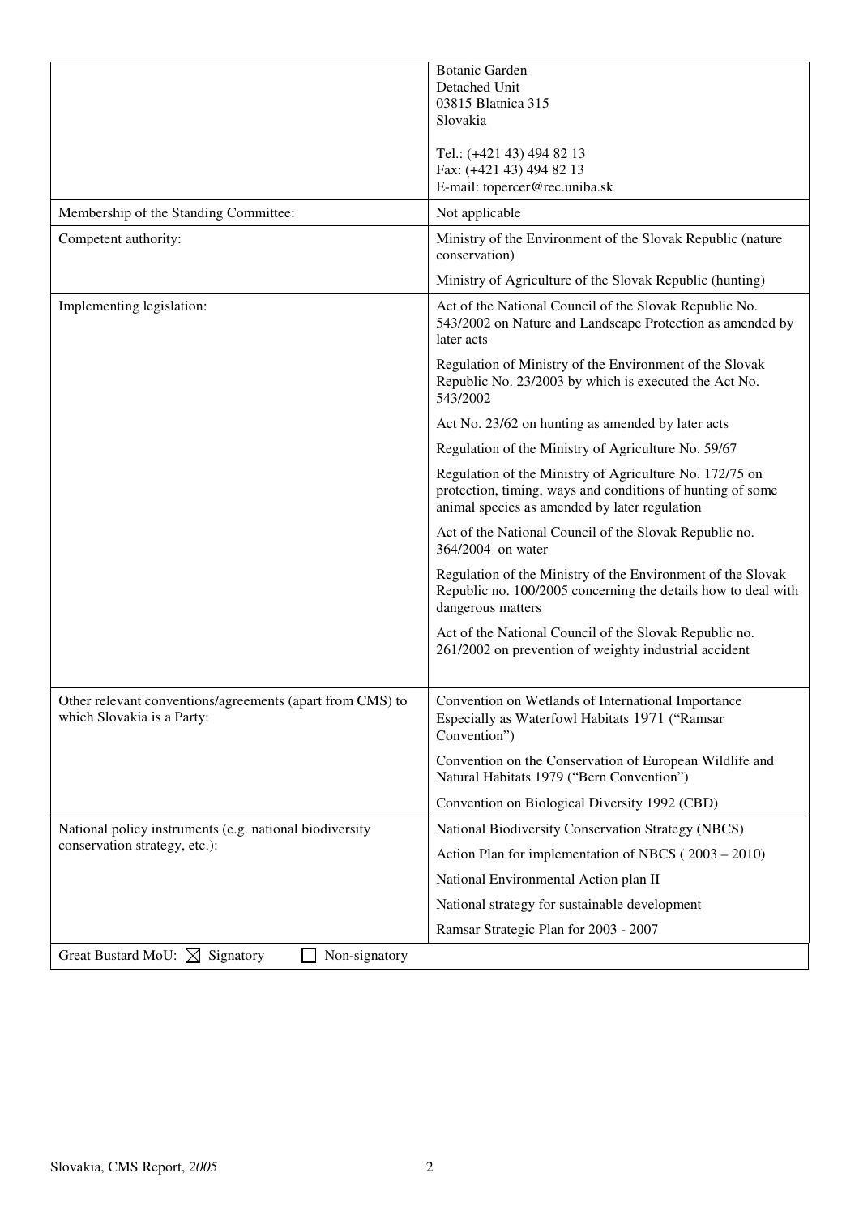| | |
|---|---|
| | Botanic Garden<br>Detached Unit<br>03815 Blatnica 315<br>Slovakia<br><br>Tel.: (+421 43) 494 82 13<br>Fax: (+421 43) 494 82 13<br>E-mail: topercer@rec.uniba.sk |
| Membership of the Standing Committee: | Not applicable |
| Competent authority: | Ministry of the Environment of the Slovak Republic (nature conservation)<br><br>Ministry of Agriculture of the Slovak Republic (hunting) |
| Implementing legislation: | Act of the National Council of the Slovak Republic No. 543/2002 on Nature and Landscape Protection as amended by later acts<br><br>Regulation of Ministry of the Environment of the Slovak Republic No. 23/2003 by which is executed the Act No. 543/2002<br><br>Act No. 23/62 on hunting as amended by later acts<br><br>Regulation of the Ministry of Agriculture No. 59/67<br><br>Regulation of the Ministry of Agriculture No. 172/75 on protection, timing, ways and conditions of hunting of some animal species as amended by later regulation<br><br>Act of the National Council of the Slovak Republic no. 364/2004 on water<br><br>Regulation of the Ministry of the Environment of the Slovak Republic no. 100/2005 concerning the details how to deal with dangerous matters<br><br>Act of the National Council of the Slovak Republic no. 261/2002 on prevention of weighty industrial accident |
| Other relevant conventions/agreements (apart from CMS) to which Slovakia is a Party: | Convention on Wetlands of International Importance Especially as Waterfowl Habitats 1971 ("Ramsar Convention")<br><br>Convention on the Conservation of European Wildlife and Natural Habitats 1979 ("Bern Convention")<br><br>Convention on Biological Diversity 1992 (CBD) |
| National policy instruments (e.g. national biodiversity conservation strategy, etc.): | National Biodiversity Conservation Strategy (NBCS)<br><br>Action Plan for implementation of NBCS ( 2003 – 2010)<br><br>National Environmental Action plan II<br><br>National strategy for sustainable development<br><br>Ramsar Strategic Plan for 2003 - 2007 |
| Great Bustard MoU: ☒ Signatory ☐ Non-signatory | |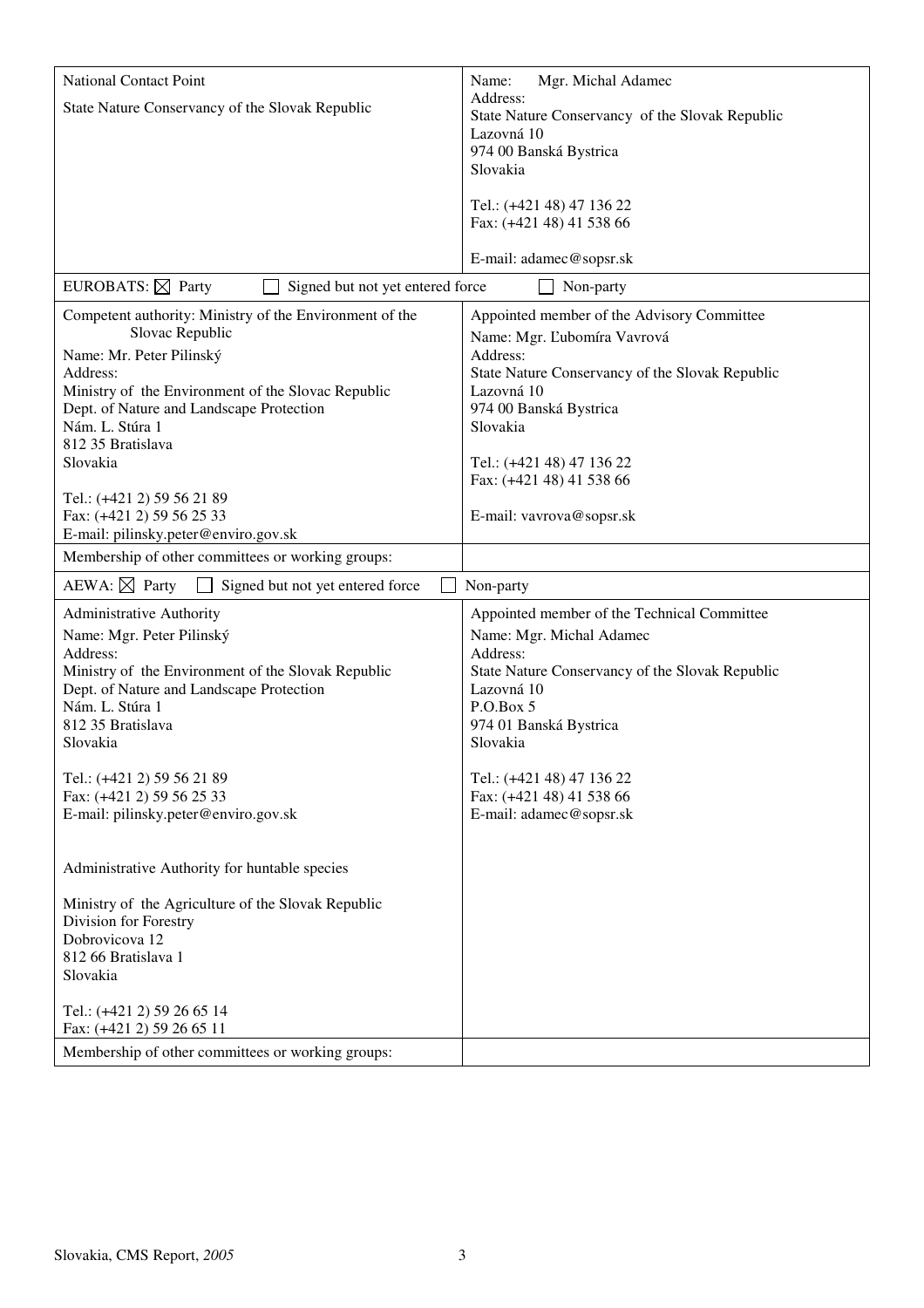| National Contact Point<br><br>State Nature Conservancy of the Slovak Republic | Name: Mgr. Michal Adamec<br>Address:<br>State Nature Conservancy of the Slovak Republic<br>Lazovná 10<br>974 00 Banská Bystrica<br>Slovakia<br><br>Tel.: (+421 48) 47 136 22<br>Fax: (+421 48) 41 538 66<br><br>E-mail: adamec@sopsr.sk |
|---|---|
| EUROBATS: ☒ Party ☐ Signed but not yet entered force ☐ Non-party | |
| Competent authority: Ministry of the Environment of the Slovac Republic<br>Name: Mr. Peter Pilinský<br>Address:<br>Ministry of the Environment of the Slovac Republic<br>Dept. of Nature and Landscape Protection<br>Nám. L. Stúra 1<br>812 35 Bratislava<br>Slovakia<br><br>Tel.: (+421 2) 59 56 21 89<br>Fax: (+421 2) 59 56 25 33<br>E-mail: pilinsky.peter@enviro.gov.sk | Appointed member of the Advisory Committee<br>Name: Mgr. Ľubomíra Vavrová<br>Address:<br>State Nature Conservancy of the Slovak Republic<br>Lazovná 10<br>974 00 Banská Bystrica<br>Slovakia<br><br>Tel.: (+421 48) 47 136 22<br>Fax: (+421 48) 41 538 66<br><br>E-mail: vavrova@sopsr.sk |
| Membership of other committees or working groups: | |
| AEWA: ☒ Party ☐ Signed but not yet entered force ☐ Non-party | |
| Administrative Authority<br>Name: Mgr. Peter Pilinský<br>Address:<br>Ministry of the Environment of the Slovak Republic<br>Dept. of Nature and Landscape Protection<br>Nám. L. Stúra 1<br>812 35 Bratislava<br>Slovakia<br><br>Tel.: (+421 2) 59 56 21 89<br>Fax: (+421 2) 59 56 25 33<br>E-mail: pilinsky.peter@enviro.gov.sk<br><br>Administrative Authority for huntable species<br><br>Ministry of the Agriculture of the Slovak Republic<br>Division for Forestry<br>Dobrovicova 12<br>812 66 Bratislava 1<br>Slovakia<br><br>Tel.: (+421 2) 59 26 65 14<br>Fax: (+421 2) 59 26 65 11 | Appointed member of the Technical Committee<br>Name: Mgr. Michal Adamec<br>Address:<br>State Nature Conservancy of the Slovak Republic<br>Lazovná 10<br>P.O.Box 5<br>974 01 Banská Bystrica<br>Slovakia<br><br>Tel.: (+421 48) 47 136 22<br>Fax: (+421 48) 41 538 66<br>E-mail: adamec@sopsr.sk |
| Membership of other committees or working groups: | |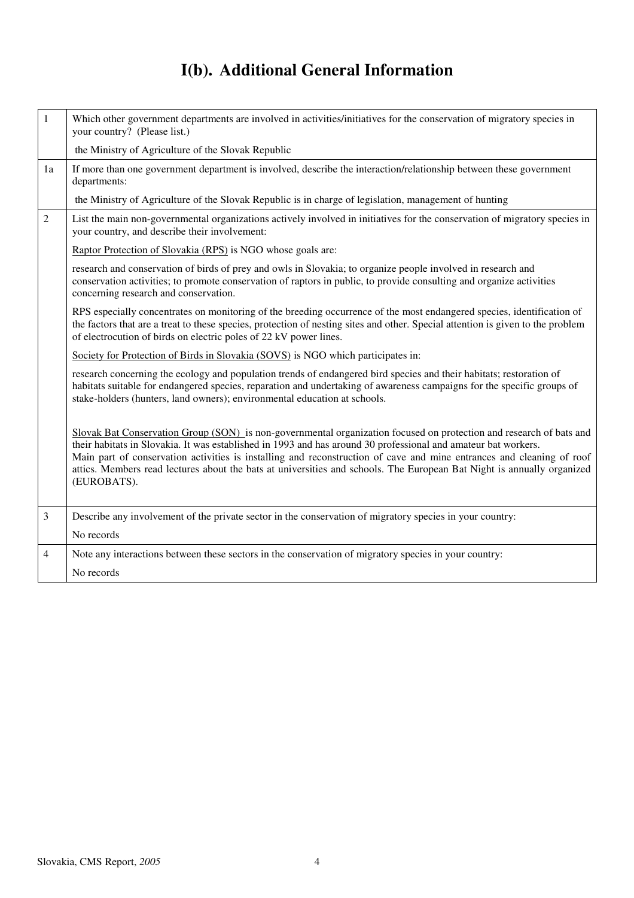# I(b). Additional General Information

| | |
|---|---|
| 1 | Which other government departments are involved in activities/initiatives for the conservation of migratory species in your country? (Please list.)<br><br>the Ministry of Agriculture of the Slovak Republic |
| 1a | If more than one government department is involved, describe the interaction/relationship between these government departments:<br><br>the Ministry of Agriculture of the Slovak Republic is in charge of legislation, management of hunting |
| 2 | List the main non-governmental organizations actively involved in initiatives for the conservation of migratory species in your country, and describe their involvement:<br><br><u>Raptor Protection of Slovakia (RPS)</u> is NGO whose goals are:<br><br>research and conservation of birds of prey and owls in Slovakia; to organize people involved in research and conservation activities; to promote conservation of raptors in public, to provide consulting and organize activities concerning research and conservation.<br><br>RPS especially concentrates on monitoring of the breeding occurrence of the most endangered species, identification of the factors that are a treat to these species, protection of nesting sites and other. Special attention is given to the problem of electrocution of birds on electric poles of 22 kV power lines.<br><br><u>Society for Protection of Birds in Slovakia (SOVS)</u> is NGO which participates in:<br><br>research concerning the ecology and population trends of endangered bird species and their habitats; restoration of habitats suitable for endangered species, reparation and undertaking of awareness campaigns for the specific groups of stake-holders (hunters, land owners); environmental education at schools.<br><br><u>Slovak Bat Conservation Group (SON)</u> is non-governmental organization focused on protection and research of bats and their habitats in Slovakia. It was established in 1993 and has around 30 professional and amateur bat workers.<br>Main part of conservation activities is installing and reconstruction of cave and mine entrances and cleaning of roof attics. Members read lectures about the bats at universities and schools. The European Bat Night is annually organized (EUROBATS). |
| 3 | Describe any involvement of the private sector in the conservation of migratory species in your country:<br><br>No records |
| 4 | Note any interactions between these sectors in the conservation of migratory species in your country:<br><br>No records |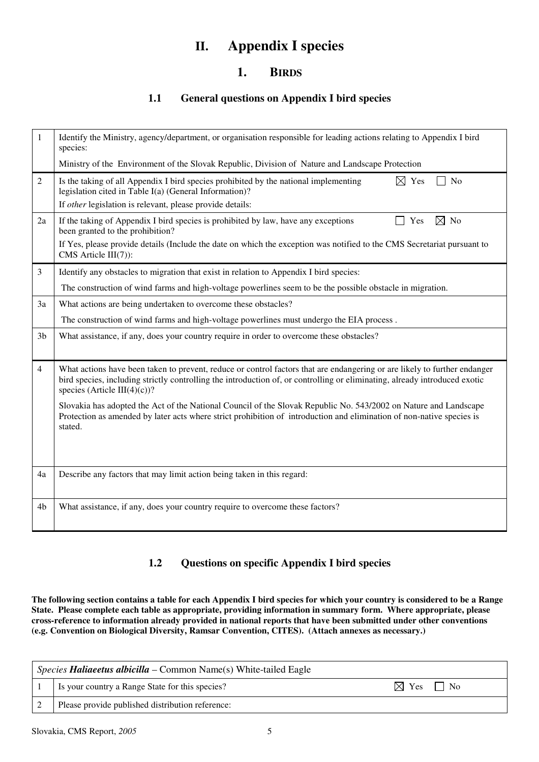# II. Appendix I species

## 1. BIRDS

### 1.1 General questions on Appendix I bird species

| | | |
|---|---|---|
| 1 | Identify the Ministry, agency/department, or organisation responsible for leading actions relating to Appendix I bird species: | |
| | Ministry of the Environment of the Slovak Republic, Division of Nature and Landscape Protection | |
| 2 | Is the taking of all Appendix I bird species prohibited by the national implementing legislation cited in Table I(a) (General Information)? | ☒ Yes ☐ No |
| | If *other* legislation is relevant, please provide details: | |
| 2a | If the taking of Appendix I bird species is prohibited by law, have any exceptions been granted to the prohibition? | ☐ Yes ☒ No |
| | If Yes, please provide details (Include the date on which the exception was notified to the CMS Secretariat pursuant to CMS Article III(7)): | |
| 3 | Identify any obstacles to migration that exist in relation to Appendix I bird species: | |
| | The construction of wind farms and high-voltage powerlines seem to be the possible obstacle in migration. | |
| 3a | What actions are being undertaken to overcome these obstacles? | |
| | The construction of wind farms and high-voltage powerlines must undergo the EIA process . | |
| 3b | What assistance, if any, does your country require in order to overcome these obstacles? | |
| 4 | What actions have been taken to prevent, reduce or control factors that are endangering or are likely to further endanger bird species, including strictly controlling the introduction of, or controlling or eliminating, already introduced exotic species (Article III(4)(c))? | |
| | Slovakia has adopted the Act of the National Council of the Slovak Republic No. 543/2002 on Nature and Landscape Protection as amended by later acts where strict prohibition of introduction and elimination of non-native species is stated. | |
| 4a | Describe any factors that may limit action being taken in this regard: | |
| 4b | What assistance, if any, does your country require to overcome these factors? | |

### 1.2 Questions on specific Appendix I bird species

**The following section contains a table for each Appendix I bird species for which your country is considered to be a Range State. Please complete each table as appropriate, providing information in summary form. Where appropriate, please cross-reference to information already provided in national reports that have been submitted under other conventions (e.g. Convention on Biological Diversity, Ramsar Convention, CITES). (Attach annexes as necessary.)**

| *Species* ***Haliaeetus albicilla*** – Common Name(s) White-tailed Eagle | | |
|---|---|---|
| 1 | Is your country a Range State for this species? | ☒ Yes ☐ No |
| 2 | Please provide published distribution reference: | |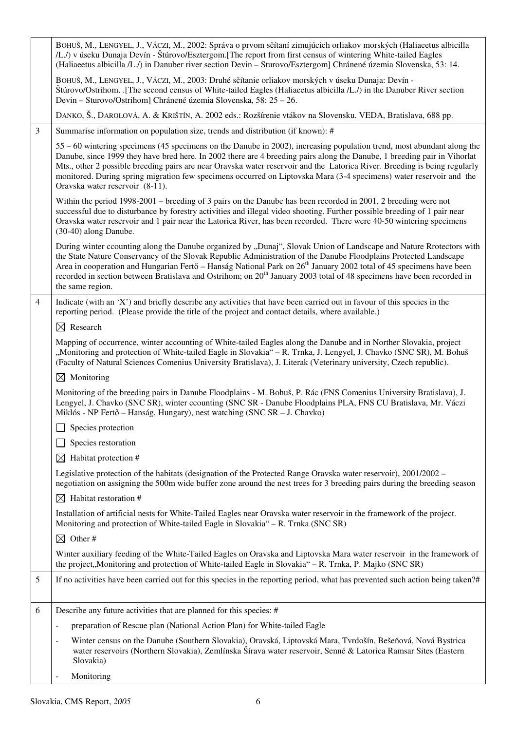| | |
|---|---|
| | BOHUŠ, M., LENGYEL, J., VÁCZI, M., 2002: Správa o prvom sčítaní zimujúcich orliakov morských (Haliaeetus albicilla /L./) v úseku Dunaja Devín - Štúrovo/Esztergom.[The report from first census of wintering White-tailed Eagles (Haliaeetus albicilla /L./) in Danuber river section Devin – Sturovo/Esztergom] Chránené územia Slovenska, 53: 14.<br><br>BOHUŠ, M., LENGYEL, J., VÁCZI, M., 2003: Druhé sčítanie orliakov morských v úseku Dunaja: Devín - Štúrovo/Ostrihom. .[The second census of White-tailed Eagles (Haliaeetus albicilla /L./) in the Danuber River section Devin – Sturovo/Ostrihom] Chránené územia Slovenska, 58: 25 – 26.<br><br>DANKO, Š., DAROLOVÁ, A. & KRIŠTÍN, A. 2002 eds.: Rozšírenie vtákov na Slovensku. VEDA, Bratislava, 688 pp. |
| 3 | Summarise information on population size, trends and distribution (if known): #<br><br>55 – 60 wintering specimens (45 specimens on the Danube in 2002), increasing population trend, most abundant along the Danube, since 1999 they have bred here. In 2002 there are 4 breeding pairs along the Danube, 1 breeding pair in Vihorlat Mts., other 2 possible breeding pairs are near Oravska water reservoir and the Latorica River. Breeding is being regularly monitored. During spring migration few specimens occurred on Liptovska Mara (3-4 specimens) water reservoir and the Oravska water reservoir (8-11).<br><br>Within the period 1998-2001 – breeding of 3 pairs on the Danube has been recorded in 2001, 2 breeding were not successful due to disturbance by forestry activities and illegal video shooting. Further possible breeding of 1 pair near Oravska water reservoir and 1 pair near the Latorica River, has been recorded. There were 40-50 wintering specimens (30-40) along Danube.<br><br>During winter ccounting along the Danube organized by „Dunaj", Slovak Union of Landscape and Nature Rrotectors with the State Nature Conservancy of the Slovak Republic Administration of the Danube Floodplains Protected Landscape Area in cooperation and Hungarian Fertő – Hanság National Park on 26th January 2002 total of 45 specimens have been recorded in section between Bratislava and Ostrihom; on 20th January 2003 total of 48 specimens have been recorded in the same region. |
| 4 | Indicate (with an 'X') and briefly describe any activities that have been carried out in favour of this species in the reporting period. (Please provide the title of the project and contact details, where available.)<br><br>☒ Research<br><br>Mapping of occurrence, winter accounting of White-tailed Eagles along the Danube and in Norther Slovakia, project „Monitoring and protection of White-tailed Eagle in Slovakia" – R. Trnka, J. Lengyel, J. Chavko (SNC SR), M. Bohuš (Faculty of Natural Sciences Comenius University Bratislava), J. Literak (Veterinary university, Czech republic).<br><br>☒ Monitoring<br><br>Monitoring of the breeding pairs in Danube Floodplains - M. Bohuš, P. Rác (FNS Comenius University Bratislava), J. Lengyel, J. Chavko (SNC SR), winter ccounting (SNC SR - Danube Floodplains PLA, FNS CU Bratislava, Mr. Váczi Miklós - NP Fertő – Hanság, Hungary), nest watching (SNC SR – J. Chavko)<br><br>☐ Species protection<br><br>☐ Species restoration<br><br>☒ Habitat protection #<br><br>Legislative protection of the habitats (designation of the Protected Range Oravska water reservoir), 2001/2002 – negotiation on assigning the 500m wide buffer zone around the nest trees for 3 breeding pairs during the breeding season<br><br>☒ Habitat restoration #<br><br>Installation of artificial nests for White-Tailed Eagles near Oravska water reservoir in the framework of the project. Monitoring and protection of White-tailed Eagle in Slovakia" – R. Trnka (SNC SR)<br><br>☒ Other #<br><br>Winter auxiliary feeding of the White-Tailed Eagles on Oravska and Liptovska Mara water reservoir in the framework of the project„Monitoring and protection of White-tailed Eagle in Slovakia" – R. Trnka, P. Majko (SNC SR) |
| 5 | If no activities have been carried out for this species in the reporting period, what has prevented such action being taken?# |
| 6 | Describe any future activities that are planned for this species: #<br><br>- preparation of Rescue plan (National Action Plan) for White-tailed Eagle<br>- Winter census on the Danube (Southern Slovakia), Oravská, Liptovská Mara, Tvrdošín, Bešeňová, Nová Bystrica water reservoirs (Northern Slovakia), Zemlínska Šírava water reservoir, Senné & Latorica Ramsar Sites (Eastern Slovakia)<br>- Monitoring |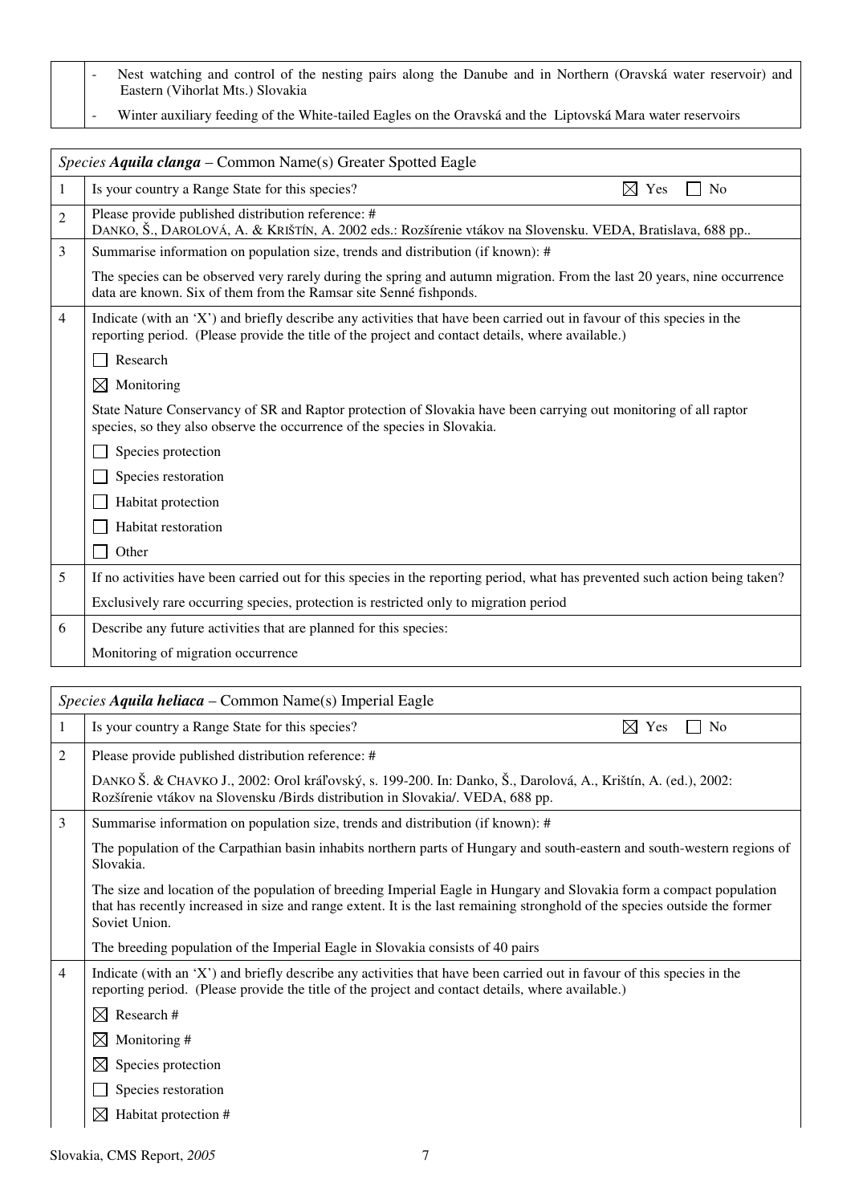| | |
|---|---|
| | - Nest watching and control of the nesting pairs along the Danube and in Northern (Oravská water reservoir) and Eastern (Vihorlat Mts.) Slovakia |
| | - Winter auxiliary feeding of the White-tailed Eagles on the Oravská and the Liptovská Mara water reservoirs |

| *Species* ***Aquila clanga*** – Common Name(s) Greater Spotted Eagle | |
|---|---|
| 1 | Is your country a Range State for this species? ☒ Yes ☐ No |
| 2 | Please provide published distribution reference: #<br>DANKO, Š., DAROLOVÁ, A. & KRIŠTÍN, A. 2002 eds.: Rozšírenie vtákov na Slovensku. VEDA, Bratislava, 688 pp.. |
| 3 | Summarise information on population size, trends and distribution (if known): #<br><br>The species can be observed very rarely during the spring and autumn migration. From the last 20 years, nine occurrence data are known. Six of them from the Ramsar site Senné fishponds. |
| 4 | Indicate (with an 'X') and briefly describe any activities that have been carried out in favour of this species in the reporting period. (Please provide the title of the project and contact details, where available.)<br><br>☐ Research<br><br>☒ Monitoring<br><br>State Nature Conservancy of SR and Raptor protection of Slovakia have been carrying out monitoring of all raptor species, so they also observe the occurrence of the species in Slovakia.<br><br>☐ Species protection<br><br>☐ Species restoration<br><br>☐ Habitat protection<br><br>☐ Habitat restoration<br><br>☐ Other |
| 5 | If no activities have been carried out for this species in the reporting period, what has prevented such action being taken?<br><br>Exclusively rare occurring species, protection is restricted only to migration period |
| 6 | Describe any future activities that are planned for this species:<br><br>Monitoring of migration occurrence |

| *Species* ***Aquila heliaca*** – Common Name(s) Imperial Eagle | |
|---|---|
| 1 | Is your country a Range State for this species? ☒ Yes ☐ No |
| 2 | Please provide published distribution reference: #<br><br>DANKO Š. & CHAVKO J., 2002: Orol kráľovský, s. 199-200. In: Danko, Š., Darolová, A., Krištín, A. (ed.), 2002: Rozšírenie vtákov na Slovensku /Birds distribution in Slovakia/. VEDA, 688 pp. |
| 3 | Summarise information on population size, trends and distribution (if known): #<br><br>The population of the Carpathian basin inhabits northern parts of Hungary and south-eastern and south-western regions of Slovakia.<br><br>The size and location of the population of breeding Imperial Eagle in Hungary and Slovakia form a compact population that has recently increased in size and range extent. It is the last remaining stronghold of the species outside the former Soviet Union.<br><br>The breeding population of the Imperial Eagle in Slovakia consists of 40 pairs |
| 4 | Indicate (with an 'X') and briefly describe any activities that have been carried out in favour of this species in the reporting period. (Please provide the title of the project and contact details, where available.)<br><br>☒ Research #<br><br>☒ Monitoring #<br><br>☒ Species protection<br><br>☐ Species restoration<br><br>☒ Habitat protection # |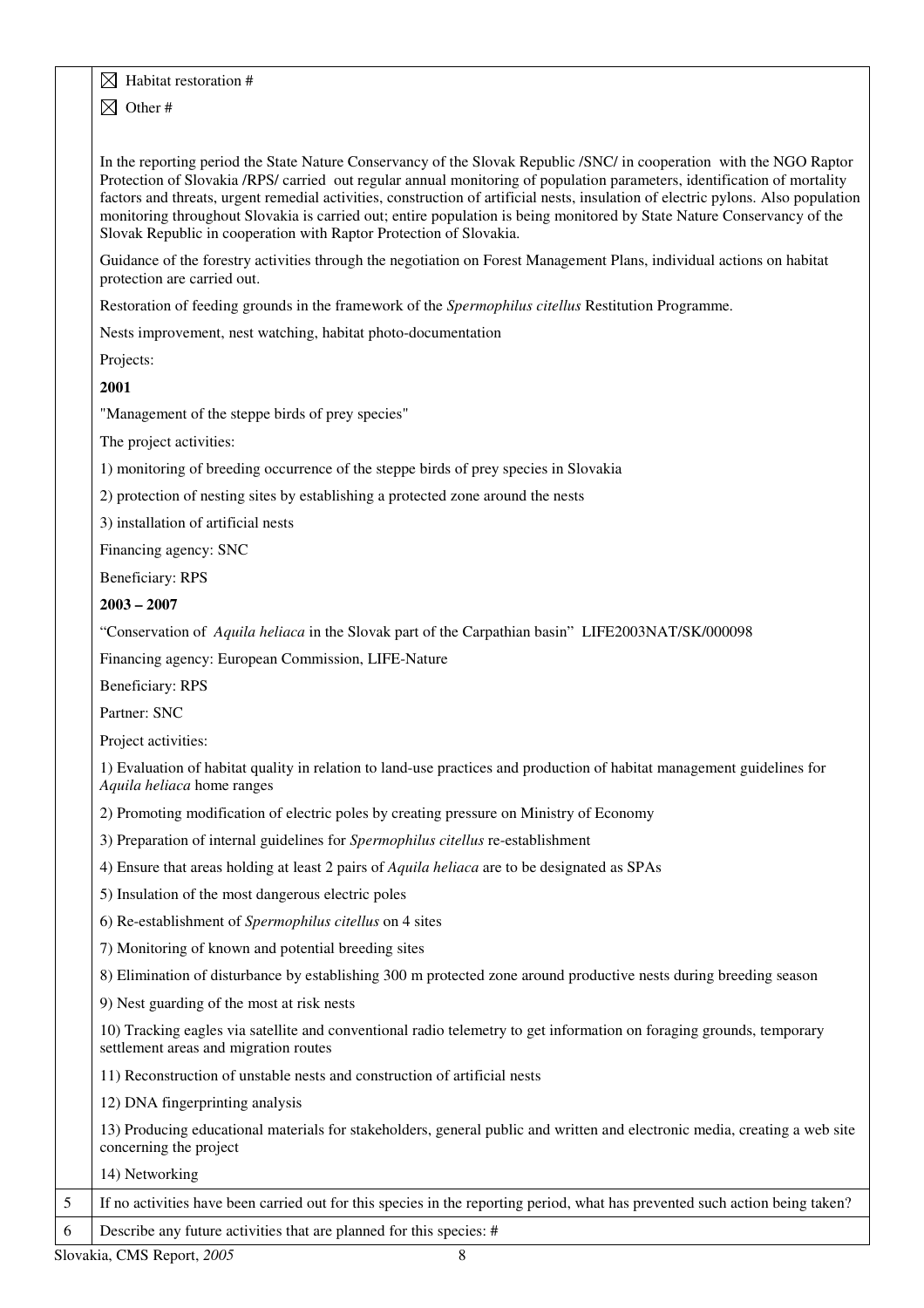|   |   |
|---|---|
|   | ☒ Habitat restoration #<br>☒ Other #<br><br>In the reporting period the State Nature Conservancy of the Slovak Republic /SNC/ in cooperation with the NGO Raptor Protection of Slovakia /RPS/ carried out regular annual monitoring of population parameters, identification of mortality factors and threats, urgent remedial activities, construction of artificial nests, insulation of electric pylons. Also population monitoring throughout Slovakia is carried out; entire population is being monitored by State Nature Conservancy of the Slovak Republic in cooperation with Raptor Protection of Slovakia.<br><br>Guidance of the forestry activities through the negotiation on Forest Management Plans, individual actions on habitat protection are carried out.<br><br>Restoration of feeding grounds in the framework of the *Spermophilus citellus* Restitution Programme.<br><br>Nests improvement, nest watching, habitat photo-documentation<br><br>Projects:<br><br>**2001**<br><br>"Management of the steppe birds of prey species"<br><br>The project activities:<br><br>1) monitoring of breeding occurrence of the steppe birds of prey species in Slovakia<br><br>2) protection of nesting sites by establishing a protected zone around the nests<br><br>3) installation of artificial nests<br><br>Financing agency: SNC<br><br>Beneficiary: RPS<br><br>**2003 – 2007**<br><br>"Conservation of *Aquila heliaca* in the Slovak part of the Carpathian basin" LIFE2003NAT/SK/000098<br><br>Financing agency: European Commission, LIFE-Nature<br><br>Beneficiary: RPS<br><br>Partner: SNC<br><br>Project activities:<br><br>1) Evaluation of habitat quality in relation to land-use practices and production of habitat management guidelines for *Aquila heliaca* home ranges<br><br>2) Promoting modification of electric poles by creating pressure on Ministry of Economy<br><br>3) Preparation of internal guidelines for *Spermophilus citellus* re-establishment<br><br>4) Ensure that areas holding at least 2 pairs of *Aquila heliaca* are to be designated as SPAs<br><br>5) Insulation of the most dangerous electric poles<br><br>6) Re-establishment of *Spermophilus citellus* on 4 sites<br><br>7) Monitoring of known and potential breeding sites<br><br>8) Elimination of disturbance by establishing 300 m protected zone around productive nests during breeding season<br><br>9) Nest guarding of the most at risk nests<br><br>10) Tracking eagles via satellite and conventional radio telemetry to get information on foraging grounds, temporary settlement areas and migration routes<br><br>11) Reconstruction of unstable nests and construction of artificial nests<br><br>12) DNA fingerprinting analysis<br><br>13) Producing educational materials for stakeholders, general public and written and electronic media, creating a web site concerning the project<br><br>14) Networking |
| 5 | If no activities have been carried out for this species in the reporting period, what has prevented such action being taken? |
| 6 | Describe any future activities that are planned for this species: # |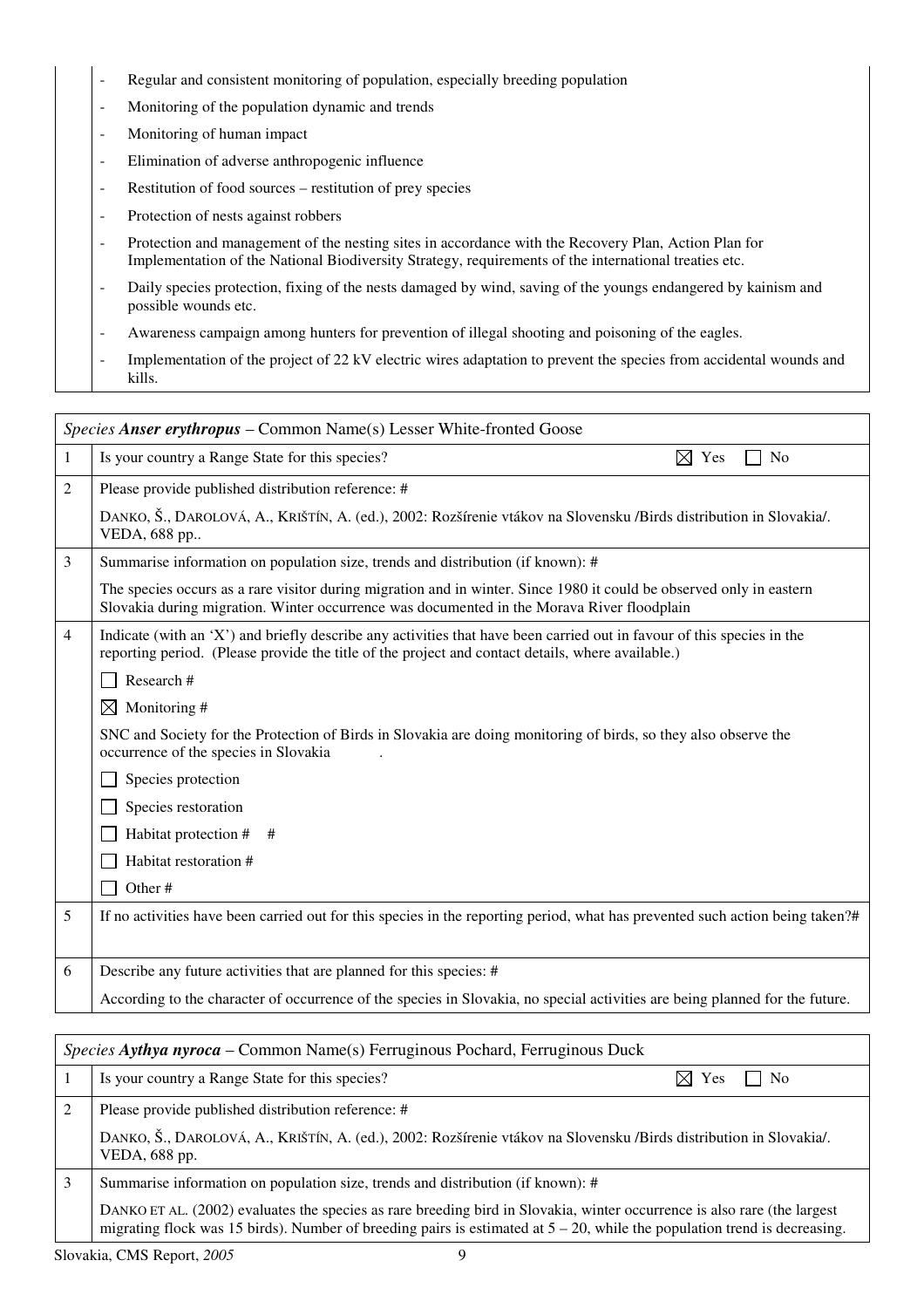| | |
|---|---|
| | - Regular and consistent monitoring of population, especially breeding population<br>- Monitoring of the population dynamic and trends<br>- Monitoring of human impact<br>- Elimination of adverse anthropogenic influence<br>- Restitution of food sources – restitution of prey species<br>- Protection of nests against robbers<br>- Protection and management of the nesting sites in accordance with the Recovery Plan, Action Plan for Implementation of the National Biodiversity Strategy, requirements of the international treaties etc.<br>- Daily species protection, fixing of the nests damaged by wind, saving of the youngs endangered by kainism and possible wounds etc.<br>- Awareness campaign among hunters for prevention of illegal shooting and poisoning of the eagles.<br>- Implementation of the project of 22 kV electric wires adaptation to prevent the species from accidental wounds and kills. |

| *Species* ***Anser erythropus*** – Common Name(s) Lesser White-fronted Goose | |
|---|---|
| 1 | Is your country a Range State for this species? ☒ Yes ☐ No |
| 2 | Please provide published distribution reference: #<br>DANKO, Š., DAROLOVÁ, A., KRIŠTÍN, A. (ed.), 2002: Rozšírenie vtákov na Slovensku /Birds distribution in Slovakia/. VEDA, 688 pp.. |
| 3 | Summarise information on population size, trends and distribution (if known): #<br>The species occurs as a rare visitor during migration and in winter. Since 1980 it could be observed only in eastern Slovakia during migration. Winter occurrence was documented in the Morava River floodplain |
| 4 | Indicate (with an 'X') and briefly describe any activities that have been carried out in favour of this species in the reporting period. (Please provide the title of the project and contact details, where available.)<br>☐ Research #<br>☒ Monitoring #<br>SNC and Society for the Protection of Birds in Slovakia are doing monitoring of birds, so they also observe the occurrence of the species in Slovakia .<br>☐ Species protection<br>☐ Species restoration<br>☐ Habitat protection # #<br>☐ Habitat restoration #<br>☐ Other # |
| 5 | If no activities have been carried out for this species in the reporting period, what has prevented such action being taken?# |
| 6 | Describe any future activities that are planned for this species: #<br>According to the character of occurrence of the species in Slovakia, no special activities are being planned for the future. |

| *Species* ***Aythya nyroca*** – Common Name(s) Ferruginous Pochard, Ferruginous Duck | |
|---|---|
| 1 | Is your country a Range State for this species? ☒ Yes ☐ No |
| 2 | Please provide published distribution reference: #<br>DANKO, Š., DAROLOVÁ, A., KRIŠTÍN, A. (ed.), 2002: Rozšírenie vtákov na Slovensku /Birds distribution in Slovakia/. VEDA, 688 pp. |
| 3 | Summarise information on population size, trends and distribution (if known): #<br>DANKO ET AL. (2002) evaluates the species as rare breeding bird in Slovakia, winter occurrence is also rare (the largest migrating flock was 15 birds). Number of breeding pairs is estimated at 5 – 20, while the population trend is decreasing. |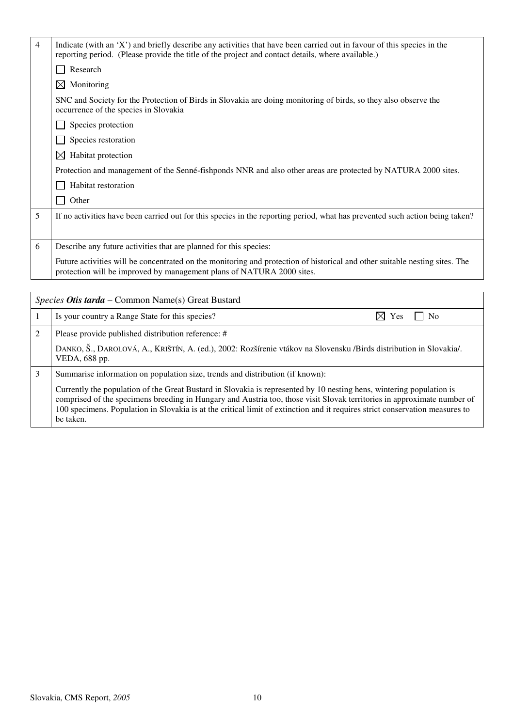| | |
|---|---|
| 4 | Indicate (with an 'X') and briefly describe any activities that have been carried out in favour of this species in the reporting period. (Please provide the title of the project and contact details, where available.)<br><br>☐ Research<br><br>☒ Monitoring<br><br>SNC and Society for the Protection of Birds in Slovakia are doing monitoring of birds, so they also observe the occurrence of the species in Slovakia<br><br>☐ Species protection<br><br>☐ Species restoration<br><br>☒ Habitat protection<br><br>Protection and management of the Senné-fishponds NNR and also other areas are protected by NATURA 2000 sites.<br><br>☐ Habitat restoration<br><br>☐ Other |
| 5 | If no activities have been carried out for this species in the reporting period, what has prevented such action being taken? |
| 6 | Describe any future activities that are planned for this species:<br><br>Future activities will be concentrated on the monitoring and protection of historical and other suitable nesting sites. The protection will be improved by management plans of NATURA 2000 sites. |

| *Species* ***Otis tarda*** – Common Name(s) Great Bustard | |
|---|---|
| 1 | Is your country a Range State for this species? ☒ Yes ☐ No |
| 2 | Please provide published distribution reference: #<br><br>DANKO, Š., DAROLOVÁ, A., KRIŠTÍN, A. (ed.), 2002: Rozšírenie vtákov na Slovensku /Birds distribution in Slovakia/. VEDA, 688 pp. |
| 3 | Summarise information on population size, trends and distribution (if known):<br><br>Currently the population of the Great Bustard in Slovakia is represented by 10 nesting hens, wintering population is comprised of the specimens breeding in Hungary and Austria too, those visit Slovak territories in approximate number of 100 specimens. Population in Slovakia is at the critical limit of extinction and it requires strict conservation measures to be taken. |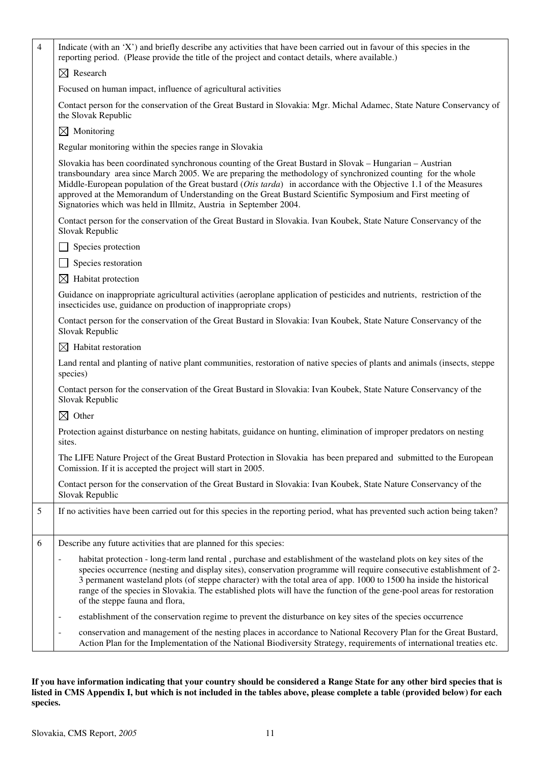| | |
|---|---|
| 4 | Indicate (with an 'X') and briefly describe any activities that have been carried out in favour of this species in the reporting period. (Please provide the title of the project and contact details, where available.)<br><br>☒ Research<br><br>Focused on human impact, influence of agricultural activities<br><br>Contact person for the conservation of the Great Bustard in Slovakia: Mgr. Michal Adamec, State Nature Conservancy of the Slovak Republic<br><br>☒ Monitoring<br><br>Regular monitoring within the species range in Slovakia<br><br>Slovakia has been coordinated synchronous counting of the Great Bustard in Slovak – Hungarian – Austrian transboundary area since March 2005. We are preparing the methodology of synchronized counting for the whole Middle-European population of the Great bustard (*Otis tarda*) in accordance with the Objective 1.1 of the Measures approved at the Memorandum of Understanding on the Great Bustard Scientific Symposium and First meeting of Signatories which was held in Illmitz, Austria in September 2004.<br><br>Contact person for the conservation of the Great Bustard in Slovakia. Ivan Koubek, State Nature Conservancy of the Slovak Republic<br><br>☐ Species protection<br><br>☐ Species restoration<br><br>☒ Habitat protection<br><br>Guidance on inappropriate agricultural activities (aeroplane application of pesticides and nutrients, restriction of the insecticides use, guidance on production of inappropriate crops)<br><br>Contact person for the conservation of the Great Bustard in Slovakia: Ivan Koubek, State Nature Conservancy of the Slovak Republic<br><br>☒ Habitat restoration<br><br>Land rental and planting of native plant communities, restoration of native species of plants and animals (insects, steppe species)<br><br>Contact person for the conservation of the Great Bustard in Slovakia: Ivan Koubek, State Nature Conservancy of the Slovak Republic<br><br>☒ Other<br><br>Protection against disturbance on nesting habitats, guidance on hunting, elimination of improper predators on nesting sites.<br><br>The LIFE Nature Project of the Great Bustard Protection in Slovakia has been prepared and submitted to the European Comission. If it is accepted the project will start in 2005.<br><br>Contact person for the conservation of the Great Bustard in Slovakia: Ivan Koubek, State Nature Conservancy of the Slovak Republic |
| 5 | If no activities have been carried out for this species in the reporting period, what has prevented such action being taken? |
| 6 | Describe any future activities that are planned for this species:<br><br>- habitat protection - long-term land rental , purchase and establishment of the wasteland plots on key sites of the species occurrence (nesting and display sites), conservation programme will require consecutive establishment of 2-3 permanent wasteland plots (of steppe character) with the total area of app. 1000 to 1500 ha inside the historical range of the species in Slovakia. The established plots will have the function of the gene-pool areas for restoration of the steppe fauna and flora,<br>- establishment of the conservation regime to prevent the disturbance on key sites of the species occurrence<br>- conservation and management of the nesting places in accordance to National Recovery Plan for the Great Bustard, Action Plan for the Implementation of the National Biodiversity Strategy, requirements of international treaties etc. |

**If you have information indicating that your country should be considered a Range State for any other bird species that is listed in CMS Appendix I, but which is not included in the tables above, please complete a table (provided below) for each species.**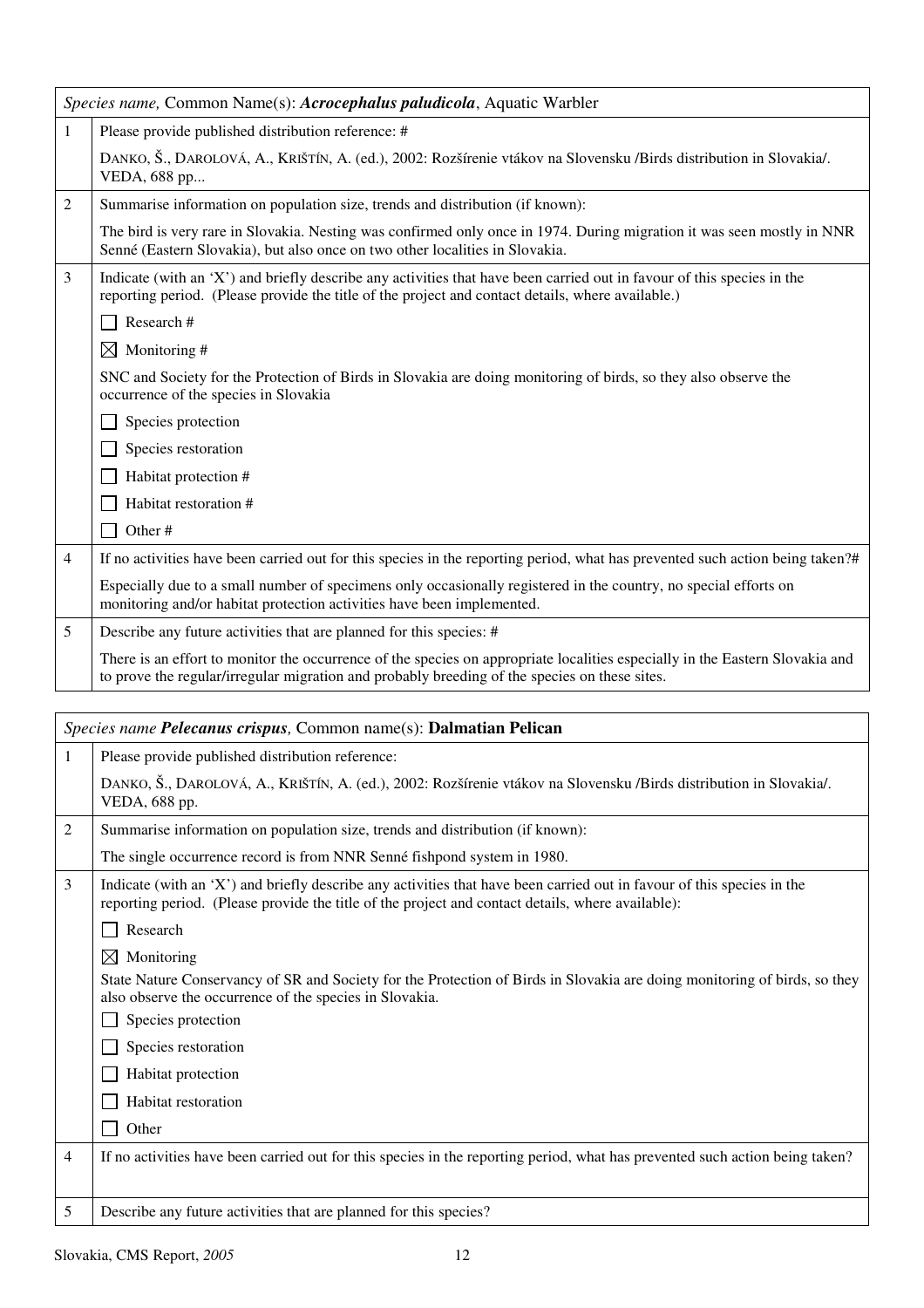| *Species name,* Common Name(s): ***Acrocephalus paludicola***, Aquatic Warbler | |
|---|---|
| 1 | Please provide published distribution reference: # |
| | DANKO, Š., DAROLOVÁ, A., KRIŠTÍN, A. (ed.), 2002: Rozšírenie vtákov na Slovensku /Birds distribution in Slovakia/. VEDA, 688 pp... |
| 2 | Summarise information on population size, trends and distribution (if known): |
| | The bird is very rare in Slovakia. Nesting was confirmed only once in 1974. During migration it was seen mostly in NNR Senné (Eastern Slovakia), but also once on two other localities in Slovakia. |
| 3 | Indicate (with an 'X') and briefly describe any activities that have been carried out in favour of this species in the reporting period. (Please provide the title of the project and contact details, where available.) |
| | ☐ Research # |
| | ☒ Monitoring # |
| | SNC and Society for the Protection of Birds in Slovakia are doing monitoring of birds, so they also observe the occurrence of the species in Slovakia |
| | ☐ Species protection |
| | ☐ Species restoration |
| | ☐ Habitat protection # |
| | ☐ Habitat restoration # |
| | ☐ Other # |
| 4 | If no activities have been carried out for this species in the reporting period, what has prevented such action being taken?# |
| | Especially due to a small number of specimens only occasionally registered in the country, no special efforts on monitoring and/or habitat protection activities have been implemented. |
| 5 | Describe any future activities that are planned for this species: # |
| | There is an effort to monitor the occurrence of the species on appropriate localities especially in the Eastern Slovakia and to prove the regular/irregular migration and probably breeding of the species on these sites. |

| *Species name* ***Pelecanus crispus,*** Common name(s): **Dalmatian Pelican** | |
|---|---|
| 1 | Please provide published distribution reference: |
| | DANKO, Š., DAROLOVÁ, A., KRIŠTÍN, A. (ed.), 2002: Rozšírenie vtákov na Slovensku /Birds distribution in Slovakia/. VEDA, 688 pp. |
| 2 | Summarise information on population size, trends and distribution (if known): |
| | The single occurrence record is from NNR Senné fishpond system in 1980. |
| 3 | Indicate (with an 'X') and briefly describe any activities that have been carried out in favour of this species in the reporting period. (Please provide the title of the project and contact details, where available): |
| | ☐ Research |
| | ☒ Monitoring |
| | State Nature Conservancy of SR and Society for the Protection of Birds in Slovakia are doing monitoring of birds, so they also observe the occurrence of the species in Slovakia. |
| | ☐ Species protection |
| | ☐ Species restoration |
| | ☐ Habitat protection |
| | ☐ Habitat restoration |
| | ☐ Other |
| 4 | If no activities have been carried out for this species in the reporting period, what has prevented such action being taken? |
| | |
| 5 | Describe any future activities that are planned for this species? |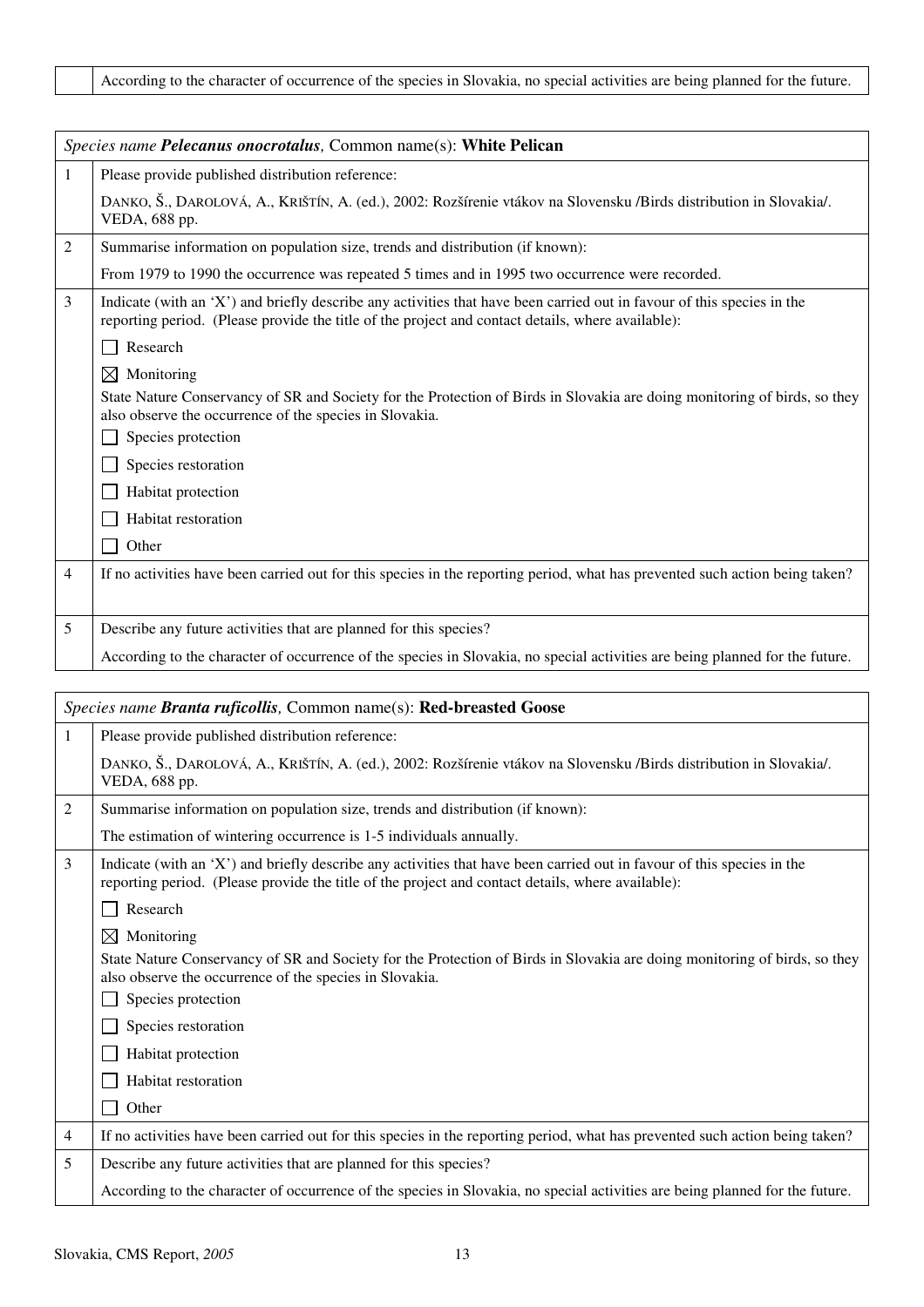| | According to the character of occurrence of the species in Slovakia, no special activities are being planned for the future. |
|---|---|

| *Species name* ***Pelecanus onocrotalus,*** Common name(s): **White Pelican** | |
|---|---|
| 1 | Please provide published distribution reference: |
| | DANKO, Š., DAROLOVÁ, A., KRIŠTÍN, A. (ed.), 2002: Rozšírenie vtákov na Slovensku /Birds distribution in Slovakia/. VEDA, 688 pp. |
| 2 | Summarise information on population size, trends and distribution (if known): |
| | From 1979 to 1990 the occurrence was repeated 5 times and in 1995 two occurrence were recorded. |
| 3 | Indicate (with an 'X') and briefly describe any activities that have been carried out in favour of this species in the reporting period. (Please provide the title of the project and contact details, where available): |
| | ☐ Research |
| | ☒ Monitoring |
| | State Nature Conservancy of SR and Society for the Protection of Birds in Slovakia are doing monitoring of birds, so they also observe the occurrence of the species in Slovakia. |
| | ☐ Species protection |
| | ☐ Species restoration |
| | ☐ Habitat protection |
| | ☐ Habitat restoration |
| | ☐ Other |
| 4 | If no activities have been carried out for this species in the reporting period, what has prevented such action being taken? |
| 5 | Describe any future activities that are planned for this species? |
| | According to the character of occurrence of the species in Slovakia, no special activities are being planned for the future. |

| *Species name* ***Branta ruficollis,*** Common name(s): **Red-breasted Goose** | |
|---|---|
| 1 | Please provide published distribution reference: |
| | DANKO, Š., DAROLOVÁ, A., KRIŠTÍN, A. (ed.), 2002: Rozšírenie vtákov na Slovensku /Birds distribution in Slovakia/. VEDA, 688 pp. |
| 2 | Summarise information on population size, trends and distribution (if known): |
| | The estimation of wintering occurrence is 1-5 individuals annually. |
| 3 | Indicate (with an 'X') and briefly describe any activities that have been carried out in favour of this species in the reporting period. (Please provide the title of the project and contact details, where available): |
| | ☐ Research |
| | ☒ Monitoring |
| | State Nature Conservancy of SR and Society for the Protection of Birds in Slovakia are doing monitoring of birds, so they also observe the occurrence of the species in Slovakia. |
| | ☐ Species protection |
| | ☐ Species restoration |
| | ☐ Habitat protection |
| | ☐ Habitat restoration |
| | ☐ Other |
| 4 | If no activities have been carried out for this species in the reporting period, what has prevented such action being taken? |
| 5 | Describe any future activities that are planned for this species? |
| | According to the character of occurrence of the species in Slovakia, no special activities are being planned for the future. |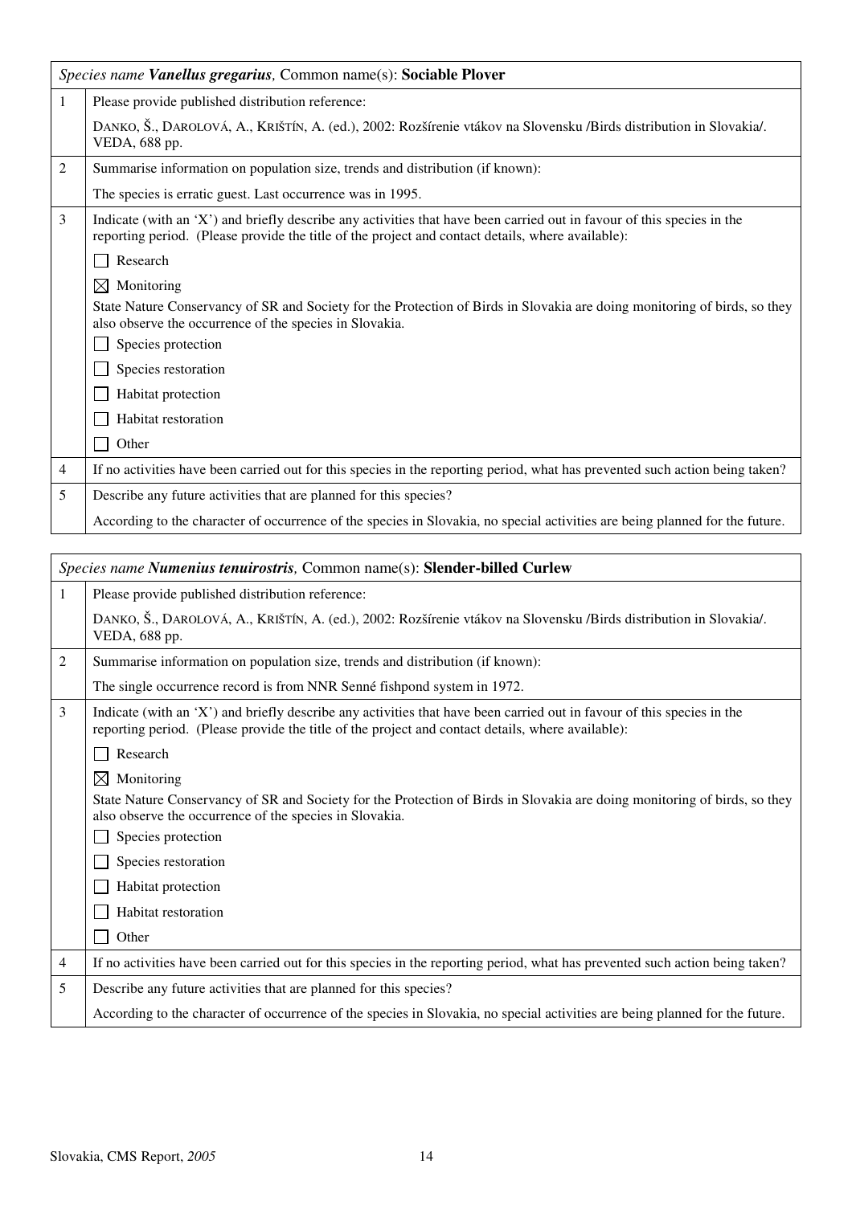| *Species name* ***Vanellus gregarius****,* Common name(s): **Sociable Plover** | |
|---|---|
| 1 | Please provide published distribution reference:<br><br>DANKO, Š., DAROLOVÁ, A., KRIŠTÍN, A. (ed.), 2002: Rozšírenie vtákov na Slovensku /Birds distribution in Slovakia/. VEDA, 688 pp. |
| 2 | Summarise information on population size, trends and distribution (if known):<br><br>The species is erratic guest. Last occurrence was in 1995. |
| 3 | Indicate (with an 'X') and briefly describe any activities that have been carried out in favour of this species in the reporting period. (Please provide the title of the project and contact details, where available):<br><br>☐ Research<br><br>☒ Monitoring<br><br>State Nature Conservancy of SR and Society for the Protection of Birds in Slovakia are doing monitoring of birds, so they also observe the occurrence of the species in Slovakia.<br><br>☐ Species protection<br><br>☐ Species restoration<br><br>☐ Habitat protection<br><br>☐ Habitat restoration<br><br>☐ Other |
| 4 | If no activities have been carried out for this species in the reporting period, what has prevented such action being taken? |
| 5 | Describe any future activities that are planned for this species?<br><br>According to the character of occurrence of the species in Slovakia, no special activities are being planned for the future. |

| *Species name* ***Numenius tenuirostris****,* Common name(s): **Slender-billed Curlew** | |
|---|---|
| 1 | Please provide published distribution reference:<br><br>DANKO, Š., DAROLOVÁ, A., KRIŠTÍN, A. (ed.), 2002: Rozšírenie vtákov na Slovensku /Birds distribution in Slovakia/. VEDA, 688 pp. |
| 2 | Summarise information on population size, trends and distribution (if known):<br><br>The single occurrence record is from NNR Senné fishpond system in 1972. |
| 3 | Indicate (with an 'X') and briefly describe any activities that have been carried out in favour of this species in the reporting period. (Please provide the title of the project and contact details, where available):<br><br>☐ Research<br><br>☒ Monitoring<br><br>State Nature Conservancy of SR and Society for the Protection of Birds in Slovakia are doing monitoring of birds, so they also observe the occurrence of the species in Slovakia.<br><br>☐ Species protection<br><br>☐ Species restoration<br><br>☐ Habitat protection<br><br>☐ Habitat restoration<br><br>☐ Other |
| 4 | If no activities have been carried out for this species in the reporting period, what has prevented such action being taken? |
| 5 | Describe any future activities that are planned for this species?<br><br>According to the character of occurrence of the species in Slovakia, no special activities are being planned for the future. |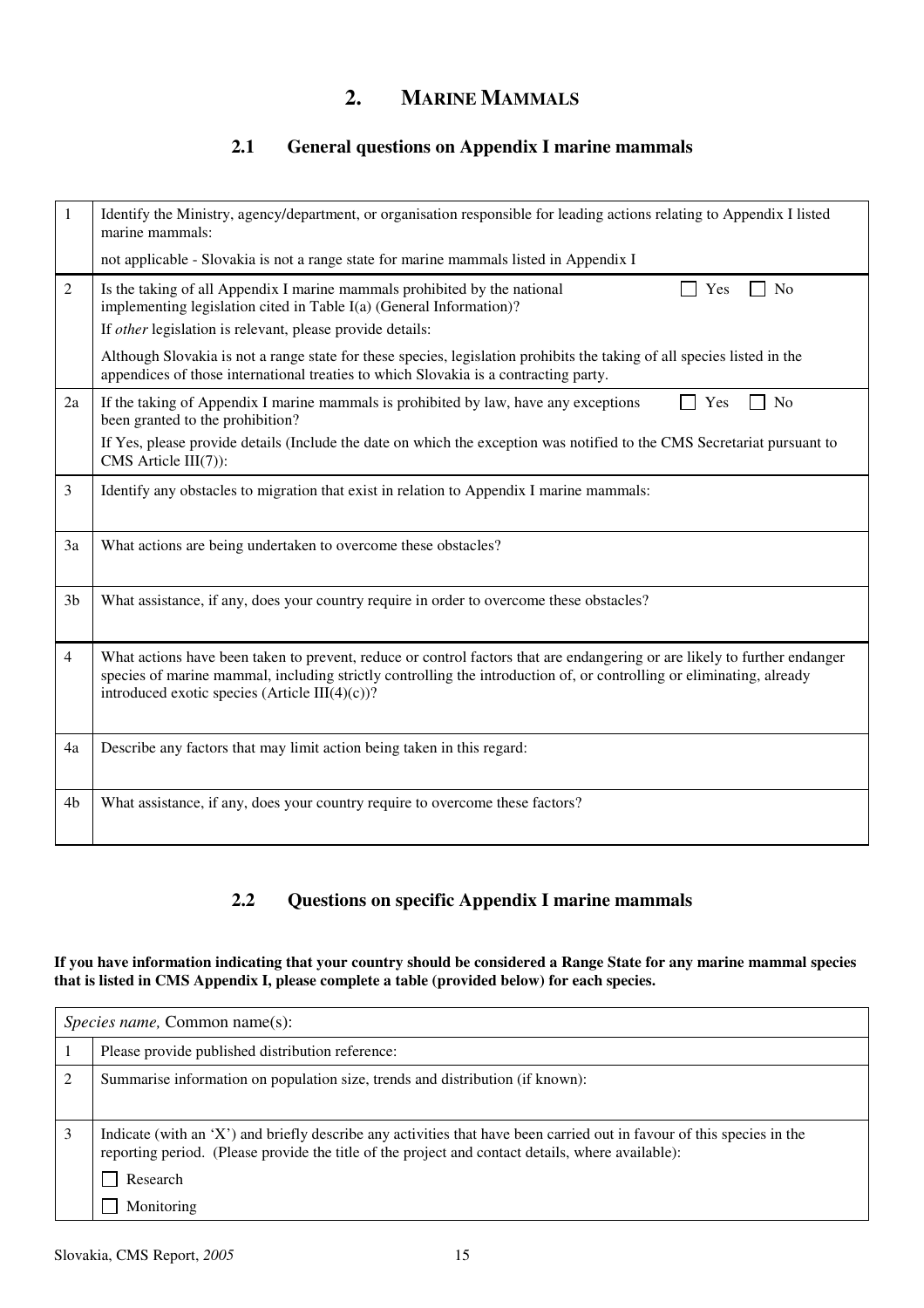# 2. MARINE MAMMALS

## 2.1 General questions on Appendix I marine mammals

| | |
|---|---|
| 1 | Identify the Ministry, agency/department, or organisation responsible for leading actions relating to Appendix I listed marine mammals: |
| | not applicable - Slovakia is not a range state for marine mammals listed in Appendix I |
| 2 | Is the taking of all Appendix I marine mammals prohibited by the national implementing legislation cited in Table I(a) (General Information)? ☐ Yes ☐ No |
| | If *other* legislation is relevant, please provide details: |
| | Although Slovakia is not a range state for these species, legislation prohibits the taking of all species listed in the appendices of those international treaties to which Slovakia is a contracting party. |
| 2a | If the taking of Appendix I marine mammals is prohibited by law, have any exceptions been granted to the prohibition? ☐ Yes ☐ No |
| | If Yes, please provide details (Include the date on which the exception was notified to the CMS Secretariat pursuant to CMS Article III(7)): |
| 3 | Identify any obstacles to migration that exist in relation to Appendix I marine mammals: |
| 3a | What actions are being undertaken to overcome these obstacles? |
| 3b | What assistance, if any, does your country require in order to overcome these obstacles? |
| 4 | What actions have been taken to prevent, reduce or control factors that are endangering or are likely to further endanger species of marine mammal, including strictly controlling the introduction of, or controlling or eliminating, already introduced exotic species (Article III(4)(c))? |
| 4a | Describe any factors that may limit action being taken in this regard: |
| 4b | What assistance, if any, does your country require to overcome these factors? |

## 2.2 Questions on specific Appendix I marine mammals

**If you have information indicating that your country should be considered a Range State for any marine mammal species that is listed in CMS Appendix I, please complete a table (provided below) for each species.**

| *Species name,* Common name(s): | |
|---|---|
| 1 | Please provide published distribution reference: |
| 2 | Summarise information on population size, trends and distribution (if known): |
| 3 | Indicate (with an 'X') and briefly describe any activities that have been carried out in favour of this species in the reporting period. (Please provide the title of the project and contact details, where available): |
| | ☐ Research |
| | ☐ Monitoring |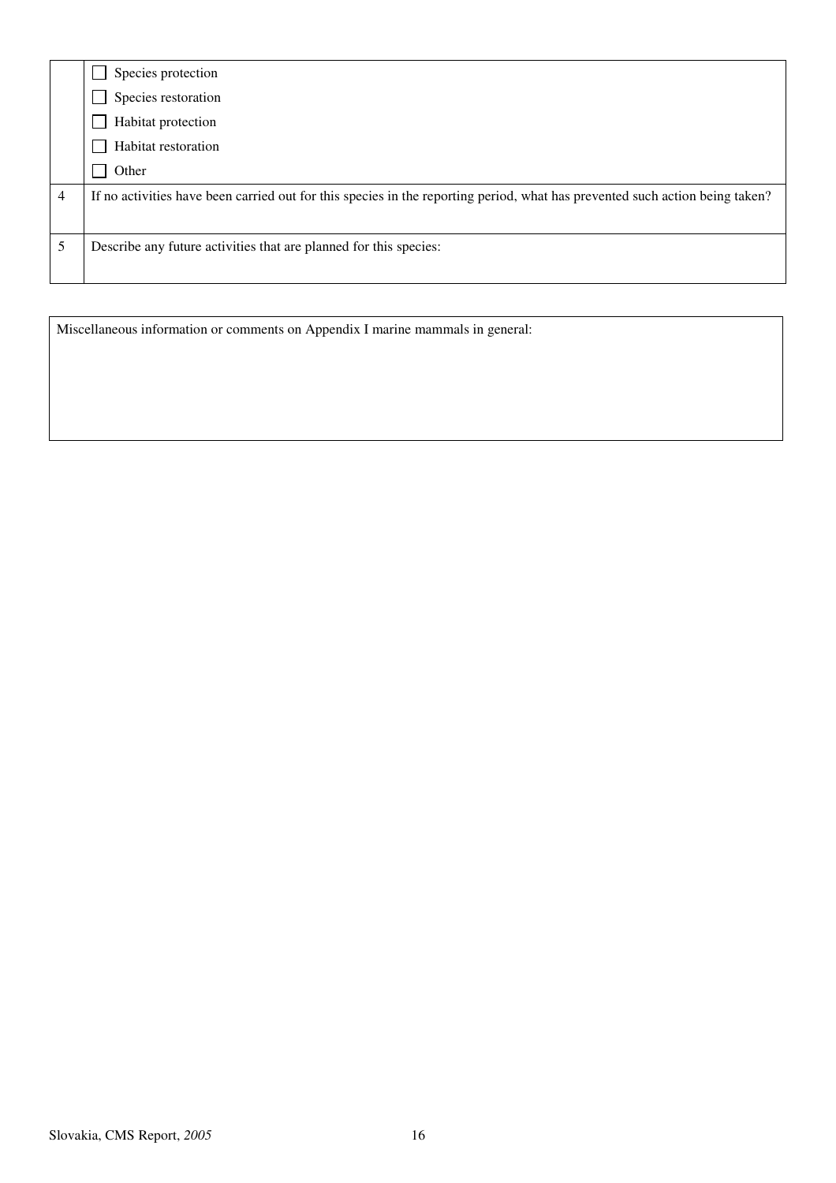|   |   |
|---|---|
|   | ☐ Species protection<br>☐ Species restoration<br>☐ Habitat protection<br>☐ Habitat restoration<br>☐ Other |
| 4 | If no activities have been carried out for this species in the reporting period, what has prevented such action being taken? |
| 5 | Describe any future activities that are planned for this species: |

|   |
|---|
| Miscellaneous information or comments on Appendix I marine mammals in general: |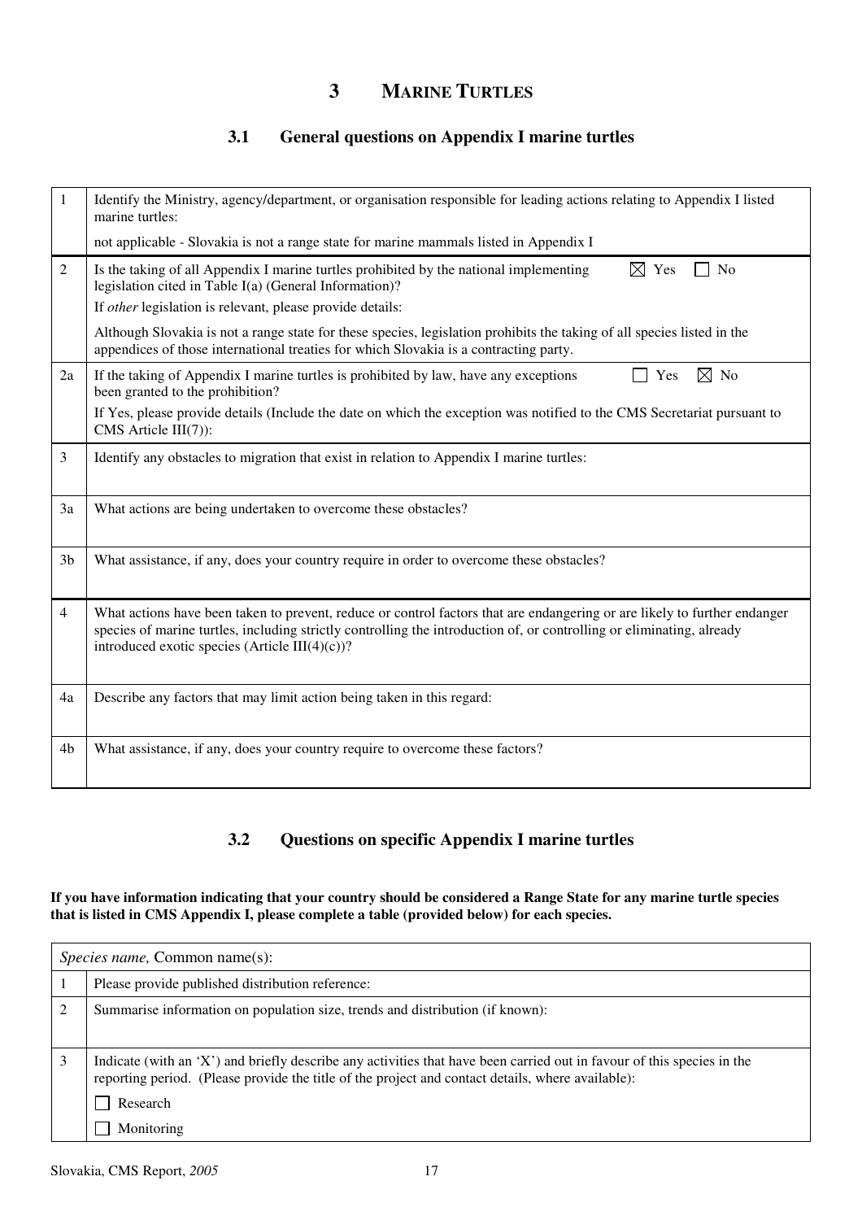# 3 MARINE TURTLES

## 3.1 General questions on Appendix I marine turtles

| | |
|---|---|
| 1 | Identify the Ministry, agency/department, or organisation responsible for leading actions relating to Appendix I listed marine turtles: |
| | not applicable - Slovakia is not a range state for marine mammals listed in Appendix I |
| 2 | Is the taking of all Appendix I marine turtles prohibited by the national implementing legislation cited in Table I(a) (General Information)? ☒ Yes ☐ No |
| | If *other* legislation is relevant, please provide details: |
| | Although Slovakia is not a range state for these species, legislation prohibits the taking of all species listed in the appendices of those international treaties for which Slovakia is a contracting party. |
| 2a | If the taking of Appendix I marine turtles is prohibited by law, have any exceptions been granted to the prohibition? ☐ Yes ☒ No |
| | If Yes, please provide details (Include the date on which the exception was notified to the CMS Secretariat pursuant to CMS Article III(7)): |
| 3 | Identify any obstacles to migration that exist in relation to Appendix I marine turtles: |
| 3a | What actions are being undertaken to overcome these obstacles? |
| 3b | What assistance, if any, does your country require in order to overcome these obstacles? |
| 4 | What actions have been taken to prevent, reduce or control factors that are endangering or are likely to further endanger species of marine turtles, including strictly controlling the introduction of, or controlling or eliminating, already introduced exotic species (Article III(4)(c))? |
| 4a | Describe any factors that may limit action being taken in this regard: |
| 4b | What assistance, if any, does your country require to overcome these factors? |

## 3.2 Questions on specific Appendix I marine turtles

**If you have information indicating that your country should be considered a Range State for any marine turtle species that is listed in CMS Appendix I, please complete a table (provided below) for each species.**

| *Species name,* Common name(s): | |
|---|---|
| 1 | Please provide published distribution reference: |
| 2 | Summarise information on population size, trends and distribution (if known): |
| 3 | Indicate (with an 'X') and briefly describe any activities that have been carried out in favour of this species in the reporting period. (Please provide the title of the project and contact details, where available): |
| | ☐ Research |
| | ☐ Monitoring |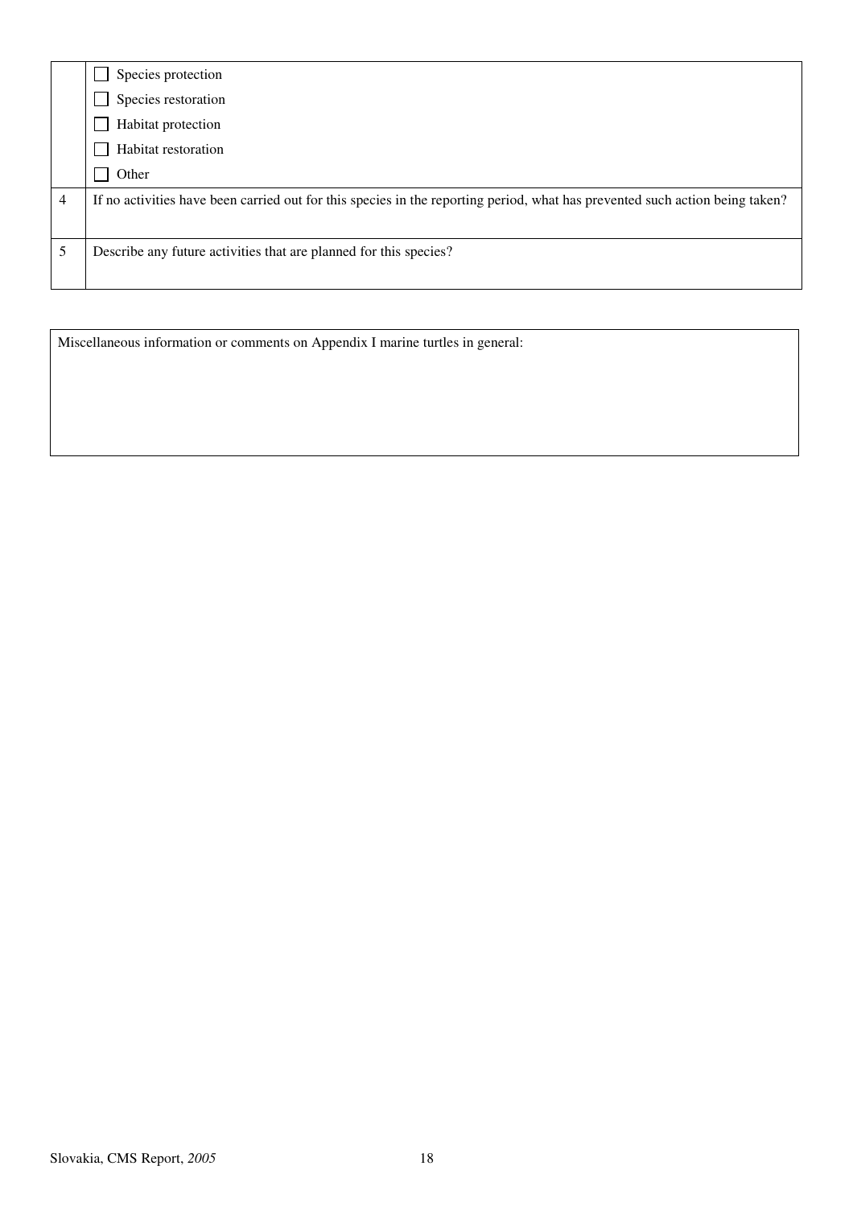| | |
|---|---|
| | ☐ Species protection<br>☐ Species restoration<br>☐ Habitat protection<br>☐ Habitat restoration<br>☐ Other |
| 4 | If no activities have been carried out for this species in the reporting period, what has prevented such action being taken? |
| 5 | Describe any future activities that are planned for this species? |

| Miscellaneous information or comments on Appendix I marine turtles in general: |
|---|
| |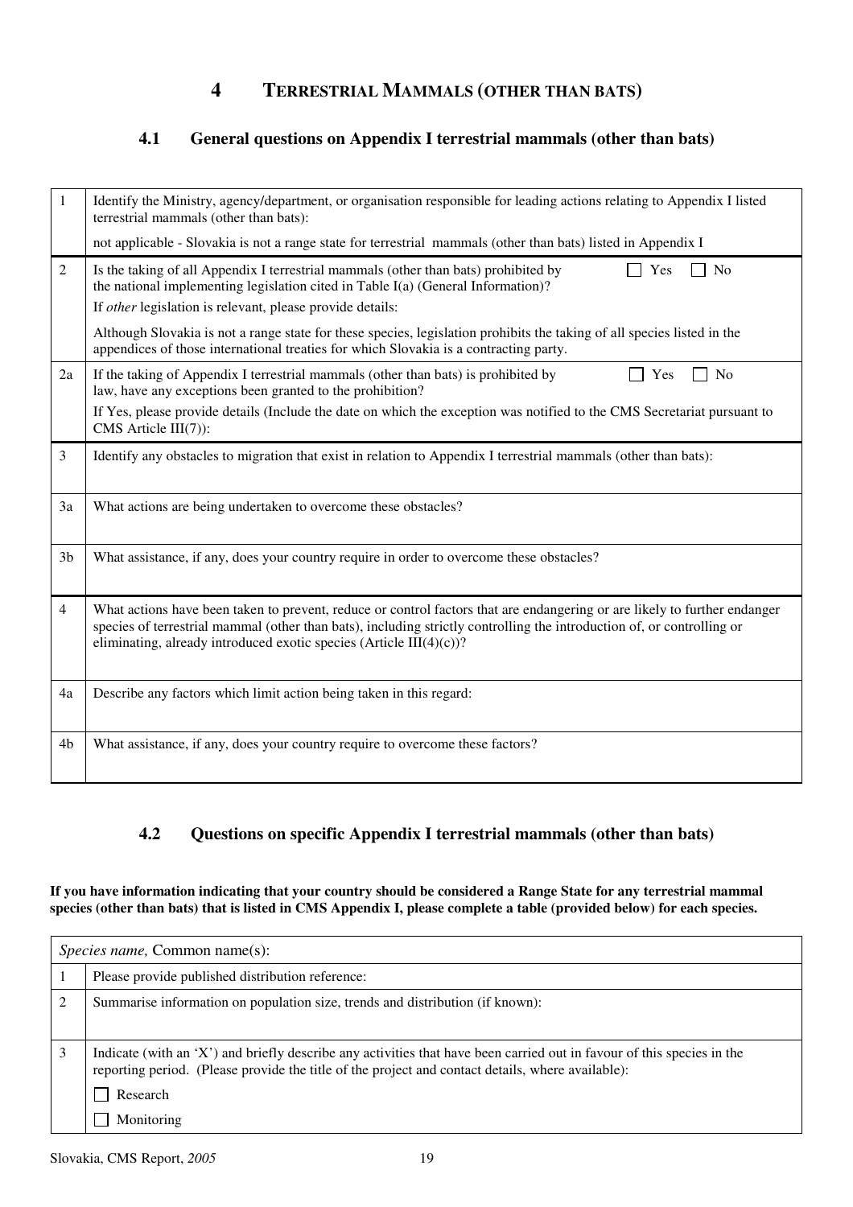# 4 TERRESTRIAL MAMMALS (OTHER THAN BATS)

## 4.1 General questions on Appendix I terrestrial mammals (other than bats)

| | |
|---|---|
| 1 | Identify the Ministry, agency/department, or organisation responsible for leading actions relating to Appendix I listed terrestrial mammals (other than bats):<br><br>not applicable - Slovakia is not a range state for terrestrial mammals (other than bats) listed in Appendix I |
| 2 | Is the taking of all Appendix I terrestrial mammals (other than bats) prohibited by the national implementing legislation cited in Table I(a) (General Information)? ☐ Yes ☐ No<br><br>If *other* legislation is relevant, please provide details:<br><br>Although Slovakia is not a range state for these species, legislation prohibits the taking of all species listed in the appendices of those international treaties for which Slovakia is a contracting party. |
| 2a | If the taking of Appendix I terrestrial mammals (other than bats) is prohibited by law, have any exceptions been granted to the prohibition? ☐ Yes ☐ No<br><br>If Yes, please provide details (Include the date on which the exception was notified to the CMS Secretariat pursuant to CMS Article III(7)): |
| 3 | Identify any obstacles to migration that exist in relation to Appendix I terrestrial mammals (other than bats): |
| 3a | What actions are being undertaken to overcome these obstacles? |
| 3b | What assistance, if any, does your country require in order to overcome these obstacles? |
| 4 | What actions have been taken to prevent, reduce or control factors that are endangering or are likely to further endanger species of terrestrial mammal (other than bats), including strictly controlling the introduction of, or controlling or eliminating, already introduced exotic species (Article III(4)(c))? |
| 4a | Describe any factors which limit action being taken in this regard: |
| 4b | What assistance, if any, does your country require to overcome these factors? |

## 4.2 Questions on specific Appendix I terrestrial mammals (other than bats)

**If you have information indicating that your country should be considered a Range State for any terrestrial mammal species (other than bats) that is listed in CMS Appendix I, please complete a table (provided below) for each species.**

| *Species name,* Common name(s): | |
|---|---|
| 1 | Please provide published distribution reference: |
| 2 | Summarise information on population size, trends and distribution (if known): |
| 3 | Indicate (with an 'X') and briefly describe any activities that have been carried out in favour of this species in the reporting period. (Please provide the title of the project and contact details, where available):<br><br>☐ Research<br><br>☐ Monitoring |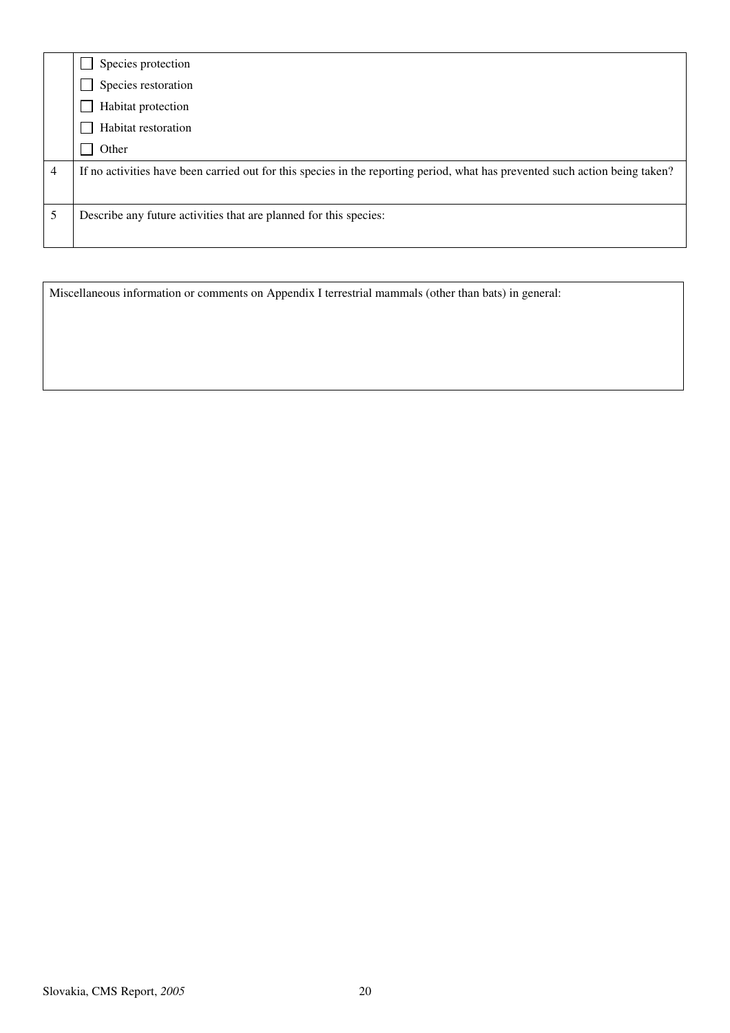| | |
|---|---|
| | ☐ Species protection<br>☐ Species restoration<br>☐ Habitat protection<br>☐ Habitat restoration<br>☐ Other |
| 4 | If no activities have been carried out for this species in the reporting period, what has prevented such action being taken? |
| 5 | Describe any future activities that are planned for this species: |

| Miscellaneous information or comments on Appendix I terrestrial mammals (other than bats) in general: |
|---|
| |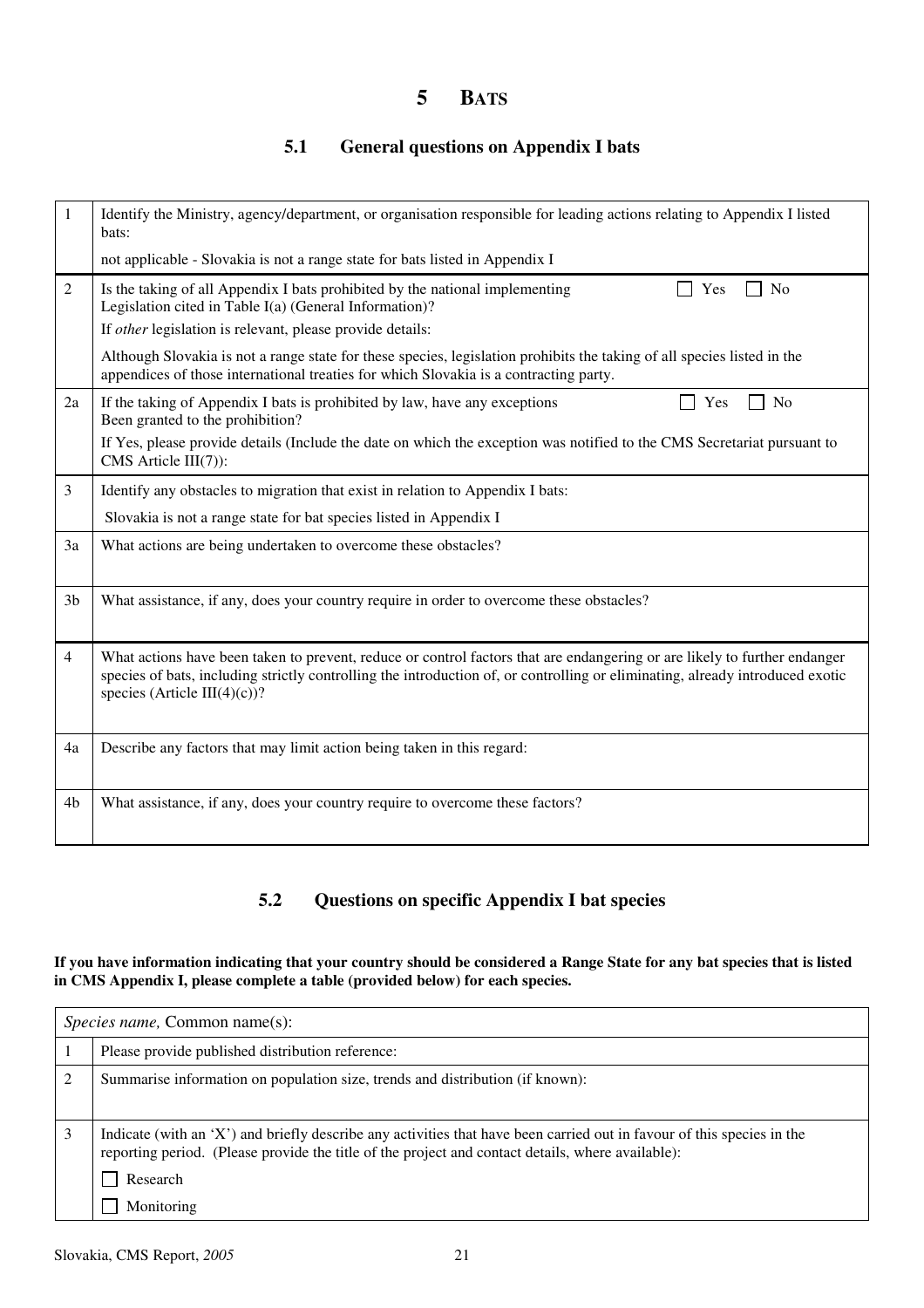# 5 BATS

## 5.1 General questions on Appendix I bats

| | |
|---|---|
| 1 | Identify the Ministry, agency/department, or organisation responsible for leading actions relating to Appendix I listed bats:<br>not applicable - Slovakia is not a range state for bats listed in Appendix I |
| 2 | Is the taking of all Appendix I bats prohibited by the national implementing Legislation cited in Table I(a) (General Information)? ☐ Yes ☐ No<br>If *other* legislation is relevant, please provide details:<br>Although Slovakia is not a range state for these species, legislation prohibits the taking of all species listed in the appendices of those international treaties for which Slovakia is a contracting party. |
| 2a | If the taking of Appendix I bats is prohibited by law, have any exceptions Been granted to the prohibition? ☐ Yes ☐ No<br>If Yes, please provide details (Include the date on which the exception was notified to the CMS Secretariat pursuant to CMS Article III(7)): |
| 3 | Identify any obstacles to migration that exist in relation to Appendix I bats:<br>Slovakia is not a range state for bat species listed in Appendix I |
| 3a | What actions are being undertaken to overcome these obstacles? |
| 3b | What assistance, if any, does your country require in order to overcome these obstacles? |
| 4 | What actions have been taken to prevent, reduce or control factors that are endangering or are likely to further endanger species of bats, including strictly controlling the introduction of, or controlling or eliminating, already introduced exotic species (Article III(4)(c))? |
| 4a | Describe any factors that may limit action being taken in this regard: |
| 4b | What assistance, if any, does your country require to overcome these factors? |

## 5.2 Questions on specific Appendix I bat species

**If you have information indicating that your country should be considered a Range State for any bat species that is listed in CMS Appendix I, please complete a table (provided below) for each species.**

| *Species name,* Common name(s): | |
|---|---|
| 1 | Please provide published distribution reference: |
| 2 | Summarise information on population size, trends and distribution (if known): |
| 3 | Indicate (with an 'X') and briefly describe any activities that have been carried out in favour of this species in the reporting period. (Please provide the title of the project and contact details, where available):<br>☐ Research<br>☐ Monitoring |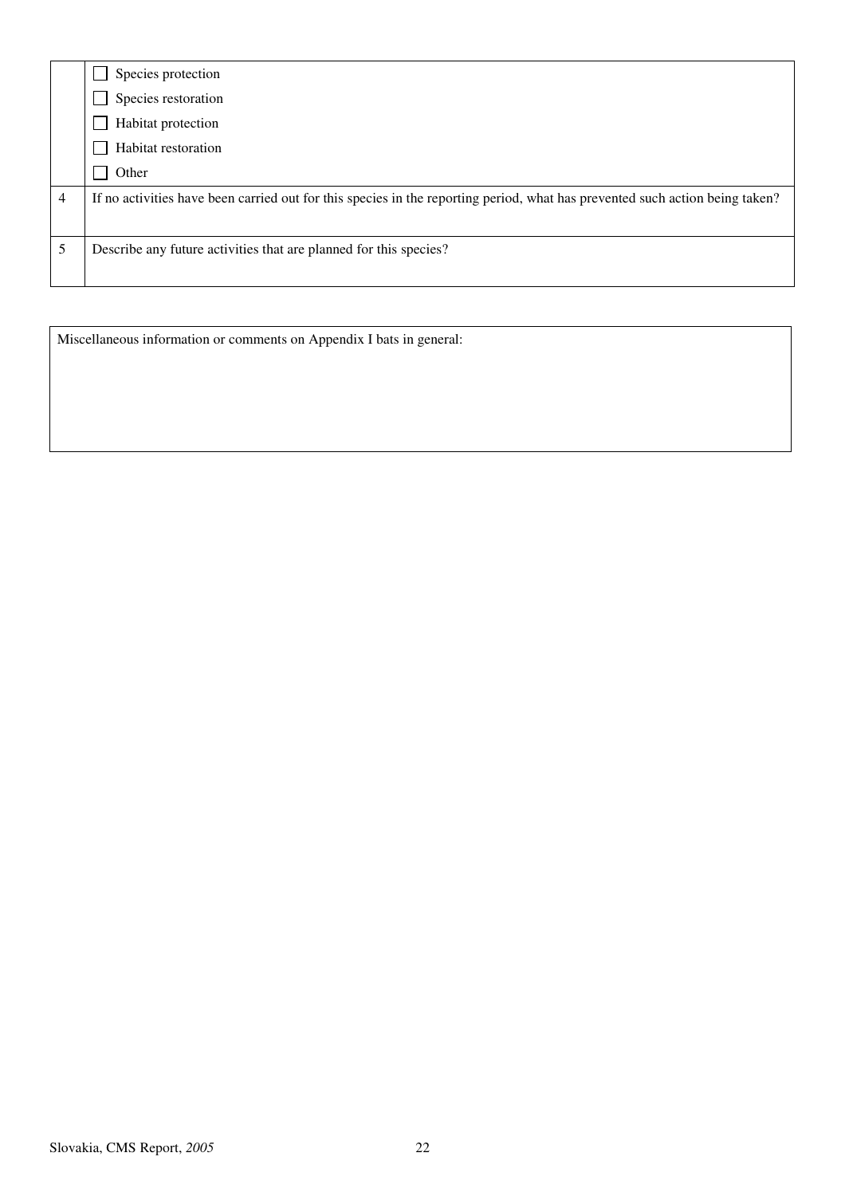|   |   |
|---|---|
|   | ☐ Species protection<br>☐ Species restoration<br>☐ Habitat protection<br>☐ Habitat restoration<br>☐ Other |
| 4 | If no activities have been carried out for this species in the reporting period, what has prevented such action being taken? |
| 5 | Describe any future activities that are planned for this species? |

|   |
|---|
| Miscellaneous information or comments on Appendix I bats in general: |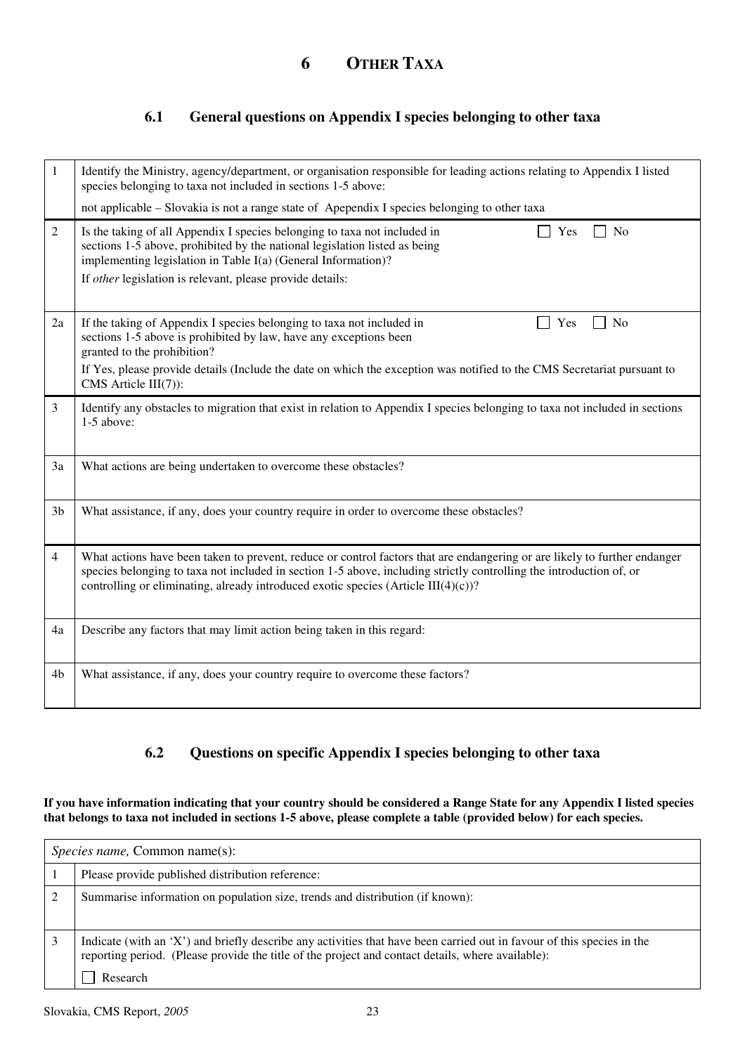# 6 OTHER TAXA

## 6.1 General questions on Appendix I species belonging to other taxa

| | |
|---|---|
| 1 | Identify the Ministry, agency/department, or organisation responsible for leading actions relating to Appendix I listed species belonging to taxa not included in sections 1-5 above:<br><br>not applicable – Slovakia is not a range state of Apependix I species belonging to other taxa |
| 2 | Is the taking of all Appendix I species belonging to taxa not included in sections 1-5 above, prohibited by the national legislation listed as being implementing legislation in Table I(a) (General Information)? ☐ Yes ☐ No<br><br>If *other* legislation is relevant, please provide details: |
| 2a | If the taking of Appendix I species belonging to taxa not included in sections 1-5 above is prohibited by law, have any exceptions been granted to the prohibition? ☐ Yes ☐ No<br><br>If Yes, please provide details (Include the date on which the exception was notified to the CMS Secretariat pursuant to CMS Article III(7)): |
| 3 | Identify any obstacles to migration that exist in relation to Appendix I species belonging to taxa not included in sections 1-5 above: |
| 3a | What actions are being undertaken to overcome these obstacles? |
| 3b | What assistance, if any, does your country require in order to overcome these obstacles? |
| 4 | What actions have been taken to prevent, reduce or control factors that are endangering or are likely to further endanger species belonging to taxa not included in section 1-5 above, including strictly controlling the introduction of, or controlling or eliminating, already introduced exotic species (Article III(4)(c))? |
| 4a | Describe any factors that may limit action being taken in this regard: |
| 4b | What assistance, if any, does your country require to overcome these factors? |

## 6.2 Questions on specific Appendix I species belonging to other taxa

**If you have information indicating that your country should be considered a Range State for any Appendix I listed species that belongs to taxa not included in sections 1-5 above, please complete a table (provided below) for each species.**

| *Species name,* Common name(s): | |
|---|---|
| 1 | Please provide published distribution reference: |
| 2 | Summarise information on population size, trends and distribution (if known): |
| 3 | Indicate (with an 'X') and briefly describe any activities that have been carried out in favour of this species in the reporting period. (Please provide the title of the project and contact details, where available):<br><br>☐ Research |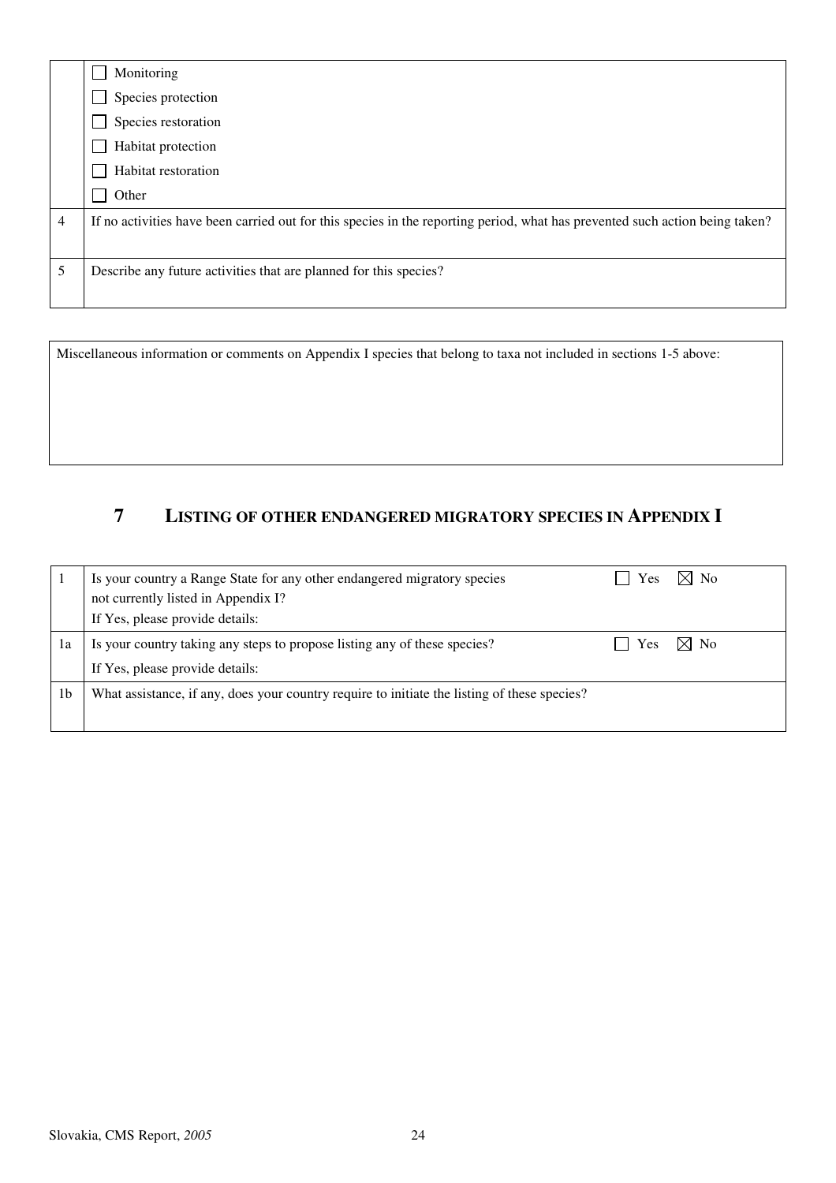| | |
|---|---|
| | ☐ Monitoring<br>☐ Species protection<br>☐ Species restoration<br>☐ Habitat protection<br>☐ Habitat restoration<br>☐ Other |
| 4 | If no activities have been carried out for this species in the reporting period, what has prevented such action being taken? |
| 5 | Describe any future activities that are planned for this species? |

| |
|---|
| Miscellaneous information or comments on Appendix I species that belong to taxa not included in sections 1-5 above: |

## 7 LISTING OF OTHER ENDANGERED MIGRATORY SPECIES IN APPENDIX I

| | | |
|---|---|---|
| 1 | Is your country a Range State for any other endangered migratory species not currently listed in Appendix I?<br>If Yes, please provide details: | ☐ Yes ☒ No |
| 1a | Is your country taking any steps to propose listing any of these species?<br>If Yes, please provide details: | ☐ Yes ☒ No |
| 1b | What assistance, if any, does your country require to initiate the listing of these species? | |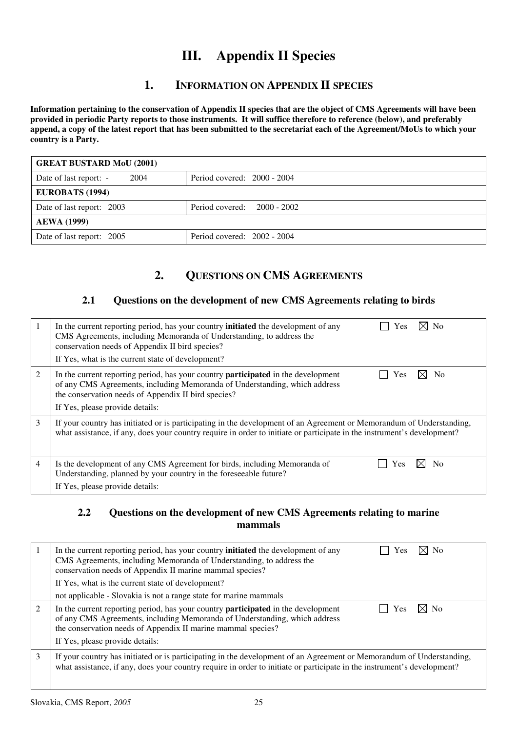# III. Appendix II Species

## 1. Information on Appendix II species

**Information pertaining to the conservation of Appendix II species that are the object of CMS Agreements will have been provided in periodic Party reports to those instruments. It will suffice therefore to reference (below), and preferably append, a copy of the latest report that has been submitted to the secretariat each of the Agreement/MoUs to which your country is a Party.**

| **GREAT BUSTARD MoU (2001)** | |
|---|---|
| Date of last report: - 2004 | Period covered: 2000 - 2004 |
| **EUROBATS (1994)** | |
| Date of last report: 2003 | Period covered: 2000 - 2002 |
| **AEWA (1999)** | |
| Date of last report: 2005 | Period covered: 2002 - 2004 |

## 2. Questions on CMS Agreements

### 2.1 Questions on the development of new CMS Agreements relating to birds

| | | |
|---|---|---|
| 1 | In the current reporting period, has your country **initiated** the development of any CMS Agreements, including Memoranda of Understanding, to address the conservation needs of Appendix II bird species?<br>If Yes, what is the current state of development? | ☐ Yes ☒ No |
| 2 | In the current reporting period, has your country **participated** in the development of any CMS Agreements, including Memoranda of Understanding, which address the conservation needs of Appendix II bird species?<br>If Yes, please provide details: | ☐ Yes ☒ No |
| 3 | If your country has initiated or is participating in the development of an Agreement or Memorandum of Understanding, what assistance, if any, does your country require in order to initiate or participate in the instrument's development? | |
| 4 | Is the development of any CMS Agreement for birds, including Memoranda of Understanding, planned by your country in the foreseeable future?<br>If Yes, please provide details: | ☐ Yes ☒ No |

### 2.2 Questions on the development of new CMS Agreements relating to marine mammals

| | | |
|---|---|---|
| 1 | In the current reporting period, has your country **initiated** the development of any CMS Agreements, including Memoranda of Understanding, to address the conservation needs of Appendix II marine mammal species?<br>If Yes, what is the current state of development?<br>not applicable - Slovakia is not a range state for marine mammals | ☐ Yes ☒ No |
| 2 | In the current reporting period, has your country **participated** in the development of any CMS Agreements, including Memoranda of Understanding, which address the conservation needs of Appendix II marine mammal species?<br>If Yes, please provide details: | ☐ Yes ☒ No |
| 3 | If your country has initiated or is participating in the development of an Agreement or Memorandum of Understanding, what assistance, if any, does your country require in order to initiate or participate in the instrument's development? | |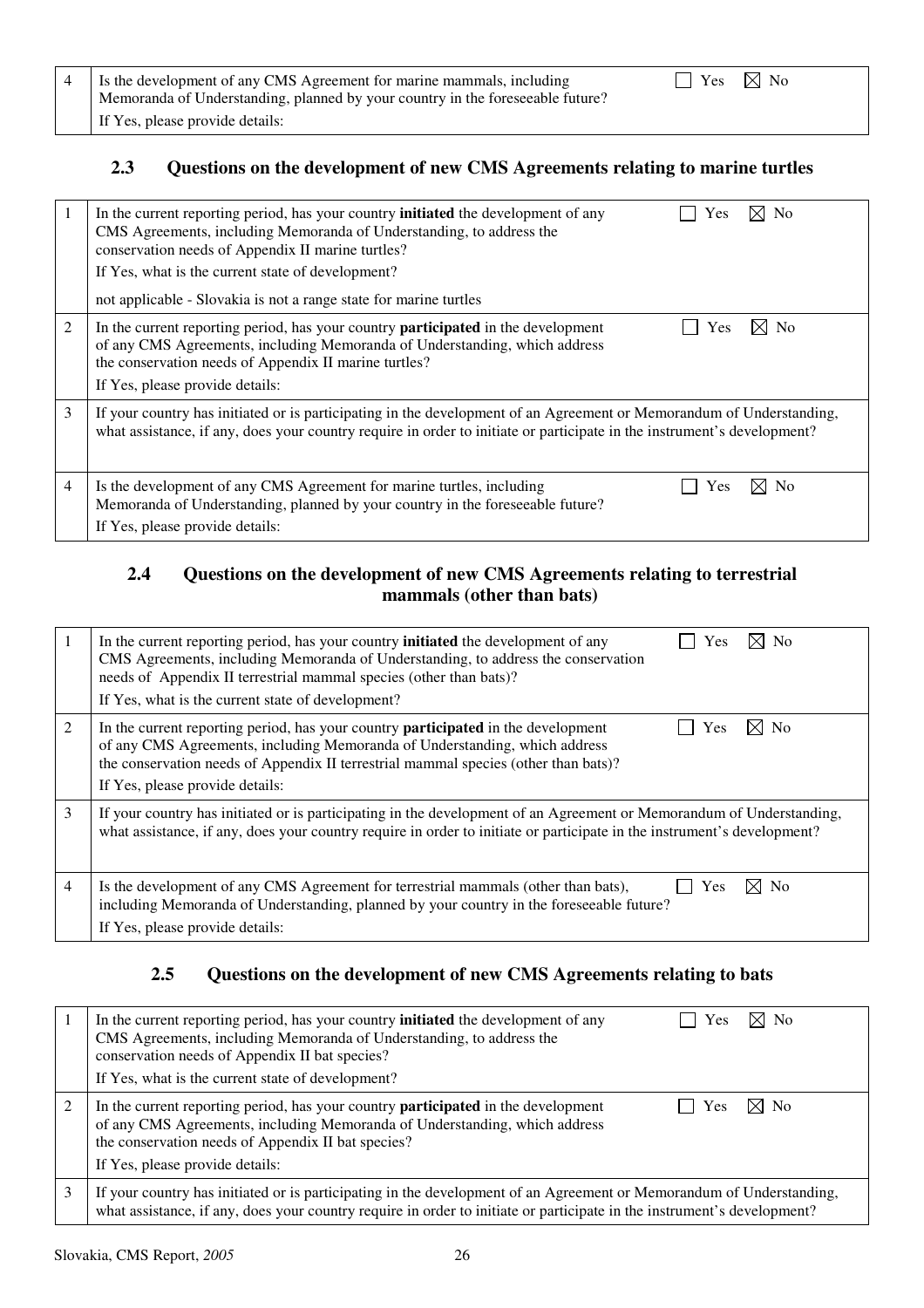| | | |
|---|---|---|
| 4 | Is the development of any CMS Agreement for marine mammals, including Memoranda of Understanding, planned by your country in the foreseeable future?<br>If Yes, please provide details: | ☐ Yes ☒ No |

### 2.3 Questions on the development of new CMS Agreements relating to marine turtles

| | | |
|---|---|---|
| 1 | In the current reporting period, has your country **initiated** the development of any CMS Agreements, including Memoranda of Understanding, to address the conservation needs of Appendix II marine turtles?<br>If Yes, what is the current state of development?<br>not applicable - Slovakia is not a range state for marine turtles | ☐ Yes ☒ No |
| 2 | In the current reporting period, has your country **participated** in the development of any CMS Agreements, including Memoranda of Understanding, which address the conservation needs of Appendix II marine turtles?<br>If Yes, please provide details: | ☐ Yes ☒ No |
| 3 | If your country has initiated or is participating in the development of an Agreement or Memorandum of Understanding, what assistance, if any, does your country require in order to initiate or participate in the instrument's development? | |
| 4 | Is the development of any CMS Agreement for marine turtles, including Memoranda of Understanding, planned by your country in the foreseeable future?<br>If Yes, please provide details: | ☐ Yes ☒ No |

### 2.4 Questions on the development of new CMS Agreements relating to terrestrial mammals (other than bats)

| | | |
|---|---|---|
| 1 | In the current reporting period, has your country **initiated** the development of any CMS Agreements, including Memoranda of Understanding, to address the conservation needs of Appendix II terrestrial mammal species (other than bats)?<br>If Yes, what is the current state of development? | ☐ Yes ☒ No |
| 2 | In the current reporting period, has your country **participated** in the development of any CMS Agreements, including Memoranda of Understanding, which address the conservation needs of Appendix II terrestrial mammal species (other than bats)?<br>If Yes, please provide details: | ☐ Yes ☒ No |
| 3 | If your country has initiated or is participating in the development of an Agreement or Memorandum of Understanding, what assistance, if any, does your country require in order to initiate or participate in the instrument's development? | |
| 4 | Is the development of any CMS Agreement for terrestrial mammals (other than bats), including Memoranda of Understanding, planned by your country in the foreseeable future?<br>If Yes, please provide details: | ☐ Yes ☒ No |

### 2.5 Questions on the development of new CMS Agreements relating to bats

| | | |
|---|---|---|
| 1 | In the current reporting period, has your country **initiated** the development of any CMS Agreements, including Memoranda of Understanding, to address the conservation needs of Appendix II bat species?<br>If Yes, what is the current state of development? | ☐ Yes ☒ No |
| 2 | In the current reporting period, has your country **participated** in the development of any CMS Agreements, including Memoranda of Understanding, which address the conservation needs of Appendix II bat species?<br>If Yes, please provide details: | ☐ Yes ☒ No |
| 3 | If your country has initiated or is participating in the development of an Agreement or Memorandum of Understanding, what assistance, if any, does your country require in order to initiate or participate in the instrument's development? | |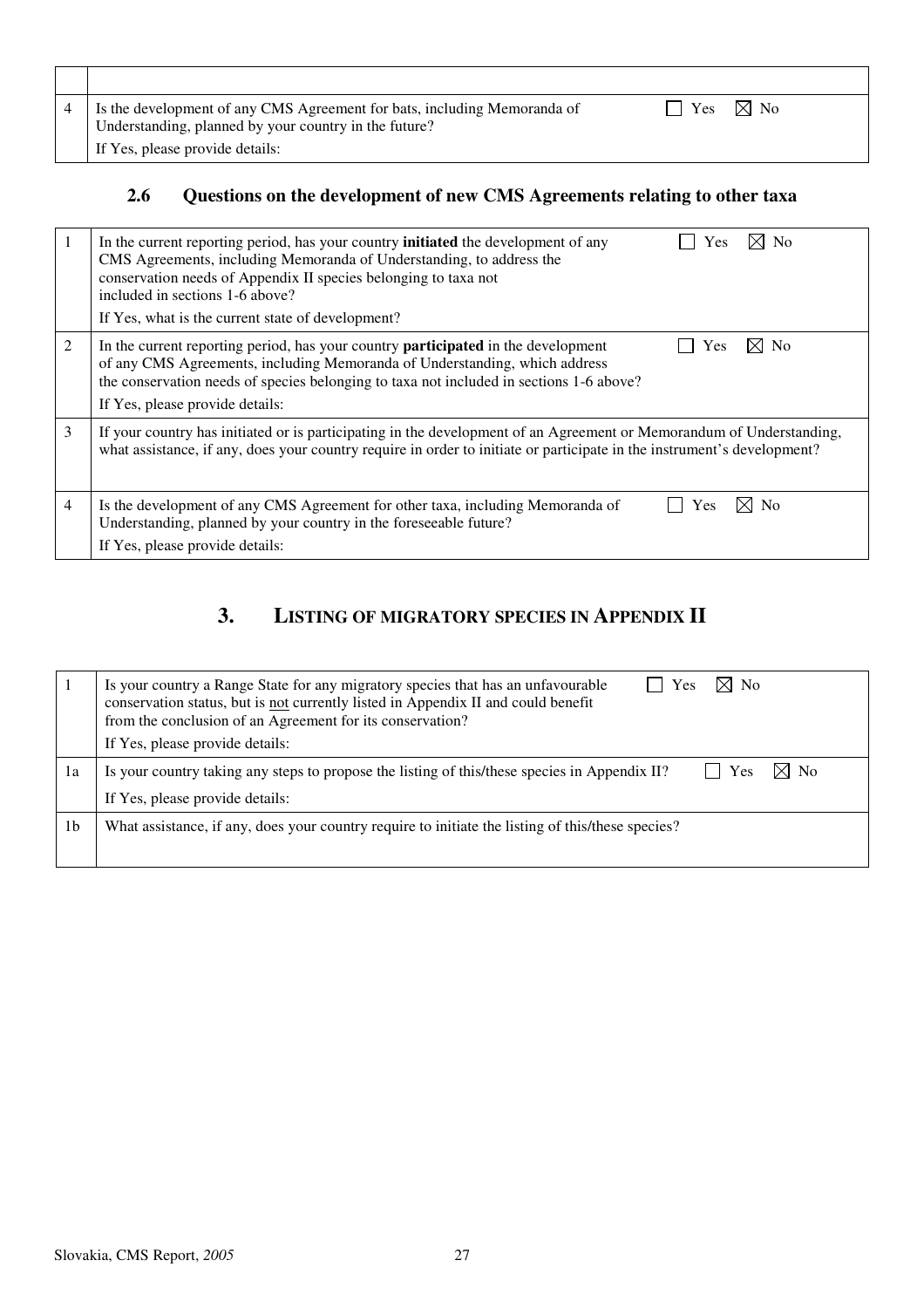| | |
|---|---|
| | |
| 4 | Is the development of any CMS Agreement for bats, including Memoranda of Understanding, planned by your country in the future? ☐ Yes ☒ No<br>If Yes, please provide details: |

### 2.6 Questions on the development of new CMS Agreements relating to other taxa

| | |
|---|---|
| 1 | In the current reporting period, has your country **initiated** the development of any CMS Agreements, including Memoranda of Understanding, to address the conservation needs of Appendix II species belonging to taxa not included in sections 1-6 above? ☐ Yes ☒ No<br>If Yes, what is the current state of development? |
| 2 | In the current reporting period, has your country **participated** in the development of any CMS Agreements, including Memoranda of Understanding, which address the conservation needs of species belonging to taxa not included in sections 1-6 above? ☐ Yes ☒ No<br>If Yes, please provide details: |
| 3 | If your country has initiated or is participating in the development of an Agreement or Memorandum of Understanding, what assistance, if any, does your country require in order to initiate or participate in the instrument's development? |
| 4 | Is the development of any CMS Agreement for other taxa, including Memoranda of Understanding, planned by your country in the foreseeable future? ☐ Yes ☒ No<br>If Yes, please provide details: |

## 3. LISTING OF MIGRATORY SPECIES IN APPENDIX II

| | |
|---|---|
| 1 | Is your country a Range State for any migratory species that has an unfavourable conservation status, but is not currently listed in Appendix II and could benefit from the conclusion of an Agreement for its conservation? ☐ Yes ☒ No<br>If Yes, please provide details: |
| 1a | Is your country taking any steps to propose the listing of this/these species in Appendix II? ☐ Yes ☒ No<br>If Yes, please provide details: |
| 1b | What assistance, if any, does your country require to initiate the listing of this/these species? |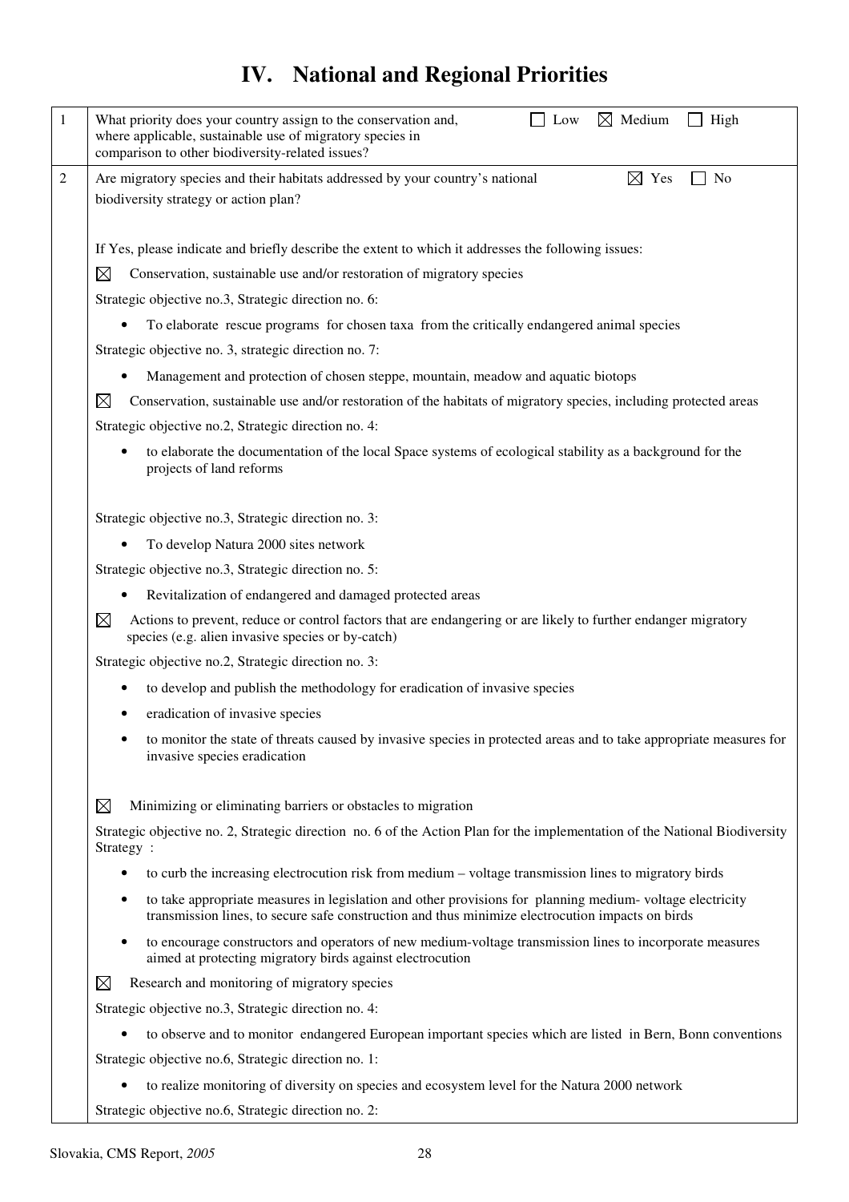# IV. National and Regional Priorities

| | | |
|---|---|---|
| 1 | What priority does your country assign to the conservation and, where applicable, sustainable use of migratory species in comparison to other biodiversity-related issues? | ☐ Low ☒ Medium ☐ High |
| 2 | Are migratory species and their habitats addressed by your country's national biodiversity strategy or action plan? | ☒ Yes ☐ No |

If Yes, please indicate and briefly describe the extent to which it addresses the following issues:

☒ Conservation, sustainable use and/or restoration of migratory species

Strategic objective no.3, Strategic direction no. 6:

- To elaborate rescue programs for chosen taxa from the critically endangered animal species

Strategic objective no. 3, strategic direction no. 7:

- Management and protection of chosen steppe, mountain, meadow and aquatic biotops

☒ Conservation, sustainable use and/or restoration of the habitats of migratory species, including protected areas

Strategic objective no.2, Strategic direction no. 4:

- to elaborate the documentation of the local Space systems of ecological stability as a background for the projects of land reforms

Strategic objective no.3, Strategic direction no. 3:

- To develop Natura 2000 sites network

Strategic objective no.3, Strategic direction no. 5:

- Revitalization of endangered and damaged protected areas

☒ Actions to prevent, reduce or control factors that are endangering or are likely to further endanger migratory species (e.g. alien invasive species or by-catch)

Strategic objective no.2, Strategic direction no. 3:

- to develop and publish the methodology for eradication of invasive species
- eradication of invasive species
- to monitor the state of threats caused by invasive species in protected areas and to take appropriate measures for invasive species eradication

☒ Minimizing or eliminating barriers or obstacles to migration

Strategic objective no. 2, Strategic direction no. 6 of the Action Plan for the implementation of the National Biodiversity Strategy :

- to curb the increasing electrocution risk from medium – voltage transmission lines to migratory birds
- to take appropriate measures in legislation and other provisions for planning medium- voltage electricity transmission lines, to secure safe construction and thus minimize electrocution impacts on birds
- to encourage constructors and operators of new medium-voltage transmission lines to incorporate measures aimed at protecting migratory birds against electrocution

☒ Research and monitoring of migratory species

Strategic objective no.3, Strategic direction no. 4:

- to observe and to monitor endangered European important species which are listed in Bern, Bonn conventions

Strategic objective no.6, Strategic direction no. 1:

- to realize monitoring of diversity on species and ecosystem level for the Natura 2000 network

Strategic objective no.6, Strategic direction no. 2: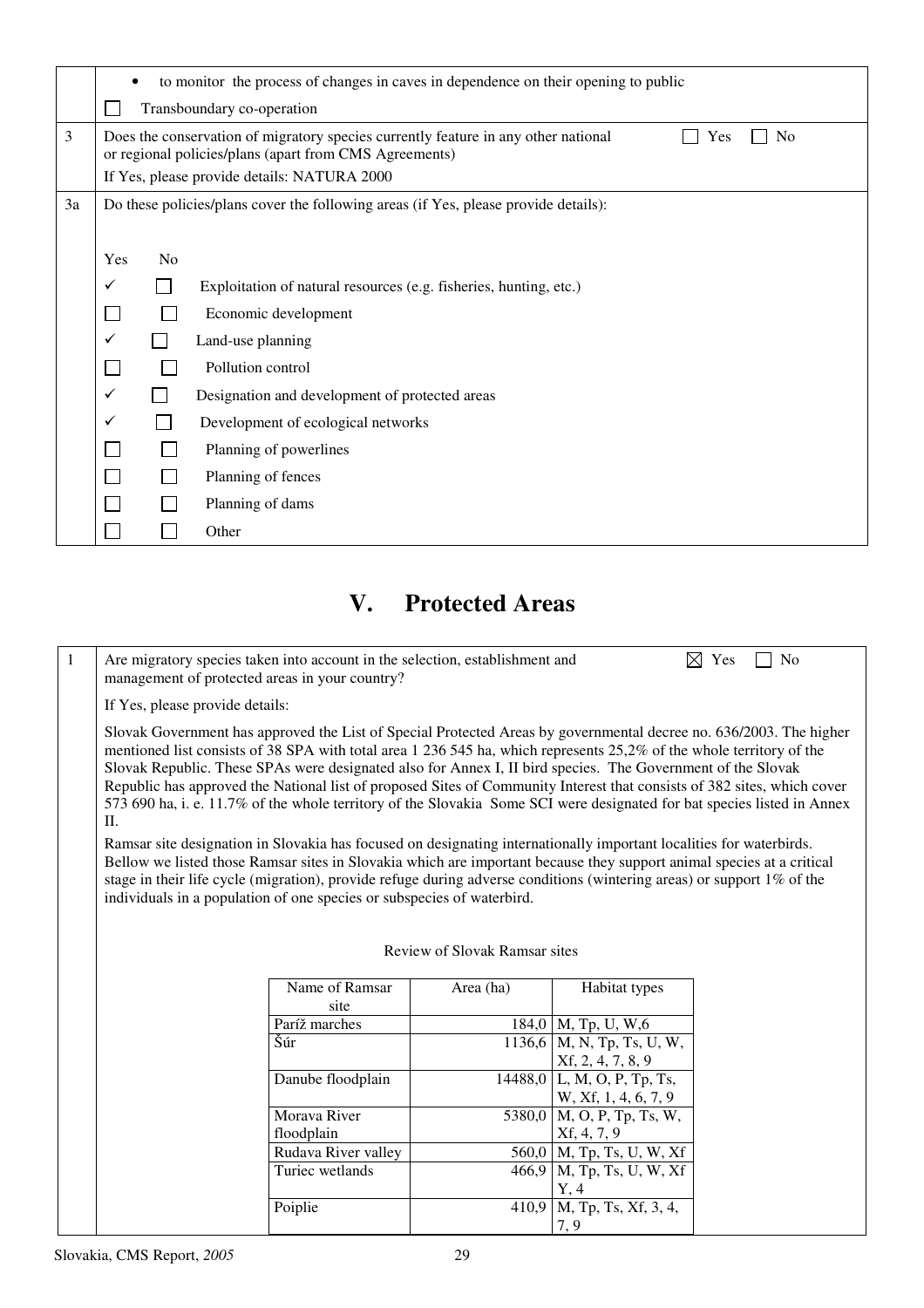| | |
|---|---|
| | • to monitor the process of changes in caves in dependence on their opening to public<br>☐ Transboundary co-operation |
| 3 | Does the conservation of migratory species currently feature in any other national or regional policies/plans (apart from CMS Agreements) ☐ Yes ☐ No<br>If Yes, please provide details: NATURA 2000 |
| 3a | Do these policies/plans cover the following areas (if Yes, please provide details):<br><br>Yes No<br>✓ ☐ Exploitation of natural resources (e.g. fisheries, hunting, etc.)<br>☐ ☐ Economic development<br>✓ ☐ Land-use planning<br>☐ ☐ Pollution control<br>✓ ☐ Designation and development of protected areas<br>✓ ☐ Development of ecological networks<br>☐ ☐ Planning of powerlines<br>☐ ☐ Planning of fences<br>☐ ☐ Planning of dams<br>☐ ☐ Other |

# V. Protected Areas

| | |
|---|---|
| 1 | Are migratory species taken into account in the selection, establishment and management of protected areas in your country? ☒ Yes ☐ No |

If Yes, please provide details:

Slovak Government has approved the List of Special Protected Areas by governmental decree no. 636/2003. The higher mentioned list consists of 38 SPA with total area 1 236 545 ha, which represents 25,2% of the whole territory of the Slovak Republic. These SPAs were designated also for Annex I, II bird species. The Government of the Slovak Republic has approved the National list of proposed Sites of Community Interest that consists of 382 sites, which cover 573 690 ha, i. e. 11.7% of the whole territory of the Slovakia Some SCI were designated for bat species listed in Annex II.

Ramsar site designation in Slovakia has focused on designating internationally important localities for waterbirds. Bellow we listed those Ramsar sites in Slovakia which are important because they support animal species at a critical stage in their life cycle (migration), provide refuge during adverse conditions (wintering areas) or support 1% of the individuals in a population of one species or subspecies of waterbird.

Review of Slovak Ramsar sites

| Name of Ramsar site | Area (ha) | Habitat types |
|---|---|---|
| Paríž marches | 184,0 | M, Tp, U, W,6 |
| Šúr | 1136,6 | M, N, Tp, Ts, U, W, Xf, 2, 4, 7, 8, 9 |
| Danube floodplain | 14488,0 | L, M, O, P, Tp, Ts, W, Xf, 1, 4, 6, 7, 9 |
| Morava River floodplain | 5380,0 | M, O, P, Tp, Ts, W, Xf, 4, 7, 9 |
| Rudava River valley | 560,0 | M, Tp, Ts, U, W, Xf |
| Turiec wetlands | 466,9 | M, Tp, Ts, U, W, Xf Y, 4 |
| Poiplie | 410,9 | M, Tp, Ts, Xf, 3, 4, 7, 9 |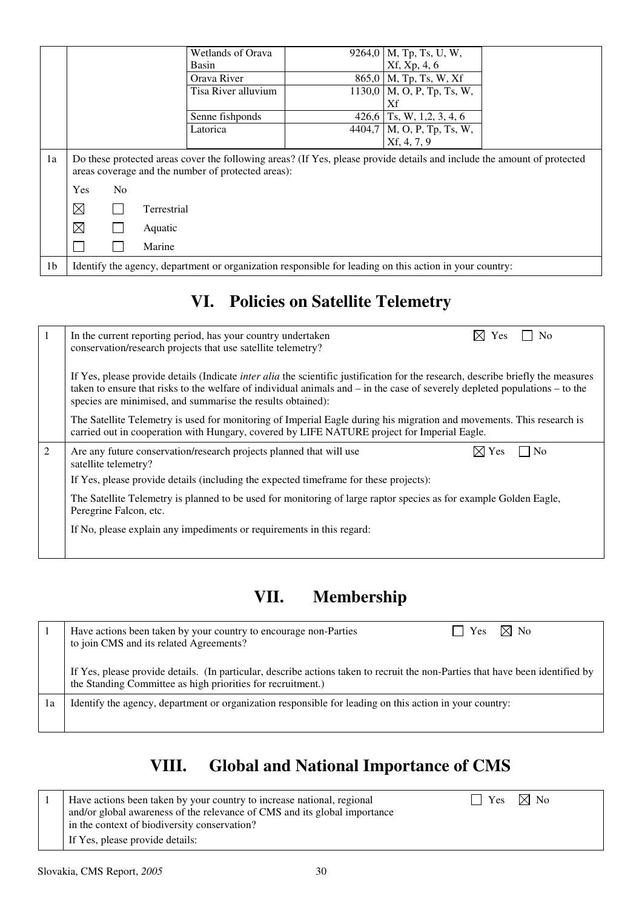| | | Name | Area | Criteria | |
|---|---|---|---|---|---|
| | | Wetlands of Orava Basin | 9264,0 | M, Tp, Ts, U, W, Xf, Xp, 4, 6 | |
| | | Orava River | 865,0 | M, Tp, Ts, W, Xf | |
| | | Tisa River alluvium | 1130,0 | M, O, P, Tp, Ts, W, Xf | |
| | | Senne fishponds | 426,6 | Ts, W, 1,2, 3, 4, 6 | |
| | | Latorica | 4404,7 | M, O, P, Tp, Ts, W, Xf, 4, 7, 9 | |

| | |
|---|---|
| 1a | Do these protected areas cover the following areas? (If Yes, please provide details and include the amount of protected areas coverage and the number of protected areas): |
| | Yes / No |
| | ☒ Yes ☐ No — Terrestrial |
| | ☒ Yes ☐ No — Aquatic |
| | ☐ Yes ☐ No — Marine |
| 1b | Identify the agency, department or organization responsible for leading on this action in your country: |

# VI. Policies on Satellite Telemetry

| | |
|---|---|
| 1 | In the current reporting period, has your country undertaken conservation/research projects that use satellite telemetry? ☒ Yes ☐ No<br><br>If Yes, please provide details (Indicate *inter alia* the scientific justification for the research, describe briefly the measures taken to ensure that risks to the welfare of individual animals and – in the case of severely depleted populations – to the species are minimised, and summarise the results obtained):<br><br>The Satellite Telemetry is used for monitoring of Imperial Eagle during his migration and movements. This research is carried out in cooperation with Hungary, covered by LIFE NATURE project for Imperial Eagle. |
| 2 | Are any future conservation/research projects planned that will use satellite telemetry? ☒ Yes ☐ No<br><br>If Yes, please provide details (including the expected timeframe for these projects):<br><br>The Satellite Telemetry is planned to be used for monitoring of large raptor species as for example Golden Eagle, Peregrine Falcon, etc.<br><br>If No, please explain any impediments or requirements in this regard: |

# VII. Membership

| | |
|---|---|
| 1 | Have actions been taken by your country to encourage non-Parties to join CMS and its related Agreements? ☐ Yes ☒ No<br><br>If Yes, please provide details. (In particular, describe actions taken to recruit the non-Parties that have been identified by the Standing Committee as high priorities for recruitment.) |
| 1a | Identify the agency, department or organization responsible for leading on this action in your country: |

# VIII. Global and National Importance of CMS

| | |
|---|---|
| 1 | Have actions been taken by your country to increase national, regional and/or global awareness of the relevance of CMS and its global importance in the context of biodiversity conservation? ☐ Yes ☒ No<br><br>If Yes, please provide details: |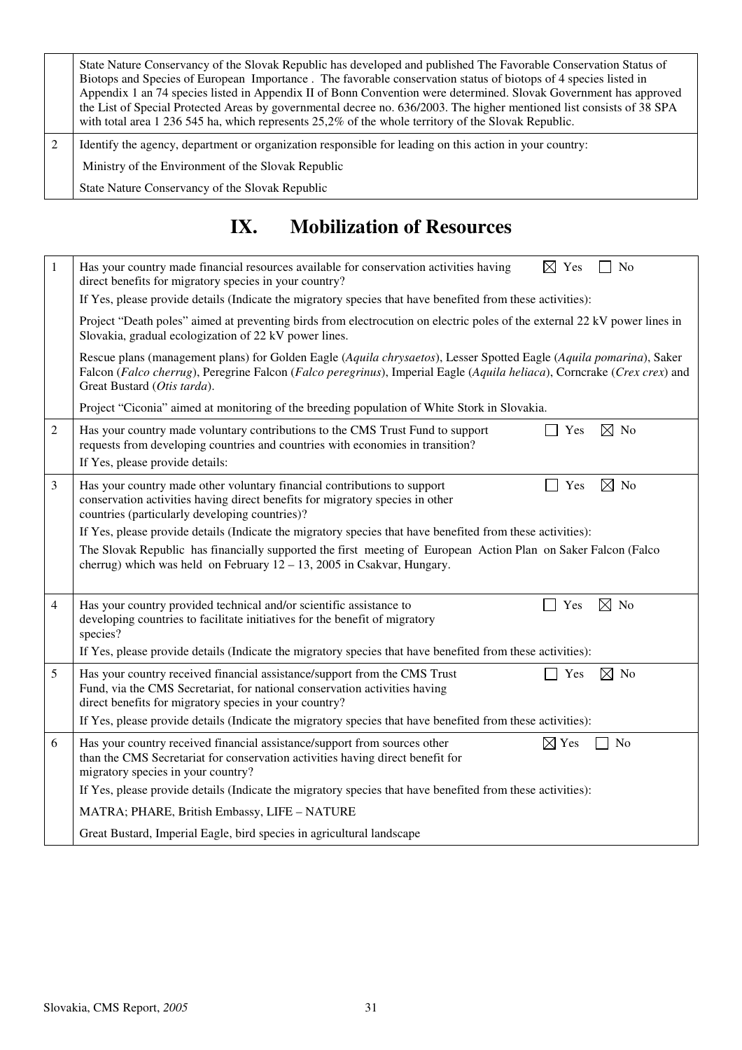| | |
|---|---|
| | State Nature Conservancy of the Slovak Republic has developed and published The Favorable Conservation Status of Biotops and Species of European Importance . The favorable conservation status of biotops of 4 species listed in Appendix 1 an 74 species listed in Appendix II of Bonn Convention were determined. Slovak Government has approved the List of Special Protected Areas by governmental decree no. 636/2003. The higher mentioned list consists of 38 SPA with total area 1 236 545 ha, which represents 25,2% of the whole territory of the Slovak Republic. |
| 2 | Identify the agency, department or organization responsible for leading on this action in your country:<br>Ministry of the Environment of the Slovak Republic<br>State Nature Conservancy of the Slovak Republic |

# IX. Mobilization of Resources

| | | |
|---|---|---|
| 1 | Has your country made financial resources available for conservation activities having direct benefits for migratory species in your country? | ☒ Yes ☐ No |
| | If Yes, please provide details (Indicate the migratory species that have benefited from these activities):<br>Project "Death poles" aimed at preventing birds from electrocution on electric poles of the external 22 kV power lines in Slovakia, gradual ecologization of 22 kV power lines.<br>Rescue plans (management plans) for Golden Eagle (*Aquila chrysaetos*), Lesser Spotted Eagle (*Aquila pomarina*), Saker Falcon (*Falco cherrug*), Peregrine Falcon (*Falco peregrinus*), Imperial Eagle (*Aquila heliaca*), Corncrake (*Crex crex*) and Great Bustard (*Otis tarda*).<br>Project "Ciconia" aimed at monitoring of the breeding population of White Stork in Slovakia. | |
| 2 | Has your country made voluntary contributions to the CMS Trust Fund to support requests from developing countries and countries with economies in transition?<br>If Yes, please provide details: | ☐ Yes ☒ No |
| 3 | Has your country made other voluntary financial contributions to support conservation activities having direct benefits for migratory species in other countries (particularly developing countries)? | ☐ Yes ☒ No |
| | If Yes, please provide details (Indicate the migratory species that have benefited from these activities):<br>The Slovak Republic has financially supported the first meeting of European Action Plan on Saker Falcon (Falco cherrug) which was held on February 12 – 13, 2005 in Csakvar, Hungary. | |
| 4 | Has your country provided technical and/or scientific assistance to developing countries to facilitate initiatives for the benefit of migratory species? | ☐ Yes ☒ No |
| | If Yes, please provide details (Indicate the migratory species that have benefited from these activities): | |
| 5 | Has your country received financial assistance/support from the CMS Trust Fund, via the CMS Secretariat, for national conservation activities having direct benefits for migratory species in your country? | ☐ Yes ☒ No |
| | If Yes, please provide details (Indicate the migratory species that have benefited from these activities): | |
| 6 | Has your country received financial assistance/support from sources other than the CMS Secretariat for conservation activities having direct benefit for migratory species in your country? | ☒ Yes ☐ No |
| | If Yes, please provide details (Indicate the migratory species that have benefited from these activities):<br>MATRA; PHARE, British Embassy, LIFE – NATURE<br>Great Bustard, Imperial Eagle, bird species in agricultural landscape | |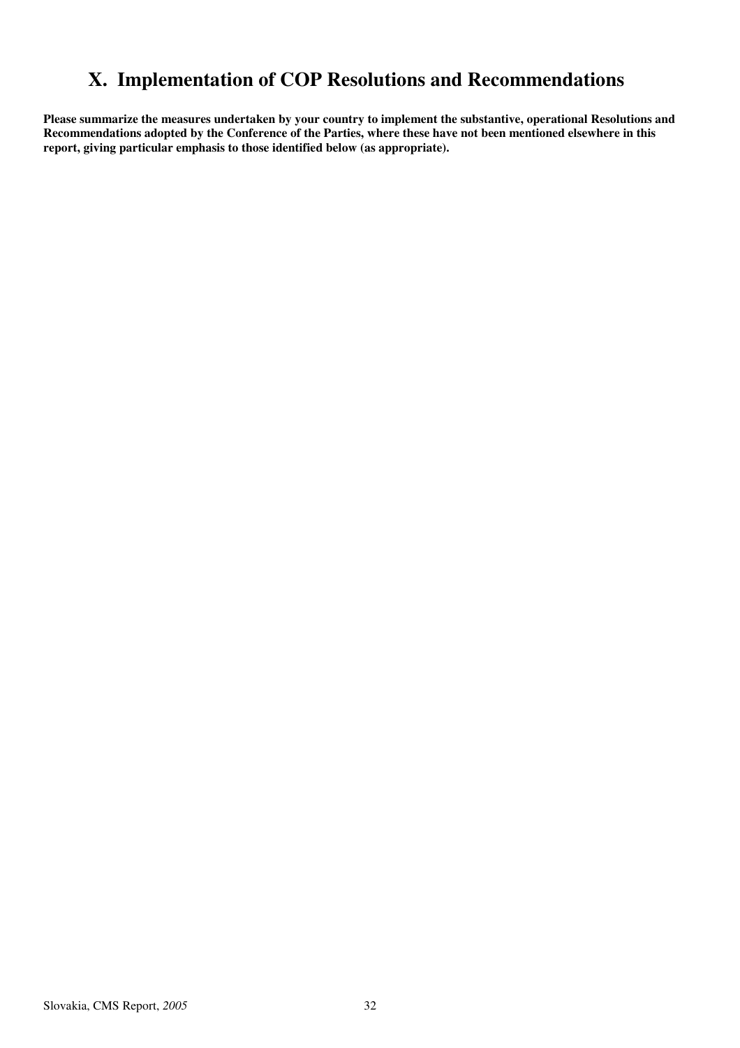# X. Implementation of COP Resolutions and Recommendations

**Please summarize the measures undertaken by your country to implement the substantive, operational Resolutions and Recommendations adopted by the Conference of the Parties, where these have not been mentioned elsewhere in this report, giving particular emphasis to those identified below (as appropriate).**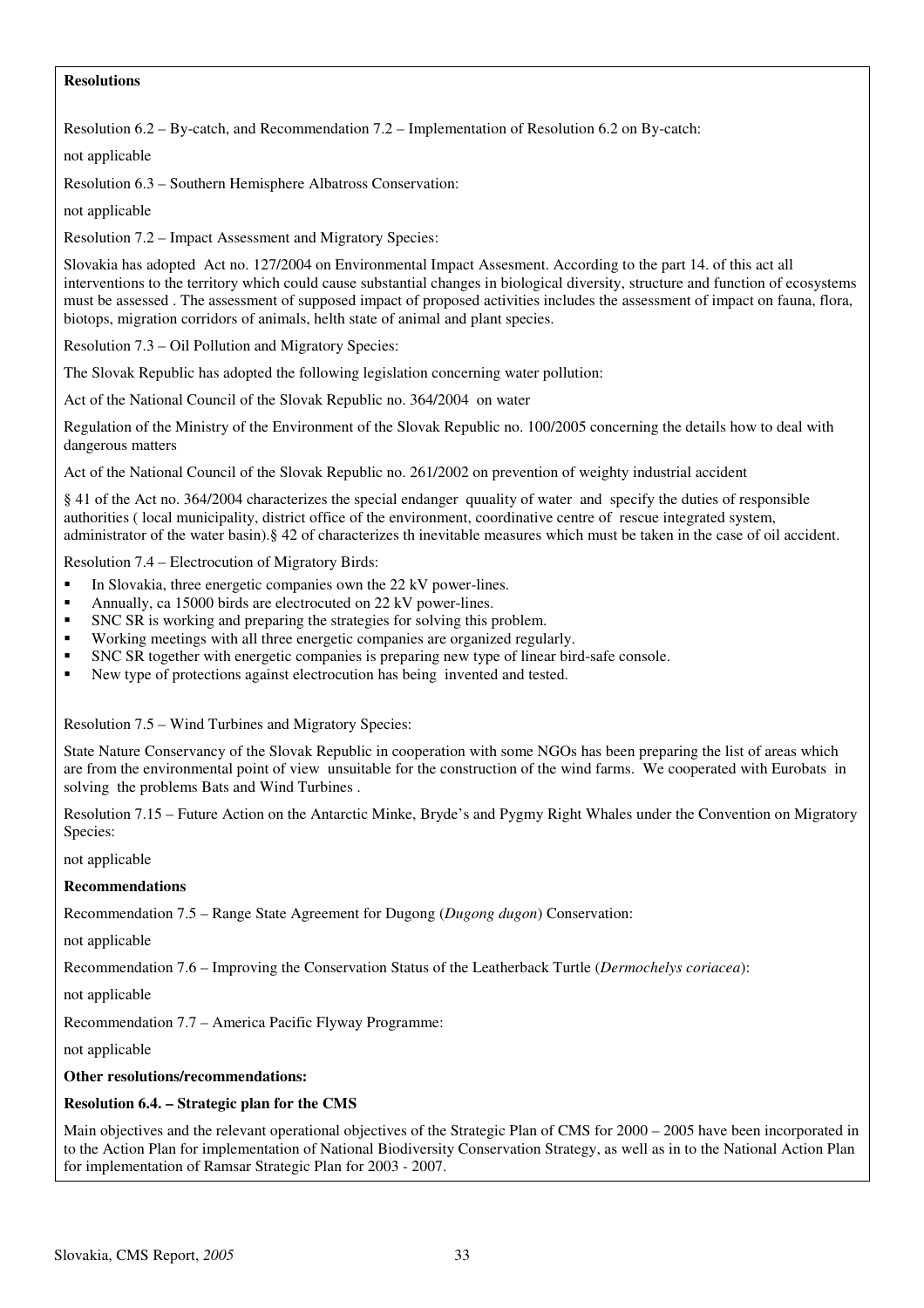**Resolutions**

Resolution 6.2 – By-catch, and Recommendation 7.2 – Implementation of Resolution 6.2 on By-catch:

not applicable

Resolution 6.3 – Southern Hemisphere Albatross Conservation:

not applicable

Resolution 7.2 – Impact Assessment and Migratory Species:

Slovakia has adopted Act no. 127/2004 on Environmental Impact Assesment. According to the part 14. of this act all interventions to the territory which could cause substantial changes in biological diversity, structure and function of ecosystems must be assessed . The assessment of supposed impact of proposed activities includes the assessment of impact on fauna, flora, biotops, migration corridors of animals, helth state of animal and plant species.

Resolution 7.3 – Oil Pollution and Migratory Species:

The Slovak Republic has adopted the following legislation concerning water pollution:

Act of the National Council of the Slovak Republic no. 364/2004 on water

Regulation of the Ministry of the Environment of the Slovak Republic no. 100/2005 concerning the details how to deal with dangerous matters

Act of the National Council of the Slovak Republic no. 261/2002 on prevention of weighty industrial accident

§ 41 of the Act no. 364/2004 characterizes the special endanger quuality of water and specify the duties of responsible authorities ( local municipality, district office of the environment, coordinative centre of rescue integrated system, administrator of the water basin).§ 42 of characterizes th inevitable measures which must be taken in the case of oil accident.

Resolution 7.4 – Electrocution of Migratory Birds:

- In Slovakia, three energetic companies own the 22 kV power-lines.
- Annually, ca 15000 birds are electrocuted on 22 kV power-lines.
- SNC SR is working and preparing the strategies for solving this problem.
- Working meetings with all three energetic companies are organized regularly.
- SNC SR together with energetic companies is preparing new type of linear bird-safe console.
- New type of protections against electrocution has being invented and tested.

Resolution 7.5 – Wind Turbines and Migratory Species:

State Nature Conservancy of the Slovak Republic in cooperation with some NGOs has been preparing the list of areas which are from the environmental point of view unsuitable for the construction of the wind farms. We cooperated with Eurobats in solving the problems Bats and Wind Turbines .

Resolution 7.15 – Future Action on the Antarctic Minke, Bryde's and Pygmy Right Whales under the Convention on Migratory Species:

not applicable

**Recommendations**

Recommendation 7.5 – Range State Agreement for Dugong (*Dugong dugon*) Conservation:

not applicable

Recommendation 7.6 – Improving the Conservation Status of the Leatherback Turtle (*Dermochelys coriacea*):

not applicable

Recommendation 7.7 – America Pacific Flyway Programme:

not applicable

**Other resolutions/recommendations:**

**Resolution 6.4. – Strategic plan for the CMS**

Main objectives and the relevant operational objectives of the Strategic Plan of CMS for 2000 – 2005 have been incorporated in to the Action Plan for implementation of National Biodiversity Conservation Strategy, as well as in to the National Action Plan for implementation of Ramsar Strategic Plan for 2003 - 2007.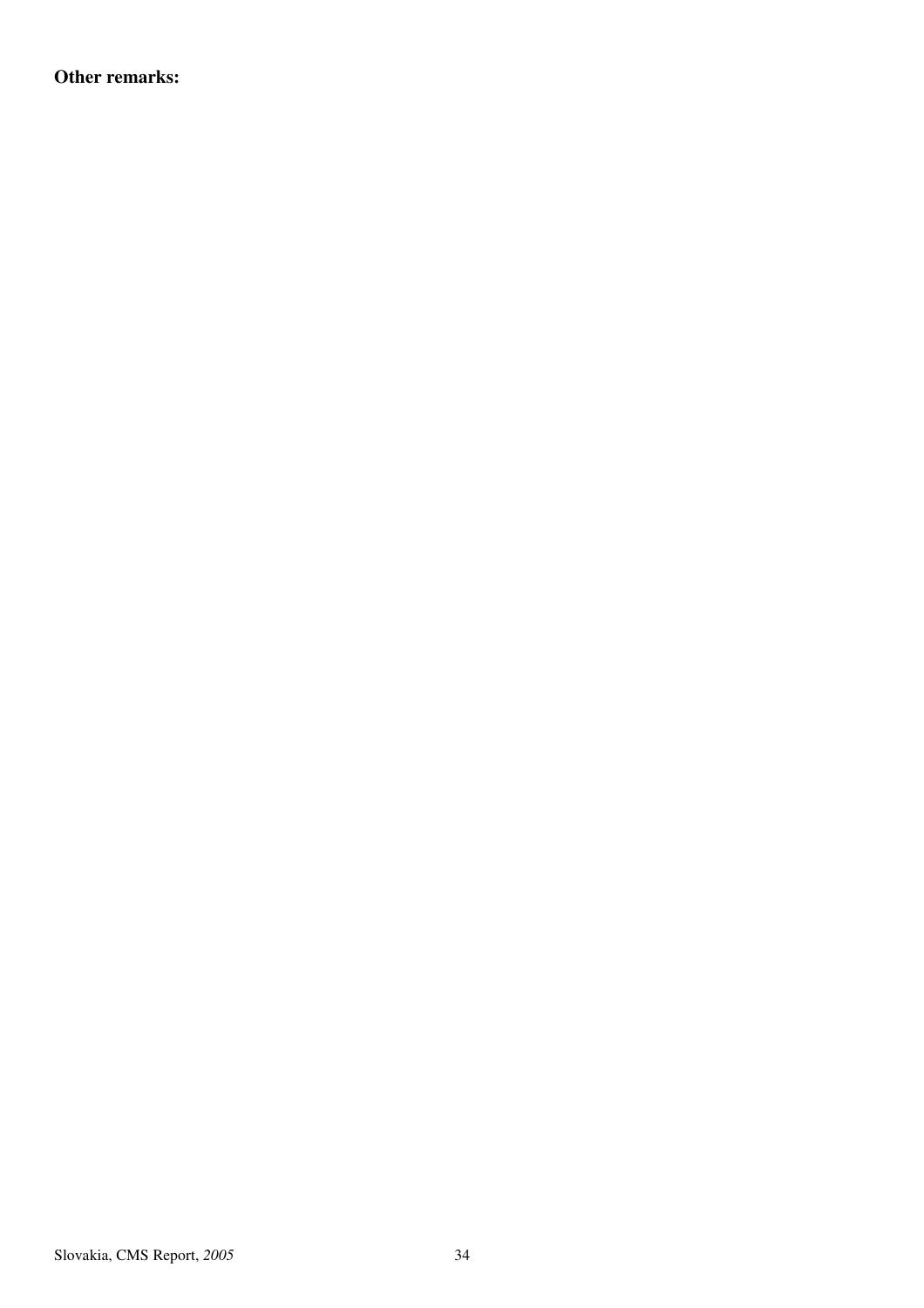**Other remarks:**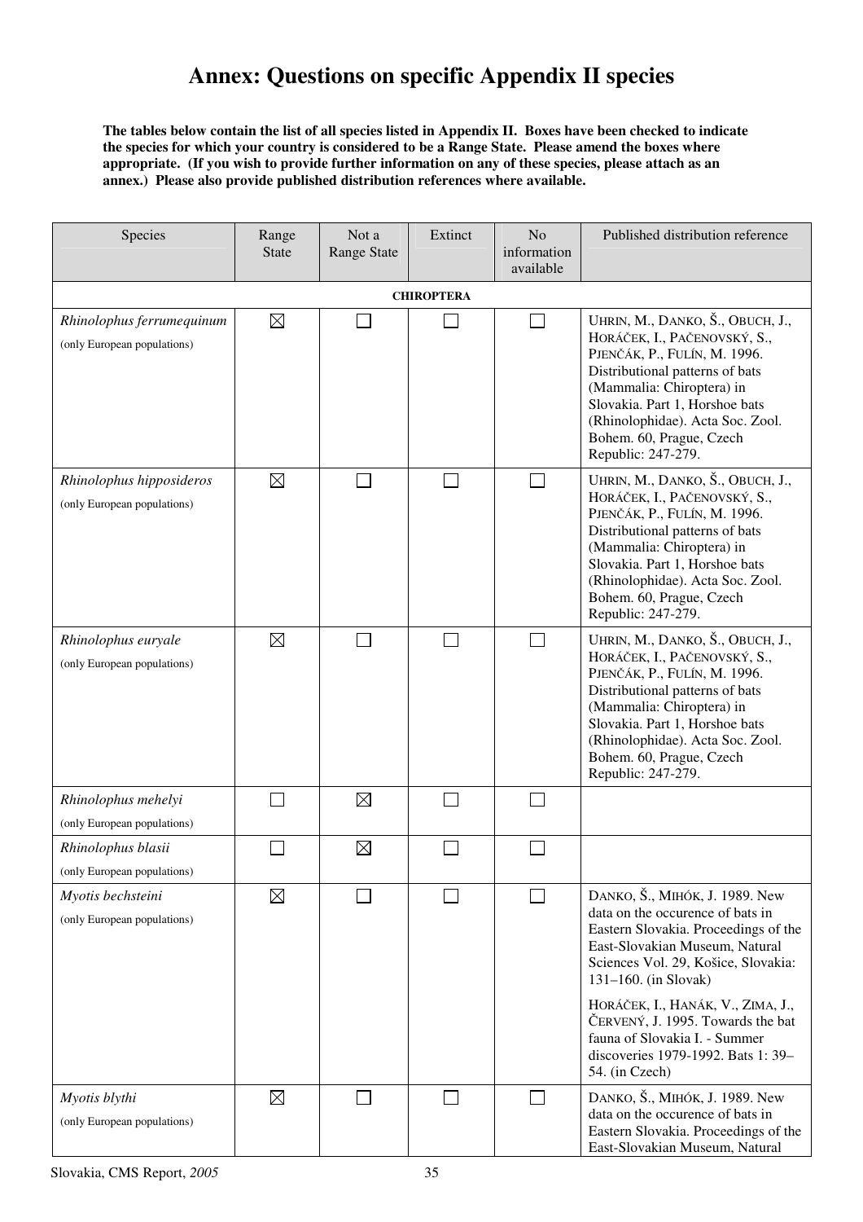# Annex: Questions on specific Appendix II species

**The tables below contain the list of all species listed in Appendix II. Boxes have been checked to indicate the species for which your country is considered to be a Range State. Please amend the boxes where appropriate. (If you wish to provide further information on any of these species, please attach as an annex.) Please also provide published distribution references where available.**

| Species | Range State | Not a Range State | Extinct | No information available | Published distribution reference |
|---|---|---|---|---|---|
| **CHIROPTERA** | | | | | |
| *Rhinolophus ferrumequinum* (only European populations) | ☒ | ☐ | ☐ | ☐ | UHRIN, M., DANKO, Š., OBUCH, J., HORÁČEK, I., PAČENOVSKÝ, S., PJENČÁK, P., FULÍN, M. 1996. Distributional patterns of bats (Mammalia: Chiroptera) in Slovakia. Part 1, Horshoe bats (Rhinolophidae). Acta Soc. Zool. Bohem. 60, Prague, Czech Republic: 247-279. |
| *Rhinolophus hipposideros* (only European populations) | ☒ | ☐ | ☐ | ☐ | UHRIN, M., DANKO, Š., OBUCH, J., HORÁČEK, I., PAČENOVSKÝ, S., PJENČÁK, P., FULÍN, M. 1996. Distributional patterns of bats (Mammalia: Chiroptera) in Slovakia. Part 1, Horshoe bats (Rhinolophidae). Acta Soc. Zool. Bohem. 60, Prague, Czech Republic: 247-279. |
| *Rhinolophus euryale* (only European populations) | ☒ | ☐ | ☐ | ☐ | UHRIN, M., DANKO, Š., OBUCH, J., HORÁČEK, I., PAČENOVSKÝ, S., PJENČÁK, P., FULÍN, M. 1996. Distributional patterns of bats (Mammalia: Chiroptera) in Slovakia. Part 1, Horshoe bats (Rhinolophidae). Acta Soc. Zool. Bohem. 60, Prague, Czech Republic: 247-279. |
| *Rhinolophus mehelyi* (only European populations) | ☐ | ☒ | ☐ | ☐ | |
| *Rhinolophus blasii* (only European populations) | ☐ | ☒ | ☐ | ☐ | |
| *Myotis bechsteini* (only European populations) | ☒ | ☐ | ☐ | ☐ | DANKO, Š., MIHÓK, J. 1989. New data on the occurence of bats in Eastern Slovakia. Proceedings of the East-Slovakian Museum, Natural Sciences Vol. 29, Košice, Slovakia: 131–160. (in Slovak)<br><br>HORÁČEK, I., HANÁK, V., ZIMA, J., ČERVENÝ, J. 1995. Towards the bat fauna of Slovakia I. - Summer discoveries 1979-1992. Bats 1: 39–54. (in Czech) |
| *Myotis blythi* (only European populations) | ☒ | ☐ | ☐ | ☐ | DANKO, Š., MIHÓK, J. 1989. New data on the occurence of bats in Eastern Slovakia. Proceedings of the East-Slovakian Museum, Natural |

Slovakia, CMS Report, *2005*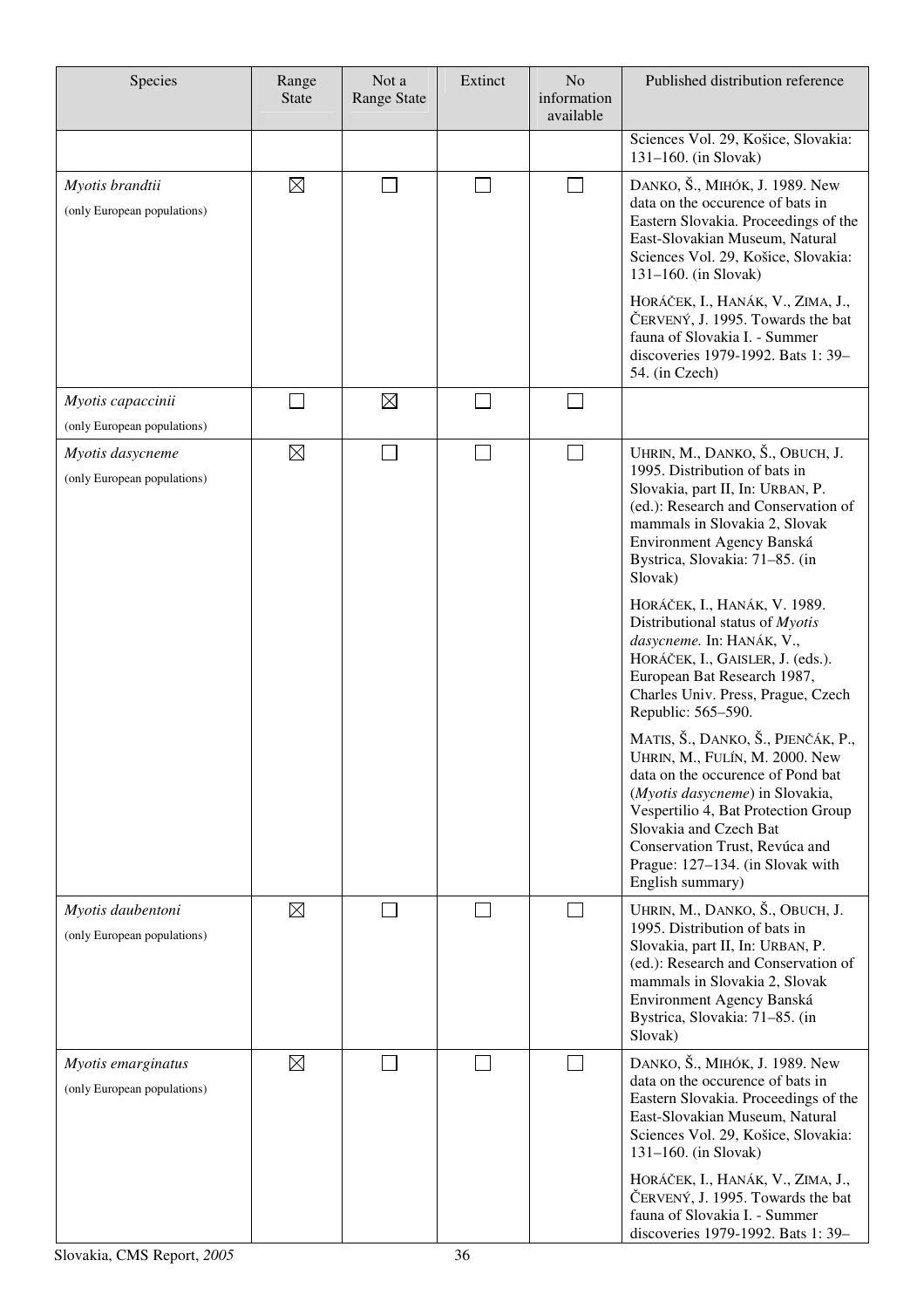| Species | Range State | Not a Range State | Extinct | No information available | Published distribution reference |
|---|---|---|---|---|---|
| | | | | | Sciences Vol. 29, Košice, Slovakia: 131–160. (in Slovak) |
| *Myotis brandtii* (only European populations) | ☒ | ☐ | ☐ | ☐ | DANKO, Š., MIHÓK, J. 1989. New data on the occurence of bats in Eastern Slovakia. Proceedings of the East-Slovakian Museum, Natural Sciences Vol. 29, Košice, Slovakia: 131–160. (in Slovak)<br><br>HORÁČEK, I., HANÁK, V., ZIMA, J., ČERVENÝ, J. 1995. Towards the bat fauna of Slovakia I. - Summer discoveries 1979-1992. Bats 1: 39–54. (in Czech) |
| *Myotis capaccinii* (only European populations) | ☐ | ☒ | ☐ | ☐ | |
| *Myotis dasycneme* (only European populations) | ☒ | ☐ | ☐ | ☐ | UHRIN, M., DANKO, Š., OBUCH, J. 1995. Distribution of bats in Slovakia, part II, In: URBAN, P. (ed.): Research and Conservation of mammals in Slovakia 2, Slovak Environment Agency Banská Bystrica, Slovakia: 71–85. (in Slovak)<br><br>HORÁČEK, I., HANÁK, V. 1989. Distributional status of *Myotis dasycneme.* In: HANÁK, V., HORÁČEK, I., GAISLER, J. (eds.). European Bat Research 1987, Charles Univ. Press, Prague, Czech Republic: 565–590.<br><br>MATIS, Š., DANKO, Š., PJENČÁK, P., UHRIN, M., FULÍN, M. 2000. New data on the occurence of Pond bat (*Myotis dasycneme*) in Slovakia, Vespertilio 4, Bat Protection Group Slovakia and Czech Bat Conservation Trust, Revúca and Prague: 127–134. (in Slovak with English summary) |
| *Myotis daubentoni* (only European populations) | ☒ | ☐ | ☐ | ☐ | UHRIN, M., DANKO, Š., OBUCH, J. 1995. Distribution of bats in Slovakia, part II, In: URBAN, P. (ed.): Research and Conservation of mammals in Slovakia 2, Slovak Environment Agency Banská Bystrica, Slovakia: 71–85. (in Slovak) |
| *Myotis emarginatus* (only European populations) | ☒ | ☐ | ☐ | ☐ | DANKO, Š., MIHÓK, J. 1989. New data on the occurence of bats in Eastern Slovakia. Proceedings of the East-Slovakian Museum, Natural Sciences Vol. 29, Košice, Slovakia: 131–160. (in Slovak)<br><br>HORÁČEK, I., HANÁK, V., ZIMA, J., ČERVENÝ, J. 1995. Towards the bat fauna of Slovakia I. - Summer discoveries 1979-1992. Bats 1: 39– |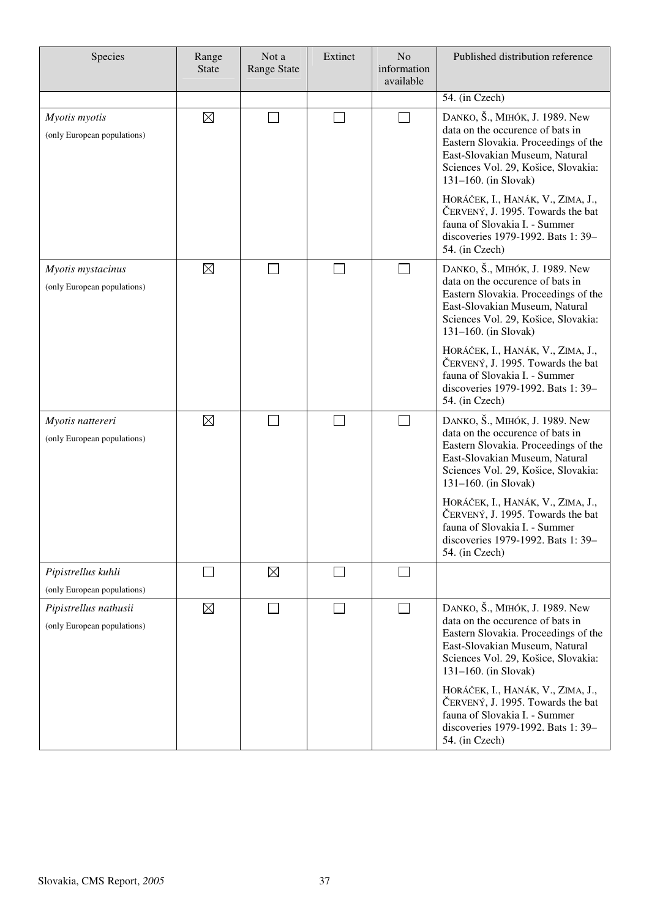| Species | Range State | Not a Range State | Extinct | No information available | Published distribution reference |
|---|---|---|---|---|---|
| | | | | | 54. (in Czech) |
| *Myotis myotis* (only European populations) | ☒ | ☐ | ☐ | ☐ | DANKO, Š., MIHÓK, J. 1989. New data on the occurence of bats in Eastern Slovakia. Proceedings of the East-Slovakian Museum, Natural Sciences Vol. 29, Košice, Slovakia: 131–160. (in Slovak)<br><br>HORÁČEK, I., HANÁK, V., ZIMA, J., ČERVENÝ, J. 1995. Towards the bat fauna of Slovakia I. - Summer discoveries 1979-1992. Bats 1: 39–54. (in Czech) |
| *Myotis mystacinus* (only European populations) | ☒ | ☐ | ☐ | ☐ | DANKO, Š., MIHÓK, J. 1989. New data on the occurence of bats in Eastern Slovakia. Proceedings of the East-Slovakian Museum, Natural Sciences Vol. 29, Košice, Slovakia: 131–160. (in Slovak)<br><br>HORÁČEK, I., HANÁK, V., ZIMA, J., ČERVENÝ, J. 1995. Towards the bat fauna of Slovakia I. - Summer discoveries 1979-1992. Bats 1: 39–54. (in Czech) |
| *Myotis nattereri* (only European populations) | ☒ | ☐ | ☐ | ☐ | DANKO, Š., MIHÓK, J. 1989. New data on the occurence of bats in Eastern Slovakia. Proceedings of the East-Slovakian Museum, Natural Sciences Vol. 29, Košice, Slovakia: 131–160. (in Slovak)<br><br>HORÁČEK, I., HANÁK, V., ZIMA, J., ČERVENÝ, J. 1995. Towards the bat fauna of Slovakia I. - Summer discoveries 1979-1992. Bats 1: 39–54. (in Czech) |
| *Pipistrellus kuhli* (only European populations) | ☐ | ☒ | ☐ | ☐ | |
| *Pipistrellus nathusii* (only European populations) | ☒ | ☐ | ☐ | ☐ | DANKO, Š., MIHÓK, J. 1989. New data on the occurence of bats in Eastern Slovakia. Proceedings of the East-Slovakian Museum, Natural Sciences Vol. 29, Košice, Slovakia: 131–160. (in Slovak)<br><br>HORÁČEK, I., HANÁK, V., ZIMA, J., ČERVENÝ, J. 1995. Towards the bat fauna of Slovakia I. - Summer discoveries 1979-1992. Bats 1: 39–54. (in Czech) |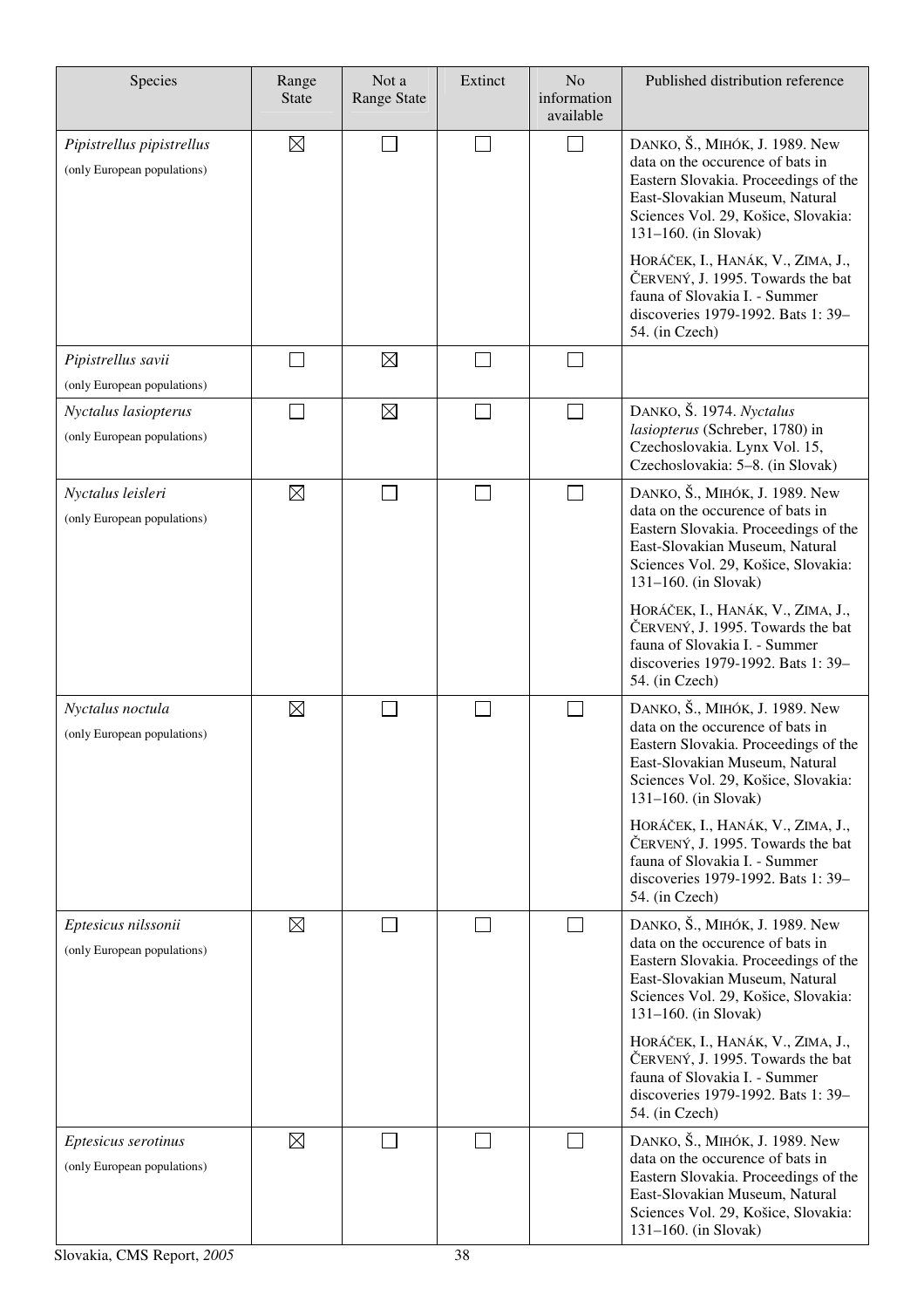| Species | Range State | Not a Range State | Extinct | No information available | Published distribution reference |
|---|---|---|---|---|---|
| *Pipistrellus pipistrellus* (only European populations) | ☒ | ☐ | ☐ | ☐ | DANKO, Š., MIHÓK, J. 1989. New data on the occurence of bats in Eastern Slovakia. Proceedings of the East-Slovakian Museum, Natural Sciences Vol. 29, Košice, Slovakia: 131–160. (in Slovak)<br><br>HORÁČEK, I., HANÁK, V., ZIMA, J., ČERVENÝ, J. 1995. Towards the bat fauna of Slovakia I. - Summer discoveries 1979-1992. Bats 1: 39–54. (in Czech) |
| *Pipistrellus savii* (only European populations) | ☐ | ☒ | ☐ | ☐ | |
| *Nyctalus lasiopterus* (only European populations) | ☐ | ☒ | ☐ | ☐ | DANKO, Š. 1974. *Nyctalus lasiopterus* (Schreber, 1780) in Czechoslovakia. Lynx Vol. 15, Czechoslovakia: 5–8. (in Slovak) |
| *Nyctalus leisleri* (only European populations) | ☒ | ☐ | ☐ | ☐ | DANKO, Š., MIHÓK, J. 1989. New data on the occurence of bats in Eastern Slovakia. Proceedings of the East-Slovakian Museum, Natural Sciences Vol. 29, Košice, Slovakia: 131–160. (in Slovak)<br><br>HORÁČEK, I., HANÁK, V., ZIMA, J., ČERVENÝ, J. 1995. Towards the bat fauna of Slovakia I. - Summer discoveries 1979-1992. Bats 1: 39–54. (in Czech) |
| *Nyctalus noctula* (only European populations) | ☒ | ☐ | ☐ | ☐ | DANKO, Š., MIHÓK, J. 1989. New data on the occurence of bats in Eastern Slovakia. Proceedings of the East-Slovakian Museum, Natural Sciences Vol. 29, Košice, Slovakia: 131–160. (in Slovak)<br><br>HORÁČEK, I., HANÁK, V., ZIMA, J., ČERVENÝ, J. 1995. Towards the bat fauna of Slovakia I. - Summer discoveries 1979-1992. Bats 1: 39–54. (in Czech) |
| *Eptesicus nilssonii* (only European populations) | ☒ | ☐ | ☐ | ☐ | DANKO, Š., MIHÓK, J. 1989. New data on the occurence of bats in Eastern Slovakia. Proceedings of the East-Slovakian Museum, Natural Sciences Vol. 29, Košice, Slovakia: 131–160. (in Slovak)<br><br>HORÁČEK, I., HANÁK, V., ZIMA, J., ČERVENÝ, J. 1995. Towards the bat fauna of Slovakia I. - Summer discoveries 1979-1992. Bats 1: 39–54. (in Czech) |
| *Eptesicus serotinus* (only European populations) | ☒ | ☐ | ☐ | ☐ | DANKO, Š., MIHÓK, J. 1989. New data on the occurence of bats in Eastern Slovakia. Proceedings of the East-Slovakian Museum, Natural Sciences Vol. 29, Košice, Slovakia: 131–160. (in Slovak) |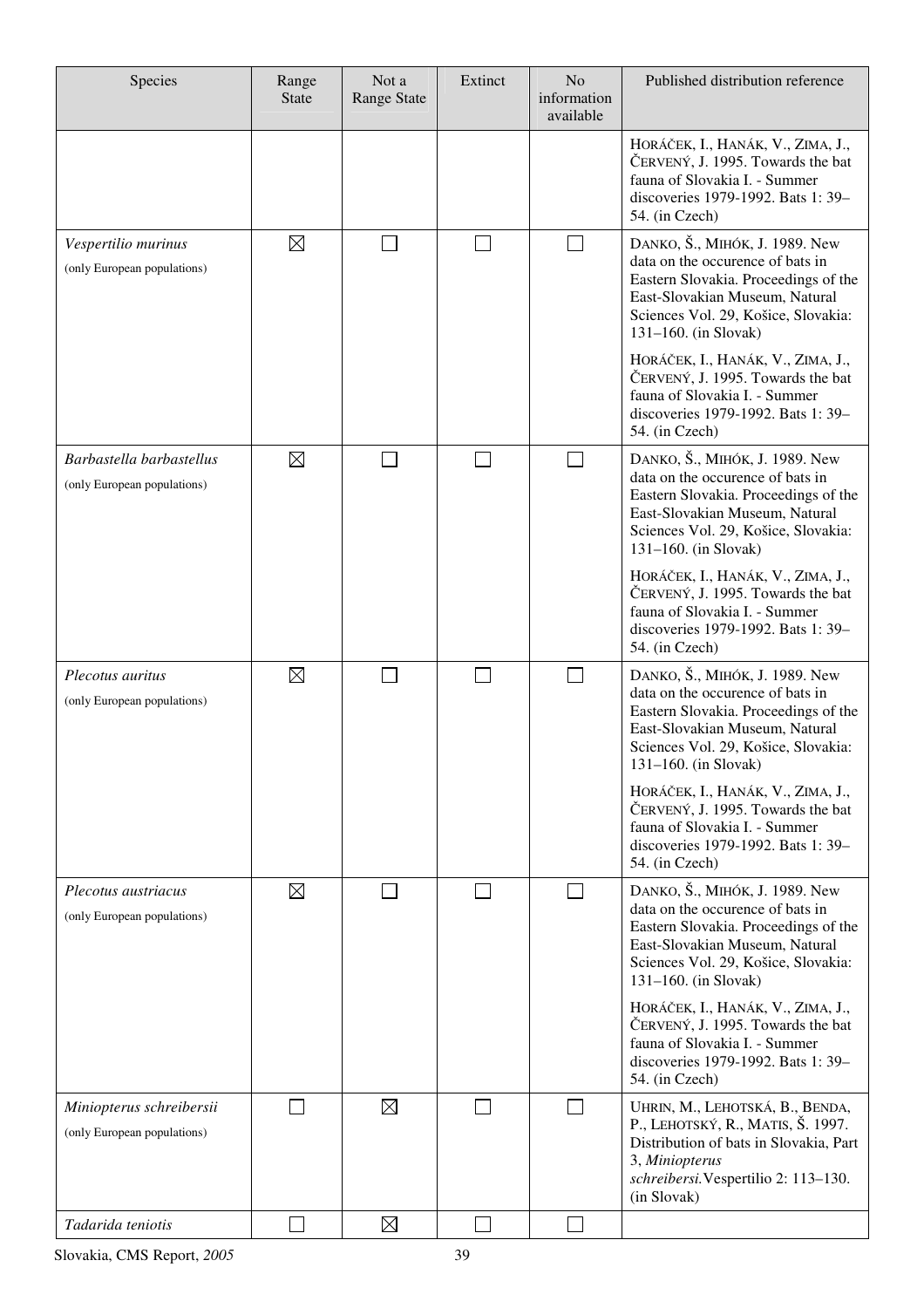| Species | Range State | Not a Range State | Extinct | No information available | Published distribution reference |
|---|---|---|---|---|---|
| | | | | | HORÁČEK, I., HANÁK, V., ZIMA, J., ČERVENÝ, J. 1995. Towards the bat fauna of Slovakia I. - Summer discoveries 1979-1992. Bats 1: 39–54. (in Czech) |
| *Vespertilio murinus* (only European populations) | ☒ | ☐ | ☐ | ☐ | DANKO, Š., MIHÓK, J. 1989. New data on the occurence of bats in Eastern Slovakia. Proceedings of the East-Slovakian Museum, Natural Sciences Vol. 29, Košice, Slovakia: 131–160. (in Slovak) HORÁČEK, I., HANÁK, V., ZIMA, J., ČERVENÝ, J. 1995. Towards the bat fauna of Slovakia I. - Summer discoveries 1979-1992. Bats 1: 39–54. (in Czech) |
| *Barbastella barbastellus* (only European populations) | ☒ | ☐ | ☐ | ☐ | DANKO, Š., MIHÓK, J. 1989. New data on the occurence of bats in Eastern Slovakia. Proceedings of the East-Slovakian Museum, Natural Sciences Vol. 29, Košice, Slovakia: 131–160. (in Slovak) HORÁČEK, I., HANÁK, V., ZIMA, J., ČERVENÝ, J. 1995. Towards the bat fauna of Slovakia I. - Summer discoveries 1979-1992. Bats 1: 39–54. (in Czech) |
| *Plecotus auritus* (only European populations) | ☒ | ☐ | ☐ | ☐ | DANKO, Š., MIHÓK, J. 1989. New data on the occurence of bats in Eastern Slovakia. Proceedings of the East-Slovakian Museum, Natural Sciences Vol. 29, Košice, Slovakia: 131–160. (in Slovak) HORÁČEK, I., HANÁK, V., ZIMA, J., ČERVENÝ, J. 1995. Towards the bat fauna of Slovakia I. - Summer discoveries 1979-1992. Bats 1: 39–54. (in Czech) |
| *Plecotus austriacus* (only European populations) | ☒ | ☐ | ☐ | ☐ | DANKO, Š., MIHÓK, J. 1989. New data on the occurence of bats in Eastern Slovakia. Proceedings of the East-Slovakian Museum, Natural Sciences Vol. 29, Košice, Slovakia: 131–160. (in Slovak) HORÁČEK, I., HANÁK, V., ZIMA, J., ČERVENÝ, J. 1995. Towards the bat fauna of Slovakia I. - Summer discoveries 1979-1992. Bats 1: 39–54. (in Czech) |
| *Miniopterus schreibersii* (only European populations) | ☐ | ☒ | ☐ | ☐ | UHRIN, M., LEHOTSKÁ, B., BENDA, P., LEHOTSKÝ, R., MATIS, Š. 1997. Distribution of bats in Slovakia, Part 3, *Miniopterus schreibersi.* Vespertilio 2: 113–130. (in Slovak) |
| *Tadarida teniotis* | ☐ | ☒ | ☐ | ☐ | |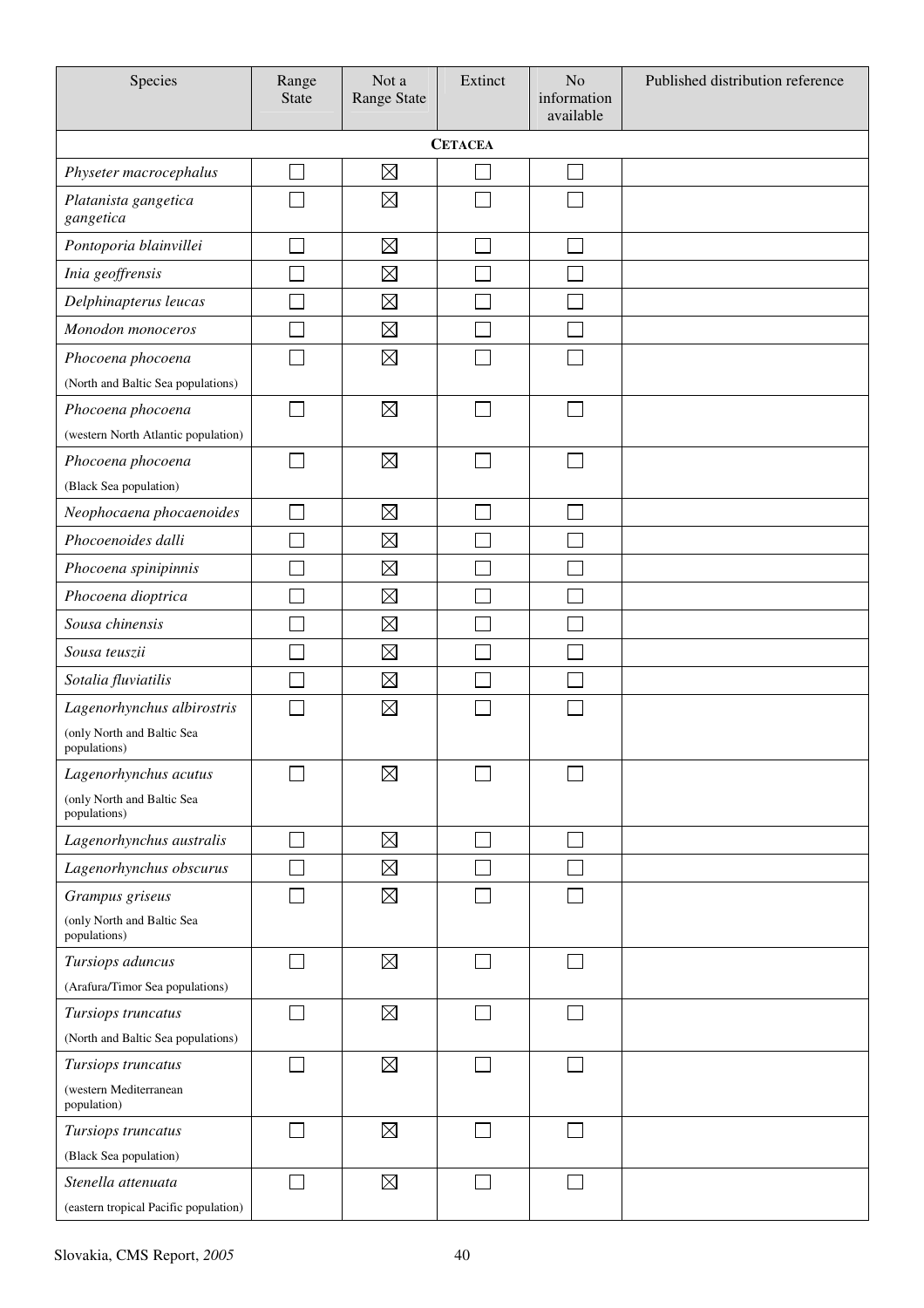| Species | Range State | Not a Range State | Extinct | No information available | Published distribution reference |
|---|---|---|---|---|---|
| **CETACEA** | | | | | |
| *Physeter macrocephalus* | ☐ | ☒ | ☐ | ☐ | |
| *Platanista gangetica gangetica* | ☐ | ☒ | ☐ | ☐ | |
| *Pontoporia blainvillei* | ☐ | ☒ | ☐ | ☐ | |
| *Inia geoffrensis* | ☐ | ☒ | ☐ | ☐ | |
| *Delphinapterus leucas* | ☐ | ☒ | ☐ | ☐ | |
| *Monodon monoceros* | ☐ | ☒ | ☐ | ☐ | |
| *Phocoena phocoena* (North and Baltic Sea populations) | ☐ | ☒ | ☐ | ☐ | |
| *Phocoena phocoena* (western North Atlantic population) | ☐ | ☒ | ☐ | ☐ | |
| *Phocoena phocoena* (Black Sea population) | ☐ | ☒ | ☐ | ☐ | |
| *Neophocaena phocaenoides* | ☐ | ☒ | ☐ | ☐ | |
| *Phocoenoides dalli* | ☐ | ☒ | ☐ | ☐ | |
| *Phocoena spinipinnis* | ☐ | ☒ | ☐ | ☐ | |
| *Phocoena dioptrica* | ☐ | ☒ | ☐ | ☐ | |
| *Sousa chinensis* | ☐ | ☒ | ☐ | ☐ | |
| *Sousa teuszii* | ☐ | ☒ | ☐ | ☐ | |
| *Sotalia fluviatilis* | ☐ | ☒ | ☐ | ☐ | |
| *Lagenorhynchus albirostris* (only North and Baltic Sea populations) | ☐ | ☒ | ☐ | ☐ | |
| *Lagenorhynchus acutus* (only North and Baltic Sea populations) | ☐ | ☒ | ☐ | ☐ | |
| *Lagenorhynchus australis* | ☐ | ☒ | ☐ | ☐ | |
| *Lagenorhynchus obscurus* | ☐ | ☒ | ☐ | ☐ | |
| *Grampus griseus* (only North and Baltic Sea populations) | ☐ | ☒ | ☐ | ☐ | |
| *Tursiops aduncus* (Arafura/Timor Sea populations) | ☐ | ☒ | ☐ | ☐ | |
| *Tursiops truncatus* (North and Baltic Sea populations) | ☐ | ☒ | ☐ | ☐ | |
| *Tursiops truncatus* (western Mediterranean population) | ☐ | ☒ | ☐ | ☐ | |
| *Tursiops truncatus* (Black Sea population) | ☐ | ☒ | ☐ | ☐ | |
| *Stenella attenuata* (eastern tropical Pacific population) | ☐ | ☒ | ☐ | ☐ | |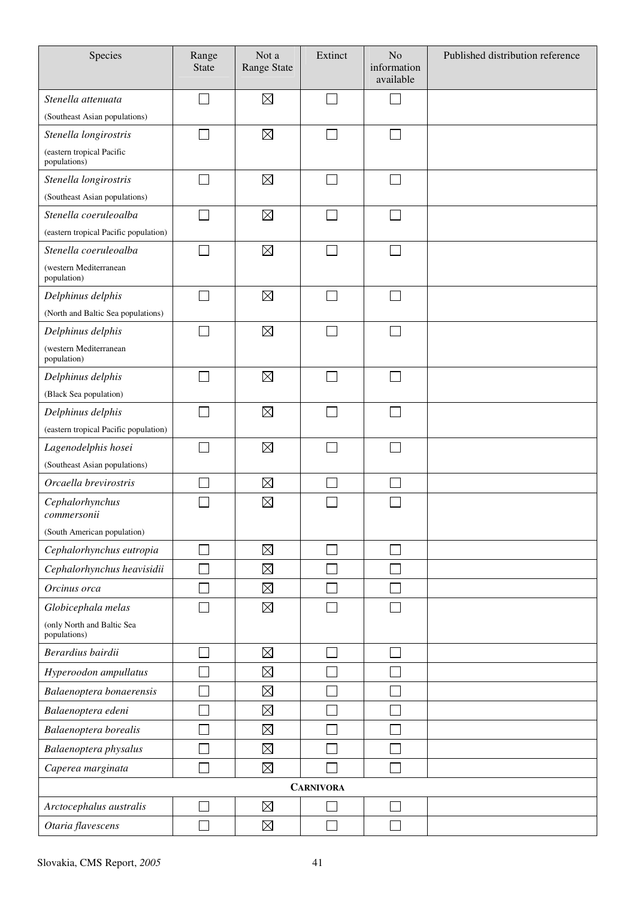| Species | Range State | Not a Range State | Extinct | No information available | Published distribution reference |
|---|---|---|---|---|---|
| *Stenella attenuata* (Southeast Asian populations) | ☐ | ☒ | ☐ | ☐ | |
| *Stenella longirostris* (eastern tropical Pacific populations) | ☐ | ☒ | ☐ | ☐ | |
| *Stenella longirostris* (Southeast Asian populations) | ☐ | ☒ | ☐ | ☐ | |
| *Stenella coeruleoalba* (eastern tropical Pacific population) | ☐ | ☒ | ☐ | ☐ | |
| *Stenella coeruleoalba* (western Mediterranean population) | ☐ | ☒ | ☐ | ☐ | |
| *Delphinus delphis* (North and Baltic Sea populations) | ☐ | ☒ | ☐ | ☐ | |
| *Delphinus delphis* (western Mediterranean population) | ☐ | ☒ | ☐ | ☐ | |
| *Delphinus delphis* (Black Sea population) | ☐ | ☒ | ☐ | ☐ | |
| *Delphinus delphis* (eastern tropical Pacific population) | ☐ | ☒ | ☐ | ☐ | |
| *Lagenodelphis hosei* (Southeast Asian populations) | ☐ | ☒ | ☐ | ☐ | |
| *Orcaella brevirostris* | ☐ | ☒ | ☐ | ☐ | |
| *Cephalorhynchus commersonii* (South American population) | ☐ | ☒ | ☐ | ☐ | |
| *Cephalorhynchus eutropia* | ☐ | ☒ | ☐ | ☐ | |
| *Cephalorhynchus heavisidii* | ☐ | ☒ | ☐ | ☐ | |
| *Orcinus orca* | ☐ | ☒ | ☐ | ☐ | |
| *Globicephala melas* (only North and Baltic Sea populations) | ☐ | ☒ | ☐ | ☐ | |
| *Berardius bairdii* | ☐ | ☒ | ☐ | ☐ | |
| *Hyperoodon ampullatus* | ☐ | ☒ | ☐ | ☐ | |
| *Balaenoptera bonaerensis* | ☐ | ☒ | ☐ | ☐ | |
| *Balaenoptera edeni* | ☐ | ☒ | ☐ | ☐ | |
| *Balaenoptera borealis* | ☐ | ☒ | ☐ | ☐ | |
| *Balaenoptera physalus* | ☐ | ☒ | ☐ | ☐ | |
| *Caperea marginata* | ☐ | ☒ | ☐ | ☐ | |
| **CARNIVORA** | | | | | |
| *Arctocephalus australis* | ☐ | ☒ | ☐ | ☐ | |
| *Otaria flavescens* | ☐ | ☒ | ☐ | ☐ | |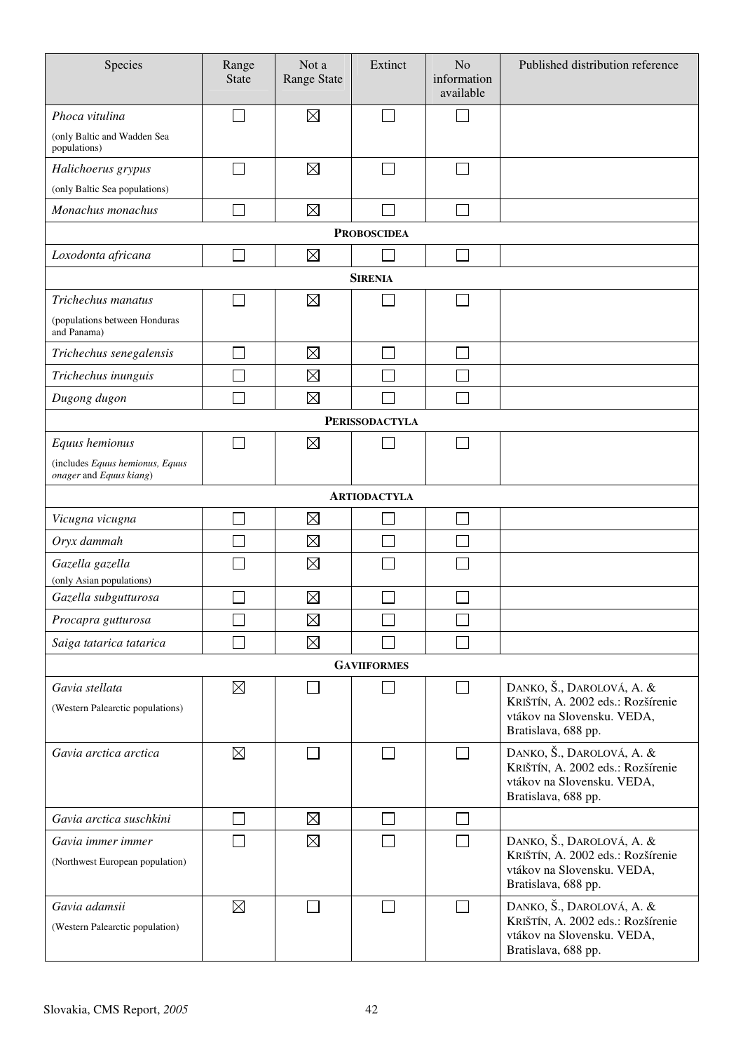| Species | Range State | Not a Range State | Extinct | No information available | Published distribution reference |
|---|---|---|---|---|---|
| *Phoca vitulina* (only Baltic and Wadden Sea populations) | ☐ | ☒ | ☐ | ☐ | |
| *Halichoerus grypus* (only Baltic Sea populations) | ☐ | ☒ | ☐ | ☐ | |
| *Monachus monachus* | ☐ | ☒ | ☐ | ☐ | |
| **PROBOSCIDEA** | | | | | |
| *Loxodonta africana* | ☐ | ☒ | ☐ | ☐ | |
| **SIRENIA** | | | | | |
| *Trichechus manatus* (populations between Honduras and Panama) | ☐ | ☒ | ☐ | ☐ | |
| *Trichechus senegalensis* | ☐ | ☒ | ☐ | ☐ | |
| *Trichechus inunguis* | ☐ | ☒ | ☐ | ☐ | |
| *Dugong dugon* | ☐ | ☒ | ☐ | ☐ | |
| **PERISSODACTYLA** | | | | | |
| *Equus hemionus* (includes *Equus hemionus*, *Equus onager* and *Equus kiang*) | ☐ | ☒ | ☐ | ☐ | |
| **ARTIODACTYLA** | | | | | |
| *Vicugna vicugna* | ☐ | ☒ | ☐ | ☐ | |
| *Oryx dammah* | ☐ | ☒ | ☐ | ☐ | |
| *Gazella gazella* (only Asian populations) | ☐ | ☒ | ☐ | ☐ | |
| *Gazella subgutturosa* | ☐ | ☒ | ☐ | ☐ | |
| *Procapra gutturosa* | ☐ | ☒ | ☐ | ☐ | |
| *Saiga tatarica tatarica* | ☐ | ☒ | ☐ | ☐ | |
| **GAVIIFORMES** | | | | | |
| *Gavia stellata* (Western Palearctic populations) | ☒ | ☐ | ☐ | ☐ | DANKO, Š., DAROLOVÁ, A. & KRIŠTÍN, A. 2002 eds.: Rozšírenie vtákov na Slovensku. VEDA, Bratislava, 688 pp. |
| *Gavia arctica arctica* | ☒ | ☐ | ☐ | ☐ | DANKO, Š., DAROLOVÁ, A. & KRIŠTÍN, A. 2002 eds.: Rozšírenie vtákov na Slovensku. VEDA, Bratislava, 688 pp. |
| *Gavia arctica suschkini* | ☐ | ☒ | ☐ | ☐ | |
| *Gavia immer immer* (Northwest European population) | ☐ | ☒ | ☐ | ☐ | DANKO, Š., DAROLOVÁ, A. & KRIŠTÍN, A. 2002 eds.: Rozšírenie vtákov na Slovensku. VEDA, Bratislava, 688 pp. |
| *Gavia adamsii* (Western Palearctic population) | ☒ | ☐ | ☐ | ☐ | DANKO, Š., DAROLOVÁ, A. & KRIŠTÍN, A. 2002 eds.: Rozšírenie vtákov na Slovensku. VEDA, Bratislava, 688 pp. |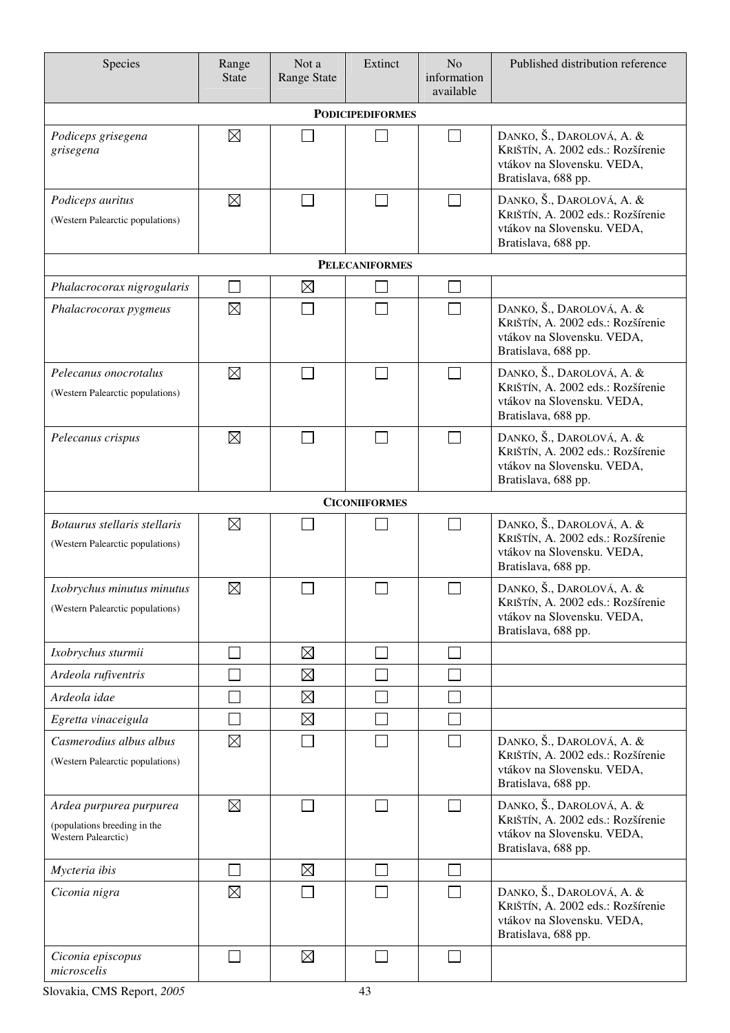| Species | Range State | Not a Range State | Extinct | No information available | Published distribution reference |
|---|---|---|---|---|---|
| **PODICIPEDIFORMES** | | | | | |
| *Podiceps grisegena grisegena* | ☒ | ☐ | ☐ | ☐ | DANKO, Š., DAROLOVÁ, A. & KRIŠTÍN, A. 2002 eds.: Rozšírenie vtákov na Slovensku. VEDA, Bratislava, 688 pp. |
| *Podiceps auritus* (Western Palearctic populations) | ☒ | ☐ | ☐ | ☐ | DANKO, Š., DAROLOVÁ, A. & KRIŠTÍN, A. 2002 eds.: Rozšírenie vtákov na Slovensku. VEDA, Bratislava, 688 pp. |
| **PELECANIFORMES** | | | | | |
| *Phalacrocorax nigrogularis* | ☐ | ☒ | ☐ | ☐ | |
| *Phalacrocorax pygmeus* | ☒ | ☐ | ☐ | ☐ | DANKO, Š., DAROLOVÁ, A. & KRIŠTÍN, A. 2002 eds.: Rozšírenie vtákov na Slovensku. VEDA, Bratislava, 688 pp. |
| *Pelecanus onocrotalus* (Western Palearctic populations) | ☒ | ☐ | ☐ | ☐ | DANKO, Š., DAROLOVÁ, A. & KRIŠTÍN, A. 2002 eds.: Rozšírenie vtákov na Slovensku. VEDA, Bratislava, 688 pp. |
| *Pelecanus crispus* | ☒ | ☐ | ☐ | ☐ | DANKO, Š., DAROLOVÁ, A. & KRIŠTÍN, A. 2002 eds.: Rozšírenie vtákov na Slovensku. VEDA, Bratislava, 688 pp. |
| **CICONIIFORMES** | | | | | |
| *Botaurus stellaris stellaris* (Western Palearctic populations) | ☒ | ☐ | ☐ | ☐ | DANKO, Š., DAROLOVÁ, A. & KRIŠTÍN, A. 2002 eds.: Rozšírenie vtákov na Slovensku. VEDA, Bratislava, 688 pp. |
| *Ixobrychus minutus minutus* (Western Palearctic populations) | ☒ | ☐ | ☐ | ☐ | DANKO, Š., DAROLOVÁ, A. & KRIŠTÍN, A. 2002 eds.: Rozšírenie vtákov na Slovensku. VEDA, Bratislava, 688 pp. |
| *Ixobrychus sturmii* | ☐ | ☒ | ☐ | ☐ | |
| *Ardeola rufiventris* | ☐ | ☒ | ☐ | ☐ | |
| *Ardeola idae* | ☐ | ☒ | ☐ | ☐ | |
| *Egretta vinaceigula* | ☐ | ☒ | ☐ | ☐ | |
| *Casmerodius albus albus* (Western Palearctic populations) | ☒ | ☐ | ☐ | ☐ | DANKO, Š., DAROLOVÁ, A. & KRIŠTÍN, A. 2002 eds.: Rozšírenie vtákov na Slovensku. VEDA, Bratislava, 688 pp. |
| *Ardea purpurea purpurea* (populations breeding in the Western Palearctic) | ☒ | ☐ | ☐ | ☐ | DANKO, Š., DAROLOVÁ, A. & KRIŠTÍN, A. 2002 eds.: Rozšírenie vtákov na Slovensku. VEDA, Bratislava, 688 pp. |
| *Mycteria ibis* | ☐ | ☒ | ☐ | ☐ | |
| *Ciconia nigra* | ☒ | ☐ | ☐ | ☐ | DANKO, Š., DAROLOVÁ, A. & KRIŠTÍN, A. 2002 eds.: Rozšírenie vtákov na Slovensku. VEDA, Bratislava, 688 pp. |
| *Ciconia episcopus microscelis* | ☐ | ☒ | ☐ | ☐ | |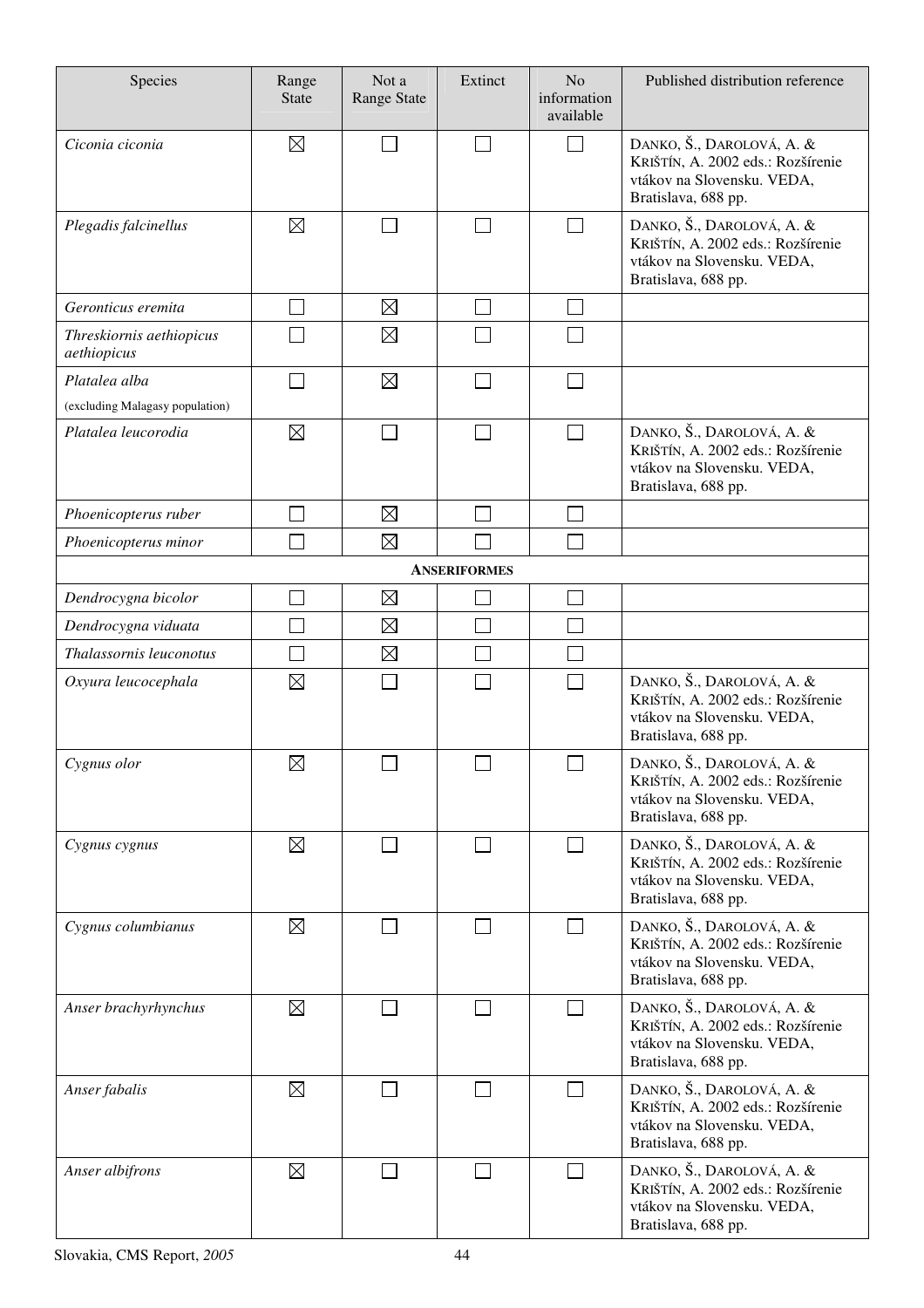| Species | Range State | Not a Range State | Extinct | No information available | Published distribution reference |
|---|---|---|---|---|---|
| *Ciconia ciconia* | ☒ | ☐ | ☐ | ☐ | DANKO, Š., DAROLOVÁ, A. & KRIŠTÍN, A. 2002 eds.: Rozšírenie vtákov na Slovensku. VEDA, Bratislava, 688 pp. |
| *Plegadis falcinellus* | ☒ | ☐ | ☐ | ☐ | DANKO, Š., DAROLOVÁ, A. & KRIŠTÍN, A. 2002 eds.: Rozšírenie vtákov na Slovensku. VEDA, Bratislava, 688 pp. |
| *Geronticus eremita* | ☐ | ☒ | ☐ | ☐ | |
| *Threskiornis aethiopicus aethiopicus* | ☐ | ☒ | ☐ | ☐ | |
| *Platalea alba* (excluding Malagasy population) | ☐ | ☒ | ☐ | ☐ | |
| *Platalea leucorodia* | ☒ | ☐ | ☐ | ☐ | DANKO, Š., DAROLOVÁ, A. & KRIŠTÍN, A. 2002 eds.: Rozšírenie vtákov na Slovensku. VEDA, Bratislava, 688 pp. |
| *Phoenicopterus ruber* | ☐ | ☒ | ☐ | ☐ | |
| *Phoenicopterus minor* | ☐ | ☒ | ☐ | ☐ | |
| | | | **ANSERIFORMES** | | |
| *Dendrocygna bicolor* | ☐ | ☒ | ☐ | ☐ | |
| *Dendrocygna viduata* | ☐ | ☒ | ☐ | ☐ | |
| *Thalassornis leuconotus* | ☐ | ☒ | ☐ | ☐ | |
| *Oxyura leucocephala* | ☒ | ☐ | ☐ | ☐ | DANKO, Š., DAROLOVÁ, A. & KRIŠTÍN, A. 2002 eds.: Rozšírenie vtákov na Slovensku. VEDA, Bratislava, 688 pp. |
| *Cygnus olor* | ☒ | ☐ | ☐ | ☐ | DANKO, Š., DAROLOVÁ, A. & KRIŠTÍN, A. 2002 eds.: Rozšírenie vtákov na Slovensku. VEDA, Bratislava, 688 pp. |
| *Cygnus cygnus* | ☒ | ☐ | ☐ | ☐ | DANKO, Š., DAROLOVÁ, A. & KRIŠTÍN, A. 2002 eds.: Rozšírenie vtákov na Slovensku. VEDA, Bratislava, 688 pp. |
| *Cygnus columbianus* | ☒ | ☐ | ☐ | ☐ | DANKO, Š., DAROLOVÁ, A. & KRIŠTÍN, A. 2002 eds.: Rozšírenie vtákov na Slovensku. VEDA, Bratislava, 688 pp. |
| *Anser brachyrhynchus* | ☒ | ☐ | ☐ | ☐ | DANKO, Š., DAROLOVÁ, A. & KRIŠTÍN, A. 2002 eds.: Rozšírenie vtákov na Slovensku. VEDA, Bratislava, 688 pp. |
| *Anser fabalis* | ☒ | ☐ | ☐ | ☐ | DANKO, Š., DAROLOVÁ, A. & KRIŠTÍN, A. 2002 eds.: Rozšírenie vtákov na Slovensku. VEDA, Bratislava, 688 pp. |
| *Anser albifrons* | ☒ | ☐ | ☐ | ☐ | DANKO, Š., DAROLOVÁ, A. & KRIŠTÍN, A. 2002 eds.: Rozšírenie vtákov na Slovensku. VEDA, Bratislava, 688 pp. |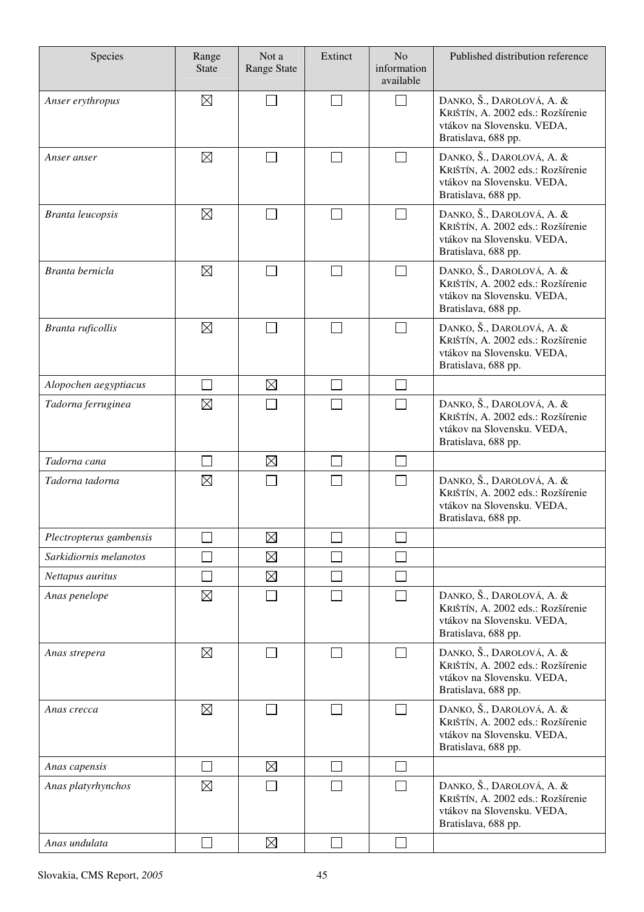| Species | Range State | Not a Range State | Extinct | No information available | Published distribution reference |
|---|---|---|---|---|---|
| *Anser erythropus* | ☒ | ☐ | ☐ | ☐ | DANKO, Š., DAROLOVÁ, A. & KRIŠTÍN, A. 2002 eds.: Rozšírenie vtákov na Slovensku. VEDA, Bratislava, 688 pp. |
| *Anser anser* | ☒ | ☐ | ☐ | ☐ | DANKO, Š., DAROLOVÁ, A. & KRIŠTÍN, A. 2002 eds.: Rozšírenie vtákov na Slovensku. VEDA, Bratislava, 688 pp. |
| *Branta leucopsis* | ☒ | ☐ | ☐ | ☐ | DANKO, Š., DAROLOVÁ, A. & KRIŠTÍN, A. 2002 eds.: Rozšírenie vtákov na Slovensku. VEDA, Bratislava, 688 pp. |
| *Branta bernicla* | ☒ | ☐ | ☐ | ☐ | DANKO, Š., DAROLOVÁ, A. & KRIŠTÍN, A. 2002 eds.: Rozšírenie vtákov na Slovensku. VEDA, Bratislava, 688 pp. |
| *Branta ruficollis* | ☒ | ☐ | ☐ | ☐ | DANKO, Š., DAROLOVÁ, A. & KRIŠTÍN, A. 2002 eds.: Rozšírenie vtákov na Slovensku. VEDA, Bratislava, 688 pp. |
| *Alopochen aegyptiacus* | ☐ | ☒ | ☐ | ☐ | |
| *Tadorna ferruginea* | ☒ | ☐ | ☐ | ☐ | DANKO, Š., DAROLOVÁ, A. & KRIŠTÍN, A. 2002 eds.: Rozšírenie vtákov na Slovensku. VEDA, Bratislava, 688 pp. |
| *Tadorna cana* | ☐ | ☒ | ☐ | ☐ | |
| *Tadorna tadorna* | ☒ | ☐ | ☐ | ☐ | DANKO, Š., DAROLOVÁ, A. & KRIŠTÍN, A. 2002 eds.: Rozšírenie vtákov na Slovensku. VEDA, Bratislava, 688 pp. |
| *Plectropterus gambensis* | ☐ | ☒ | ☐ | ☐ | |
| *Sarkidiornis melanotos* | ☐ | ☒ | ☐ | ☐ | |
| *Nettapus auritus* | ☐ | ☒ | ☐ | ☐ | |
| *Anas penelope* | ☒ | ☐ | ☐ | ☐ | DANKO, Š., DAROLOVÁ, A. & KRIŠTÍN, A. 2002 eds.: Rozšírenie vtákov na Slovensku. VEDA, Bratislava, 688 pp. |
| *Anas strepera* | ☒ | ☐ | ☐ | ☐ | DANKO, Š., DAROLOVÁ, A. & KRIŠTÍN, A. 2002 eds.: Rozšírenie vtákov na Slovensku. VEDA, Bratislava, 688 pp. |
| *Anas crecca* | ☒ | ☐ | ☐ | ☐ | DANKO, Š., DAROLOVÁ, A. & KRIŠTÍN, A. 2002 eds.: Rozšírenie vtákov na Slovensku. VEDA, Bratislava, 688 pp. |
| *Anas capensis* | ☐ | ☒ | ☐ | ☐ | |
| *Anas platyrhynchos* | ☒ | ☐ | ☐ | ☐ | DANKO, Š., DAROLOVÁ, A. & KRIŠTÍN, A. 2002 eds.: Rozšírenie vtákov na Slovensku. VEDA, Bratislava, 688 pp. |
| *Anas undulata* | ☐ | ☒ | ☐ | ☐ | |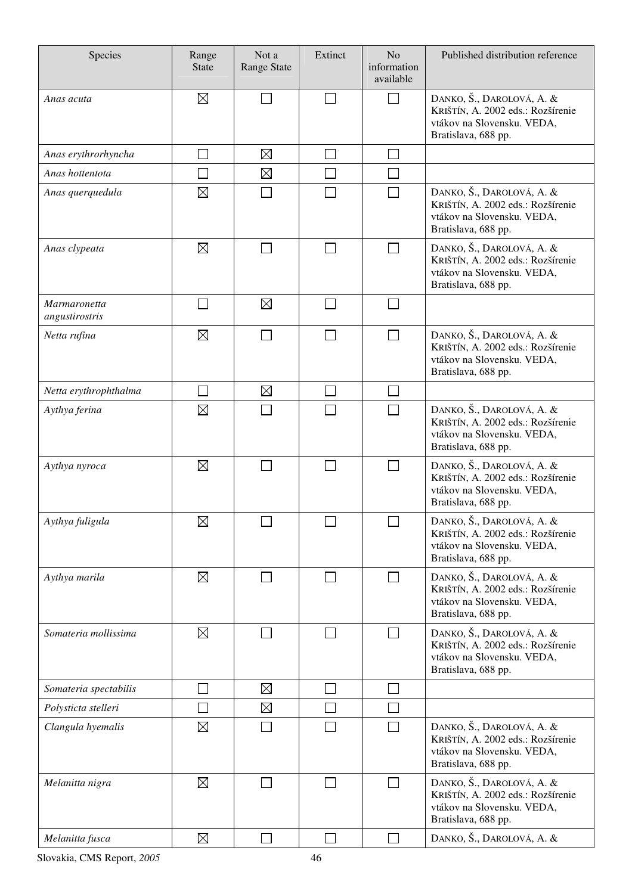| Species | Range State | Not a Range State | Extinct | No information available | Published distribution reference |
|---|---|---|---|---|---|
| *Anas acuta* | ☒ | ☐ | ☐ | ☐ | DANKO, Š., DAROLOVÁ, A. & KRIŠTÍN, A. 2002 eds.: Rozšírenie vtákov na Slovensku. VEDA, Bratislava, 688 pp. |
| *Anas erythrorhyncha* | ☐ | ☒ | ☐ | ☐ | |
| *Anas hottentota* | ☐ | ☒ | ☐ | ☐ | |
| *Anas querquedula* | ☒ | ☐ | ☐ | ☐ | DANKO, Š., DAROLOVÁ, A. & KRIŠTÍN, A. 2002 eds.: Rozšírenie vtákov na Slovensku. VEDA, Bratislava, 688 pp. |
| *Anas clypeata* | ☒ | ☐ | ☐ | ☐ | DANKO, Š., DAROLOVÁ, A. & KRIŠTÍN, A. 2002 eds.: Rozšírenie vtákov na Slovensku. VEDA, Bratislava, 688 pp. |
| *Marmaronetta angustirostris* | ☐ | ☒ | ☐ | ☐ | |
| *Netta rufina* | ☒ | ☐ | ☐ | ☐ | DANKO, Š., DAROLOVÁ, A. & KRIŠTÍN, A. 2002 eds.: Rozšírenie vtákov na Slovensku. VEDA, Bratislava, 688 pp. |
| *Netta erythrophthalma* | ☐ | ☒ | ☐ | ☐ | |
| *Aythya ferina* | ☒ | ☐ | ☐ | ☐ | DANKO, Š., DAROLOVÁ, A. & KRIŠTÍN, A. 2002 eds.: Rozšírenie vtákov na Slovensku. VEDA, Bratislava, 688 pp. |
| *Aythya nyroca* | ☒ | ☐ | ☐ | ☐ | DANKO, Š., DAROLOVÁ, A. & KRIŠTÍN, A. 2002 eds.: Rozšírenie vtákov na Slovensku. VEDA, Bratislava, 688 pp. |
| *Aythya fuligula* | ☒ | ☐ | ☐ | ☐ | DANKO, Š., DAROLOVÁ, A. & KRIŠTÍN, A. 2002 eds.: Rozšírenie vtákov na Slovensku. VEDA, Bratislava, 688 pp. |
| *Aythya marila* | ☒ | ☐ | ☐ | ☐ | DANKO, Š., DAROLOVÁ, A. & KRIŠTÍN, A. 2002 eds.: Rozšírenie vtákov na Slovensku. VEDA, Bratislava, 688 pp. |
| *Somateria mollissima* | ☒ | ☐ | ☐ | ☐ | DANKO, Š., DAROLOVÁ, A. & KRIŠTÍN, A. 2002 eds.: Rozšírenie vtákov na Slovensku. VEDA, Bratislava, 688 pp. |
| *Somateria spectabilis* | ☐ | ☒ | ☐ | ☐ | |
| *Polysticta stelleri* | ☐ | ☒ | ☐ | ☐ | |
| *Clangula hyemalis* | ☒ | ☐ | ☐ | ☐ | DANKO, Š., DAROLOVÁ, A. & KRIŠTÍN, A. 2002 eds.: Rozšírenie vtákov na Slovensku. VEDA, Bratislava, 688 pp. |
| *Melanitta nigra* | ☒ | ☐ | ☐ | ☐ | DANKO, Š., DAROLOVÁ, A. & KRIŠTÍN, A. 2002 eds.: Rozšírenie vtákov na Slovensku. VEDA, Bratislava, 688 pp. |
| *Melanitta fusca* | ☒ | ☐ | ☐ | ☐ | DANKO, Š., DAROLOVÁ, A. & |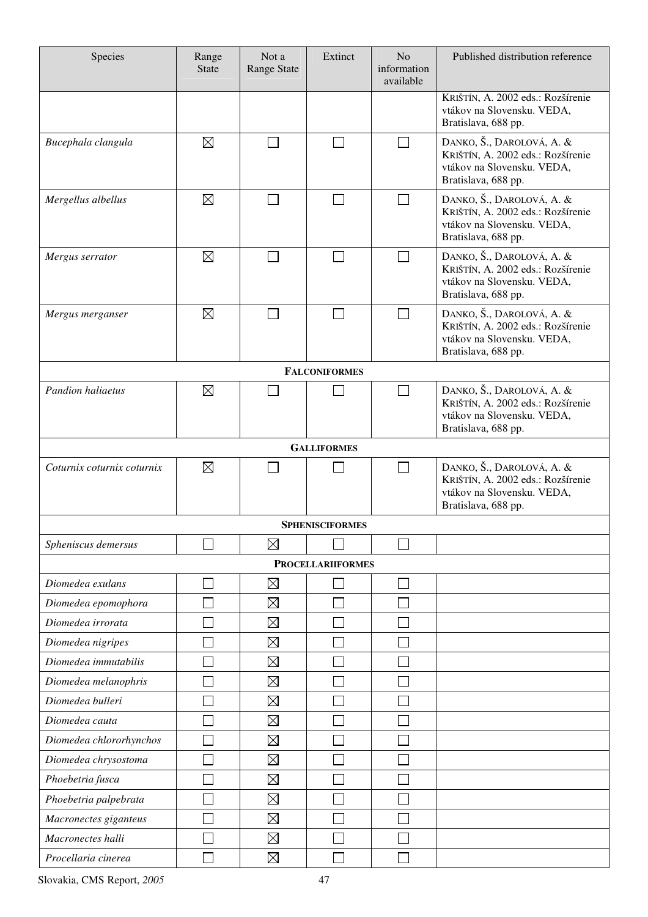| Species | Range State | Not a Range State | Extinct | No information available | Published distribution reference |
|---|---|---|---|---|---|
| | | | | | KRIŠTÍN, A. 2002 eds.: Rozšírenie vtákov na Slovensku. VEDA, Bratislava, 688 pp. |
| *Bucephala clangula* | ☒ | ☐ | ☐ | ☐ | DANKO, Š., DAROLOVÁ, A. & KRIŠTÍN, A. 2002 eds.: Rozšírenie vtákov na Slovensku. VEDA, Bratislava, 688 pp. |
| *Mergellus albellus* | ☒ | ☐ | ☐ | ☐ | DANKO, Š., DAROLOVÁ, A. & KRIŠTÍN, A. 2002 eds.: Rozšírenie vtákov na Slovensku. VEDA, Bratislava, 688 pp. |
| *Mergus serrator* | ☒ | ☐ | ☐ | ☐ | DANKO, Š., DAROLOVÁ, A. & KRIŠTÍN, A. 2002 eds.: Rozšírenie vtákov na Slovensku. VEDA, Bratislava, 688 pp. |
| *Mergus merganser* | ☒ | ☐ | ☐ | ☐ | DANKO, Š., DAROLOVÁ, A. & KRIŠTÍN, A. 2002 eds.: Rozšírenie vtákov na Slovensku. VEDA, Bratislava, 688 pp. |
| **FALCONIFORMES** | | | | | |
| *Pandion haliaetus* | ☒ | ☐ | ☐ | ☐ | DANKO, Š., DAROLOVÁ, A. & KRIŠTÍN, A. 2002 eds.: Rozšírenie vtákov na Slovensku. VEDA, Bratislava, 688 pp. |
| **GALLIFORMES** | | | | | |
| *Coturnix coturnix coturnix* | ☒ | ☐ | ☐ | ☐ | DANKO, Š., DAROLOVÁ, A. & KRIŠTÍN, A. 2002 eds.: Rozšírenie vtákov na Slovensku. VEDA, Bratislava, 688 pp. |
| **SPHENISCIFORMES** | | | | | |
| *Spheniscus demersus* | ☐ | ☒ | ☐ | ☐ | |
| **PROCELLARIIFORMES** | | | | | |
| *Diomedea exulans* | ☐ | ☒ | ☐ | ☐ | |
| *Diomedea epomophora* | ☐ | ☒ | ☐ | ☐ | |
| *Diomedea irrorata* | ☐ | ☒ | ☐ | ☐ | |
| *Diomedea nigripes* | ☐ | ☒ | ☐ | ☐ | |
| *Diomedea immutabilis* | ☐ | ☒ | ☐ | ☐ | |
| *Diomedea melanophris* | ☐ | ☒ | ☐ | ☐ | |
| *Diomedea bulleri* | ☐ | ☒ | ☐ | ☐ | |
| *Diomedea cauta* | ☐ | ☒ | ☐ | ☐ | |
| *Diomedea chlororhynchos* | ☐ | ☒ | ☐ | ☐ | |
| *Diomedea chrysostoma* | ☐ | ☒ | ☐ | ☐ | |
| *Phoebetria fusca* | ☐ | ☒ | ☐ | ☐ | |
| *Phoebetria palpebrata* | ☐ | ☒ | ☐ | ☐ | |
| *Macronectes giganteus* | ☐ | ☒ | ☐ | ☐ | |
| *Macronectes halli* | ☐ | ☒ | ☐ | ☐ | |
| *Procellaria cinerea* | ☐ | ☒ | ☐ | ☐ | |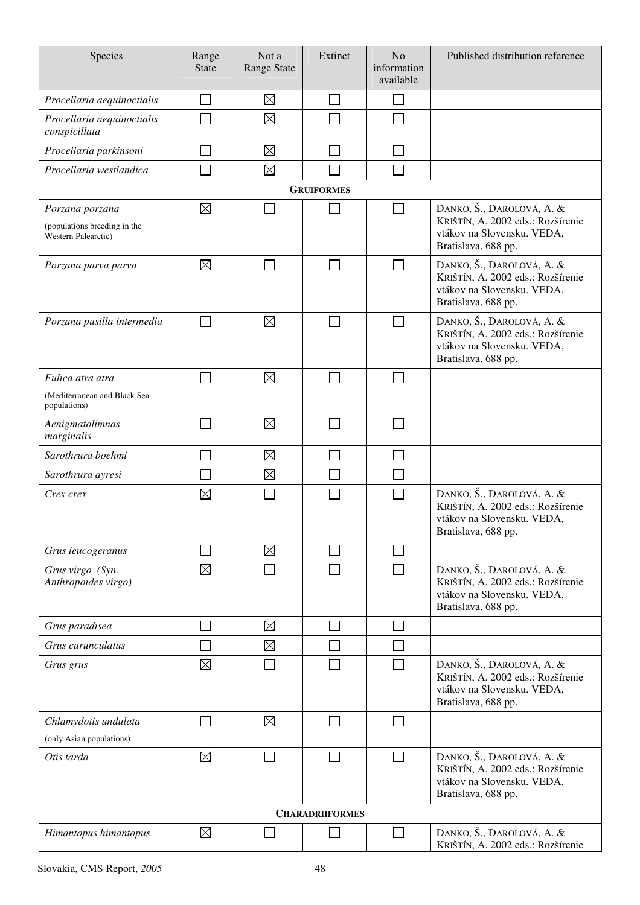| Species | Range State | Not a Range State | Extinct | No information available | Published distribution reference |
|---|---|---|---|---|---|
| *Procellaria aequinoctialis* | ☐ | ☒ | ☐ | ☐ | |
| *Procellaria aequinoctialis conspicillata* | ☐ | ☒ | ☐ | ☐ | |
| *Procellaria parkinsoni* | ☐ | ☒ | ☐ | ☐ | |
| *Procellaria westlandica* | ☐ | ☒ | ☐ | ☐ | |
| **GRUIFORMES** | | | | | |
| *Porzana porzana* (populations breeding in the Western Palearctic) | ☒ | ☐ | ☐ | ☐ | DANKO, Š., DAROLOVÁ, A. & KRIŠTÍN, A. 2002 eds.: Rozšírenie vtákov na Slovensku. VEDA, Bratislava, 688 pp. |
| *Porzana parva parva* | ☒ | ☐ | ☐ | ☐ | DANKO, Š., DAROLOVÁ, A. & KRIŠTÍN, A. 2002 eds.: Rozšírenie vtákov na Slovensku. VEDA, Bratislava, 688 pp. |
| *Porzana pusilla intermedia* | ☐ | ☒ | ☐ | ☐ | DANKO, Š., DAROLOVÁ, A. & KRIŠTÍN, A. 2002 eds.: Rozšírenie vtákov na Slovensku. VEDA, Bratislava, 688 pp. |
| *Fulica atra atra* (Mediterranean and Black Sea populations) | ☐ | ☒ | ☐ | ☐ | |
| *Aenigmatolimnas marginalis* | ☐ | ☒ | ☐ | ☐ | |
| *Sarothrura boehmi* | ☐ | ☒ | ☐ | ☐ | |
| *Sarothrura ayresi* | ☐ | ☒ | ☐ | ☐ | |
| *Crex crex* | ☒ | ☐ | ☐ | ☐ | DANKO, Š., DAROLOVÁ, A. & KRIŠTÍN, A. 2002 eds.: Rozšírenie vtákov na Slovensku. VEDA, Bratislava, 688 pp. |
| *Grus leucogeranus* | ☐ | ☒ | ☐ | ☐ | |
| *Grus virgo (Syn. Anthropoides virgo)* | ☒ | ☐ | ☐ | ☐ | DANKO, Š., DAROLOVÁ, A. & KRIŠTÍN, A. 2002 eds.: Rozšírenie vtákov na Slovensku. VEDA, Bratislava, 688 pp. |
| *Grus paradisea* | ☐ | ☒ | ☐ | ☐ | |
| *Grus carunculatus* | ☐ | ☒ | ☐ | ☐ | |
| *Grus grus* | ☒ | ☐ | ☐ | ☐ | DANKO, Š., DAROLOVÁ, A. & KRIŠTÍN, A. 2002 eds.: Rozšírenie vtákov na Slovensku. VEDA, Bratislava, 688 pp. |
| *Chlamydotis undulata* (only Asian populations) | ☐ | ☒ | ☐ | ☐ | |
| *Otis tarda* | ☒ | ☐ | ☐ | ☐ | DANKO, Š., DAROLOVÁ, A. & KRIŠTÍN, A. 2002 eds.: Rozšírenie vtákov na Slovensku. VEDA, Bratislava, 688 pp. |
| **CHARADRIIFORMES** | | | | | |
| *Himantopus himantopus* | ☒ | ☐ | ☐ | ☐ | DANKO, Š., DAROLOVÁ, A. & KRIŠTÍN, A. 2002 eds.: Rozšírenie |

Slovakia, CMS Report, *2005*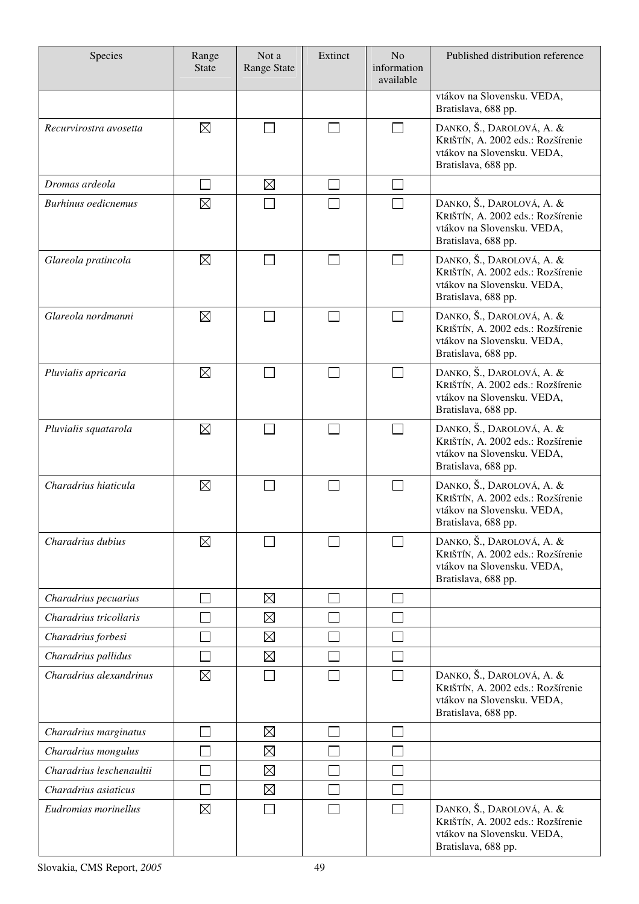| Species | Range State | Not a Range State | Extinct | No information available | Published distribution reference |
|---|---|---|---|---|---|
| | | | | | vtákov na Slovensku. VEDA, Bratislava, 688 pp. |
| *Recurvirostra avosetta* | ☒ | ☐ | ☐ | ☐ | DANKO, Š., DAROLOVÁ, A. & KRIŠTÍN, A. 2002 eds.: Rozšírenie vtákov na Slovensku. VEDA, Bratislava, 688 pp. |
| *Dromas ardeola* | ☐ | ☒ | ☐ | ☐ | |
| *Burhinus oedicnemus* | ☒ | ☐ | ☐ | ☐ | DANKO, Š., DAROLOVÁ, A. & KRIŠTÍN, A. 2002 eds.: Rozšírenie vtákov na Slovensku. VEDA, Bratislava, 688 pp. |
| *Glareola pratincola* | ☒ | ☐ | ☐ | ☐ | DANKO, Š., DAROLOVÁ, A. & KRIŠTÍN, A. 2002 eds.: Rozšírenie vtákov na Slovensku. VEDA, Bratislava, 688 pp. |
| *Glareola nordmanni* | ☒ | ☐ | ☐ | ☐ | DANKO, Š., DAROLOVÁ, A. & KRIŠTÍN, A. 2002 eds.: Rozšírenie vtákov na Slovensku. VEDA, Bratislava, 688 pp. |
| *Pluvialis apricaria* | ☒ | ☐ | ☐ | ☐ | DANKO, Š., DAROLOVÁ, A. & KRIŠTÍN, A. 2002 eds.: Rozšírenie vtákov na Slovensku. VEDA, Bratislava, 688 pp. |
| *Pluvialis squatarola* | ☒ | ☐ | ☐ | ☐ | DANKO, Š., DAROLOVÁ, A. & KRIŠTÍN, A. 2002 eds.: Rozšírenie vtákov na Slovensku. VEDA, Bratislava, 688 pp. |
| *Charadrius hiaticula* | ☒ | ☐ | ☐ | ☐ | DANKO, Š., DAROLOVÁ, A. & KRIŠTÍN, A. 2002 eds.: Rozšírenie vtákov na Slovensku. VEDA, Bratislava, 688 pp. |
| *Charadrius dubius* | ☒ | ☐ | ☐ | ☐ | DANKO, Š., DAROLOVÁ, A. & KRIŠTÍN, A. 2002 eds.: Rozšírenie vtákov na Slovensku. VEDA, Bratislava, 688 pp. |
| *Charadrius pecuarius* | ☐ | ☒ | ☐ | ☐ | |
| *Charadrius tricollaris* | ☐ | ☒ | ☐ | ☐ | |
| *Charadrius forbesi* | ☐ | ☒ | ☐ | ☐ | |
| *Charadrius pallidus* | ☐ | ☒ | ☐ | ☐ | |
| *Charadrius alexandrinus* | ☒ | ☐ | ☐ | ☐ | DANKO, Š., DAROLOVÁ, A. & KRIŠTÍN, A. 2002 eds.: Rozšírenie vtákov na Slovensku. VEDA, Bratislava, 688 pp. |
| *Charadrius marginatus* | ☐ | ☒ | ☐ | ☐ | |
| *Charadrius mongulus* | ☐ | ☒ | ☐ | ☐ | |
| *Charadrius leschenaultii* | ☐ | ☒ | ☐ | ☐ | |
| *Charadrius asiaticus* | ☐ | ☒ | ☐ | ☐ | |
| *Eudromias morinellus* | ☒ | ☐ | ☐ | ☐ | DANKO, Š., DAROLOVÁ, A. & KRIŠTÍN, A. 2002 eds.: Rozšírenie vtákov na Slovensku. VEDA, Bratislava, 688 pp. |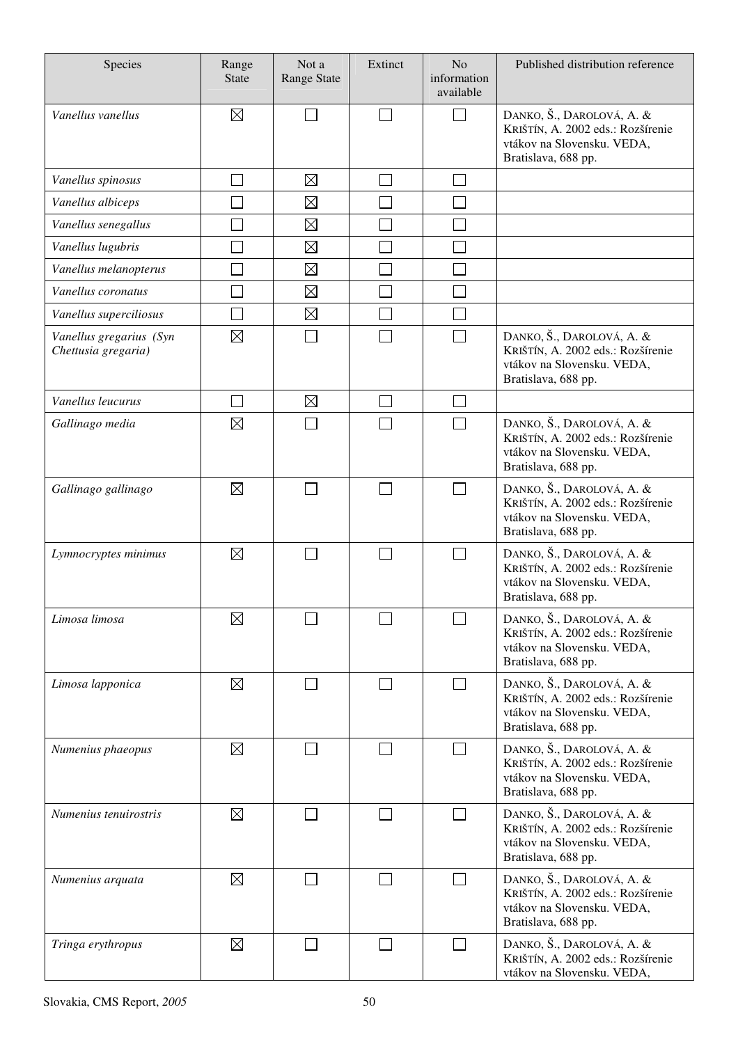| Species | Range State | Not a Range State | Extinct | No information available | Published distribution reference |
|---|---|---|---|---|---|
| *Vanellus vanellus* | ☒ | ☐ | ☐ | ☐ | DANKO, Š., DAROLOVÁ, A. & KRIŠTÍN, A. 2002 eds.: Rozšírenie vtákov na Slovensku. VEDA, Bratislava, 688 pp. |
| *Vanellus spinosus* | ☐ | ☒ | ☐ | ☐ | |
| *Vanellus albiceps* | ☐ | ☒ | ☐ | ☐ | |
| *Vanellus senegallus* | ☐ | ☒ | ☐ | ☐ | |
| *Vanellus lugubris* | ☐ | ☒ | ☐ | ☐ | |
| *Vanellus melanopterus* | ☐ | ☒ | ☐ | ☐ | |
| *Vanellus coronatus* | ☐ | ☒ | ☐ | ☐ | |
| *Vanellus superciliosus* | ☐ | ☒ | ☐ | ☐ | |
| *Vanellus gregarius (Syn Chettusia gregaria)* | ☒ | ☐ | ☐ | ☐ | DANKO, Š., DAROLOVÁ, A. & KRIŠTÍN, A. 2002 eds.: Rozšírenie vtákov na Slovensku. VEDA, Bratislava, 688 pp. |
| *Vanellus leucurus* | ☐ | ☒ | ☐ | ☐ | |
| *Gallinago media* | ☒ | ☐ | ☐ | ☐ | DANKO, Š., DAROLOVÁ, A. & KRIŠTÍN, A. 2002 eds.: Rozšírenie vtákov na Slovensku. VEDA, Bratislava, 688 pp. |
| *Gallinago gallinago* | ☒ | ☐ | ☐ | ☐ | DANKO, Š., DAROLOVÁ, A. & KRIŠTÍN, A. 2002 eds.: Rozšírenie vtákov na Slovensku. VEDA, Bratislava, 688 pp. |
| *Lymnocryptes minimus* | ☒ | ☐ | ☐ | ☐ | DANKO, Š., DAROLOVÁ, A. & KRIŠTÍN, A. 2002 eds.: Rozšírenie vtákov na Slovensku. VEDA, Bratislava, 688 pp. |
| *Limosa limosa* | ☒ | ☐ | ☐ | ☐ | DANKO, Š., DAROLOVÁ, A. & KRIŠTÍN, A. 2002 eds.: Rozšírenie vtákov na Slovensku. VEDA, Bratislava, 688 pp. |
| *Limosa lapponica* | ☒ | ☐ | ☐ | ☐ | DANKO, Š., DAROLOVÁ, A. & KRIŠTÍN, A. 2002 eds.: Rozšírenie vtákov na Slovensku. VEDA, Bratislava, 688 pp. |
| *Numenius phaeopus* | ☒ | ☐ | ☐ | ☐ | DANKO, Š., DAROLOVÁ, A. & KRIŠTÍN, A. 2002 eds.: Rozšírenie vtákov na Slovensku. VEDA, Bratislava, 688 pp. |
| *Numenius tenuirostris* | ☒ | ☐ | ☐ | ☐ | DANKO, Š., DAROLOVÁ, A. & KRIŠTÍN, A. 2002 eds.: Rozšírenie vtákov na Slovensku. VEDA, Bratislava, 688 pp. |
| *Numenius arquata* | ☒ | ☐ | ☐ | ☐ | DANKO, Š., DAROLOVÁ, A. & KRIŠTÍN, A. 2002 eds.: Rozšírenie vtákov na Slovensku. VEDA, Bratislava, 688 pp. |
| *Tringa erythropus* | ☒ | ☐ | ☐ | ☐ | DANKO, Š., DAROLOVÁ, A. & KRIŠTÍN, A. 2002 eds.: Rozšírenie vtákov na Slovensku. VEDA, |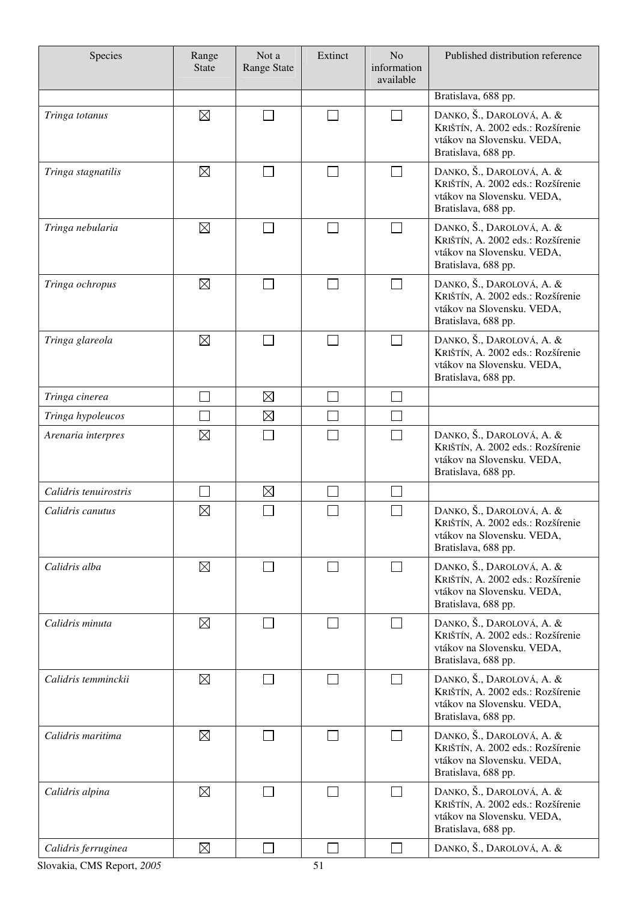| Species | Range State | Not a Range State | Extinct | No information available | Published distribution reference |
|---|---|---|---|---|---|
| | | | | | Bratislava, 688 pp. |
| *Tringa totanus* | ☒ | ☐ | ☐ | ☐ | DANKO, Š., DAROLOVÁ, A. & KRIŠTÍN, A. 2002 eds.: Rozšírenie vtákov na Slovensku. VEDA, Bratislava, 688 pp. |
| *Tringa stagnatilis* | ☒ | ☐ | ☐ | ☐ | DANKO, Š., DAROLOVÁ, A. & KRIŠTÍN, A. 2002 eds.: Rozšírenie vtákov na Slovensku. VEDA, Bratislava, 688 pp. |
| *Tringa nebularia* | ☒ | ☐ | ☐ | ☐ | DANKO, Š., DAROLOVÁ, A. & KRIŠTÍN, A. 2002 eds.: Rozšírenie vtákov na Slovensku. VEDA, Bratislava, 688 pp. |
| *Tringa ochropus* | ☒ | ☐ | ☐ | ☐ | DANKO, Š., DAROLOVÁ, A. & KRIŠTÍN, A. 2002 eds.: Rozšírenie vtákov na Slovensku. VEDA, Bratislava, 688 pp. |
| *Tringa glareola* | ☒ | ☐ | ☐ | ☐ | DANKO, Š., DAROLOVÁ, A. & KRIŠTÍN, A. 2002 eds.: Rozšírenie vtákov na Slovensku. VEDA, Bratislava, 688 pp. |
| *Tringa cinerea* | ☐ | ☒ | ☐ | ☐ | |
| *Tringa hypoleucos* | ☐ | ☒ | ☐ | ☐ | |
| *Arenaria interpres* | ☒ | ☐ | ☐ | ☐ | DANKO, Š., DAROLOVÁ, A. & KRIŠTÍN, A. 2002 eds.: Rozšírenie vtákov na Slovensku. VEDA, Bratislava, 688 pp. |
| *Calidris tenuirostris* | ☐ | ☒ | ☐ | ☐ | |
| *Calidris canutus* | ☒ | ☐ | ☐ | ☐ | DANKO, Š., DAROLOVÁ, A. & KRIŠTÍN, A. 2002 eds.: Rozšírenie vtákov na Slovensku. VEDA, Bratislava, 688 pp. |
| *Calidris alba* | ☒ | ☐ | ☐ | ☐ | DANKO, Š., DAROLOVÁ, A. & KRIŠTÍN, A. 2002 eds.: Rozšírenie vtákov na Slovensku. VEDA, Bratislava, 688 pp. |
| *Calidris minuta* | ☒ | ☐ | ☐ | ☐ | DANKO, Š., DAROLOVÁ, A. & KRIŠTÍN, A. 2002 eds.: Rozšírenie vtákov na Slovensku. VEDA, Bratislava, 688 pp. |
| *Calidris temminckii* | ☒ | ☐ | ☐ | ☐ | DANKO, Š., DAROLOVÁ, A. & KRIŠTÍN, A. 2002 eds.: Rozšírenie vtákov na Slovensku. VEDA, Bratislava, 688 pp. |
| *Calidris maritima* | ☒ | ☐ | ☐ | ☐ | DANKO, Š., DAROLOVÁ, A. & KRIŠTÍN, A. 2002 eds.: Rozšírenie vtákov na Slovensku. VEDA, Bratislava, 688 pp. |
| *Calidris alpina* | ☒ | ☐ | ☐ | ☐ | DANKO, Š., DAROLOVÁ, A. & KRIŠTÍN, A. 2002 eds.: Rozšírenie vtákov na Slovensku. VEDA, Bratislava, 688 pp. |
| *Calidris ferruginea* | ☒ | ☐ | ☐ | ☐ | DANKO, Š., DAROLOVÁ, A. & |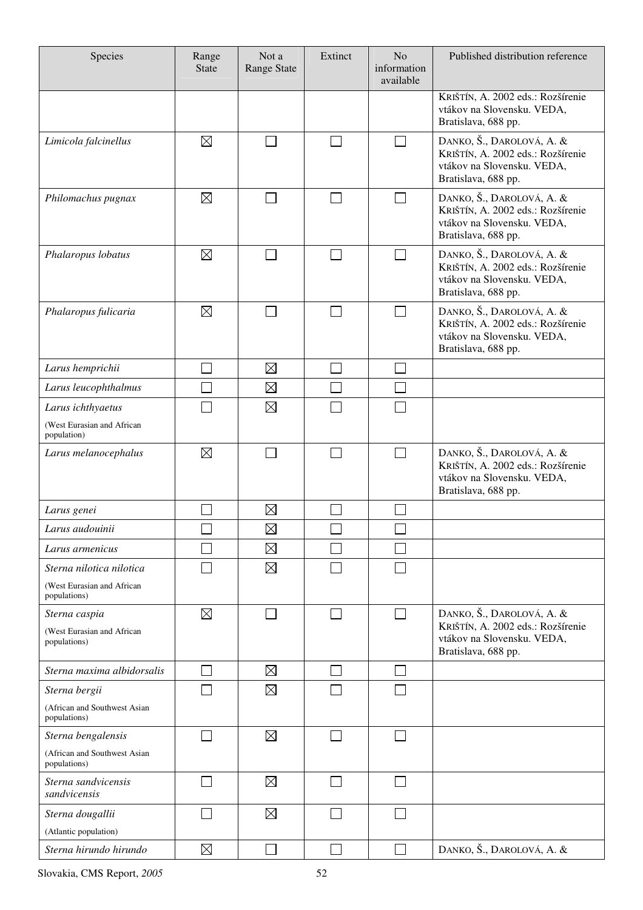| Species | Range State | Not a Range State | Extinct | No information available | Published distribution reference |
|---|---|---|---|---|---|
| | | | | | KRIŠTÍN, A. 2002 eds.: Rozšírenie vtákov na Slovensku. VEDA, Bratislava, 688 pp. |
| *Limicola falcinellus* | ☒ | ☐ | ☐ | ☐ | DANKO, Š., DAROLOVÁ, A. & KRIŠTÍN, A. 2002 eds.: Rozšírenie vtákov na Slovensku. VEDA, Bratislava, 688 pp. |
| *Philomachus pugnax* | ☒ | ☐ | ☐ | ☐ | DANKO, Š., DAROLOVÁ, A. & KRIŠTÍN, A. 2002 eds.: Rozšírenie vtákov na Slovensku. VEDA, Bratislava, 688 pp. |
| *Phalaropus lobatus* | ☒ | ☐ | ☐ | ☐ | DANKO, Š., DAROLOVÁ, A. & KRIŠTÍN, A. 2002 eds.: Rozšírenie vtákov na Slovensku. VEDA, Bratislava, 688 pp. |
| *Phalaropus fulicaria* | ☒ | ☐ | ☐ | ☐ | DANKO, Š., DAROLOVÁ, A. & KRIŠTÍN, A. 2002 eds.: Rozšírenie vtákov na Slovensku. VEDA, Bratislava, 688 pp. |
| *Larus hemprichii* | ☐ | ☒ | ☐ | ☐ | |
| *Larus leucophthalmus* | ☐ | ☒ | ☐ | ☐ | |
| *Larus ichthyaetus* (West Eurasian and African population) | ☐ | ☒ | ☐ | ☐ | |
| *Larus melanocephalus* | ☒ | ☐ | ☐ | ☐ | DANKO, Š., DAROLOVÁ, A. & KRIŠTÍN, A. 2002 eds.: Rozšírenie vtákov na Slovensku. VEDA, Bratislava, 688 pp. |
| *Larus genei* | ☐ | ☒ | ☐ | ☐ | |
| *Larus audouinii* | ☐ | ☒ | ☐ | ☐ | |
| *Larus armenicus* | ☐ | ☒ | ☐ | ☐ | |
| *Sterna nilotica nilotica* (West Eurasian and African populations) | ☐ | ☒ | ☐ | ☐ | |
| *Sterna caspia* (West Eurasian and African populations) | ☒ | ☐ | ☐ | ☐ | DANKO, Š., DAROLOVÁ, A. & KRIŠTÍN, A. 2002 eds.: Rozšírenie vtákov na Slovensku. VEDA, Bratislava, 688 pp. |
| *Sterna maxima albidorsalis* | ☐ | ☒ | ☐ | ☐ | |
| *Sterna bergii* (African and Southwest Asian populations) | ☐ | ☒ | ☐ | ☐ | |
| *Sterna bengalensis* (African and Southwest Asian populations) | ☐ | ☒ | ☐ | ☐ | |
| *Sterna sandvicensis sandvicensis* | ☐ | ☒ | ☐ | ☐ | |
| *Sterna dougallii* (Atlantic population) | ☐ | ☒ | ☐ | ☐ | |
| *Sterna hirundo hirundo* | ☒ | ☐ | ☐ | ☐ | DANKO, Š., DAROLOVÁ, A. & |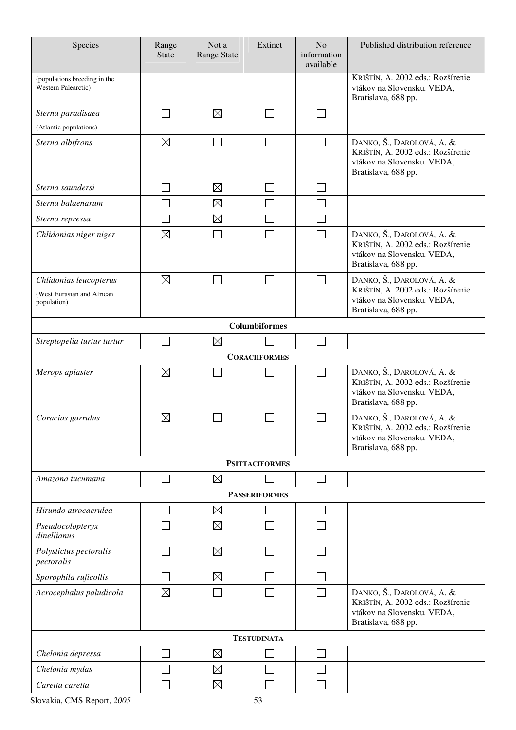| Species | Range State | Not a Range State | Extinct | No information available | Published distribution reference |
|---|---|---|---|---|---|
| (populations breeding in the Western Palearctic) | | | | | KRIŠTÍN, A. 2002 eds.: Rozšírenie vtákov na Slovensku. VEDA, Bratislava, 688 pp. |
| *Sterna paradisaea* (Atlantic populations) | ☐ | ☒ | ☐ | ☐ | |
| *Sterna albifrons* | ☒ | ☐ | ☐ | ☐ | DANKO, Š., DAROLOVÁ, A. & KRIŠTÍN, A. 2002 eds.: Rozšírenie vtákov na Slovensku. VEDA, Bratislava, 688 pp. |
| *Sterna saundersi* | ☐ | ☒ | ☐ | ☐ | |
| *Sterna balaenarum* | ☐ | ☒ | ☐ | ☐ | |
| *Sterna repressa* | ☐ | ☒ | ☐ | ☐ | |
| *Chlidonias niger niger* | ☒ | ☐ | ☐ | ☐ | DANKO, Š., DAROLOVÁ, A. & KRIŠTÍN, A. 2002 eds.: Rozšírenie vtákov na Slovensku. VEDA, Bratislava, 688 pp. |
| *Chlidonias leucopterus* (West Eurasian and African population) | ☒ | ☐ | ☐ | ☐ | DANKO, Š., DAROLOVÁ, A. & KRIŠTÍN, A. 2002 eds.: Rozšírenie vtákov na Slovensku. VEDA, Bratislava, 688 pp. |
| **Columbiformes** | | | | | |
| *Streptopelia turtur turtur* | ☐ | ☒ | ☐ | ☐ | |
| **CORACIIFORMES** | | | | | |
| *Merops apiaster* | ☒ | ☐ | ☐ | ☐ | DANKO, Š., DAROLOVÁ, A. & KRIŠTÍN, A. 2002 eds.: Rozšírenie vtákov na Slovensku. VEDA, Bratislava, 688 pp. |
| *Coracias garrulus* | ☒ | ☐ | ☐ | ☐ | DANKO, Š., DAROLOVÁ, A. & KRIŠTÍN, A. 2002 eds.: Rozšírenie vtákov na Slovensku. VEDA, Bratislava, 688 pp. |
| **PSITTACIFORMES** | | | | | |
| *Amazona tucumana* | ☐ | ☒ | ☐ | ☐ | |
| **PASSERIFORMES** | | | | | |
| *Hirundo atrocaerulea* | ☐ | ☒ | ☐ | ☐ | |
| *Pseudocolopteryx dinellianus* | ☐ | ☒ | ☐ | ☐ | |
| *Polystictus pectoralis pectoralis* | ☐ | ☒ | ☐ | ☐ | |
| *Sporophila ruficollis* | ☐ | ☒ | ☐ | ☐ | |
| *Acrocephalus paludicola* | ☒ | ☐ | ☐ | ☐ | DANKO, Š., DAROLOVÁ, A. & KRIŠTÍN, A. 2002 eds.: Rozšírenie vtákov na Slovensku. VEDA, Bratislava, 688 pp. |
| **TESTUDINATA** | | | | | |
| *Chelonia depressa* | ☐ | ☒ | ☐ | ☐ | |
| *Chelonia mydas* | ☐ | ☒ | ☐ | ☐ | |
| *Caretta caretta* | ☐ | ☒ | ☐ | ☐ | |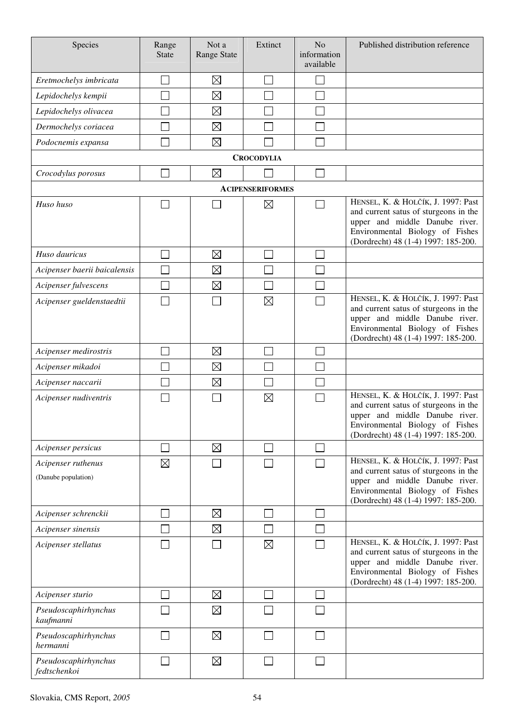| Species | Range State | Not a Range State | Extinct | No information available | Published distribution reference |
|---|---|---|---|---|---|
| *Eretmochelys imbricata* | ☐ | ☒ | ☐ | ☐ | |
| *Lepidochelys kempii* | ☐ | ☒ | ☐ | ☐ | |
| *Lepidochelys olivacea* | ☐ | ☒ | ☐ | ☐ | |
| *Dermochelys coriacea* | ☐ | ☒ | ☐ | ☐ | |
| *Podocnemis expansa* | ☐ | ☒ | ☐ | ☐ | |
| **CROCODYLIA** | | | | | |
| *Crocodylus porosus* | ☐ | ☒ | ☐ | ☐ | |
| **ACIPENSERIFORMES** | | | | | |
| *Huso huso* | ☐ | ☐ | ☒ | ☐ | HENSEL, K. & HOLČÍK, J. 1997: Past and current satus of sturgeons in the upper and middle Danube river. Environmental Biology of Fishes (Dordrecht) 48 (1-4) 1997: 185-200. |
| *Huso dauricus* | ☐ | ☒ | ☐ | ☐ | |
| *Acipenser baerii baicalensis* | ☐ | ☒ | ☐ | ☐ | |
| *Acipenser fulvescens* | ☐ | ☒ | ☐ | ☐ | |
| *Acipenser gueldenstaedtii* | ☐ | ☐ | ☒ | ☐ | HENSEL, K. & HOLČÍK, J. 1997: Past and current satus of sturgeons in the upper and middle Danube river. Environmental Biology of Fishes (Dordrecht) 48 (1-4) 1997: 185-200. |
| *Acipenser medirostris* | ☐ | ☒ | ☐ | ☐ | |
| *Acipenser mikadoi* | ☐ | ☒ | ☐ | ☐ | |
| *Acipenser naccarii* | ☐ | ☒ | ☐ | ☐ | |
| *Acipenser nudiventris* | ☐ | ☐ | ☒ | ☐ | HENSEL, K. & HOLČÍK, J. 1997: Past and current satus of sturgeons in the upper and middle Danube river. Environmental Biology of Fishes (Dordrecht) 48 (1-4) 1997: 185-200. |
| *Acipenser persicus* | ☐ | ☒ | ☐ | ☐ | |
| *Acipenser ruthenus* (Danube population) | ☒ | ☐ | ☐ | ☐ | HENSEL, K. & HOLČÍK, J. 1997: Past and current satus of sturgeons in the upper and middle Danube river. Environmental Biology of Fishes (Dordrecht) 48 (1-4) 1997: 185-200. |
| *Acipenser schrenckii* | ☐ | ☒ | ☐ | ☐ | |
| *Acipenser sinensis* | ☐ | ☒ | ☐ | ☐ | |
| *Acipenser stellatus* | ☐ | ☐ | ☒ | ☐ | HENSEL, K. & HOLČÍK, J. 1997: Past and current satus of sturgeons in the upper and middle Danube river. Environmental Biology of Fishes (Dordrecht) 48 (1-4) 1997: 185-200. |
| *Acipenser sturio* | ☐ | ☒ | ☐ | ☐ | |
| *Pseudoscaphirhynchus kaufmanni* | ☐ | ☒ | ☐ | ☐ | |
| *Pseudoscaphirhynchus hermanni* | ☐ | ☒ | ☐ | ☐ | |
| *Pseudoscaphirhynchus fedtschenkoi* | ☐ | ☒ | ☐ | ☐ | |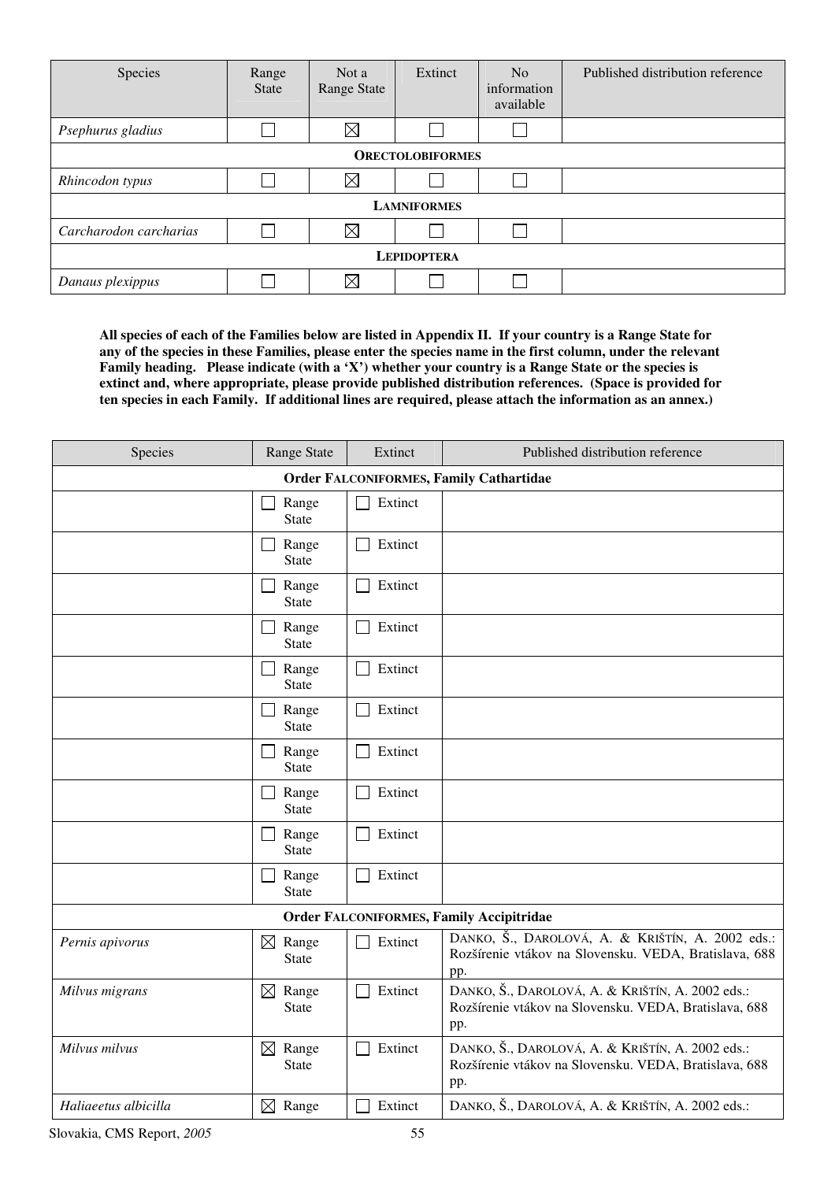| Species | Range State | Not a Range State | Extinct | No information available | Published distribution reference |
|---|---|---|---|---|---|
| *Psephurus gladius* | ☐ | ☒ | ☐ | ☐ | |
| **ORECTOLOBIFORMES** | | | | | |
| *Rhincodon typus* | ☐ | ☒ | ☐ | ☐ | |
| **LAMNIFORMES** | | | | | |
| *Carcharodon carcharias* | ☐ | ☒ | ☐ | ☐ | |
| **LEPIDOPTERA** | | | | | |
| *Danaus plexippus* | ☐ | ☒ | ☐ | ☐ | |

**All species of each of the Families below are listed in Appendix II. If your country is a Range State for any of the species in these Families, please enter the species name in the first column, under the relevant Family heading. Please indicate (with a 'X') whether your country is a Range State or the species is extinct and, where appropriate, please provide published distribution references. (Space is provided for ten species in each Family. If additional lines are required, please attach the information as an annex.)**

| Species | Range State | Extinct | Published distribution reference |
|---|---|---|---|
| **Order FALCONIFORMES, Family Cathartidae** | | | |
| | ☐ Range State | ☐ Extinct | |
| | ☐ Range State | ☐ Extinct | |
| | ☐ Range State | ☐ Extinct | |
| | ☐ Range State | ☐ Extinct | |
| | ☐ Range State | ☐ Extinct | |
| | ☐ Range State | ☐ Extinct | |
| | ☐ Range State | ☐ Extinct | |
| | ☐ Range State | ☐ Extinct | |
| | ☐ Range State | ☐ Extinct | |
| | ☐ Range State | ☐ Extinct | |
| **Order FALCONIFORMES, Family Accipitridae** | | | |
| *Pernis apivorus* | ☒ Range State | ☐ Extinct | DANKO, Š., DAROLOVÁ, A. & KRIŠTÍN, A. 2002 eds.: Rozšírenie vtákov na Slovensku. VEDA, Bratislava, 688 pp. |
| *Milvus migrans* | ☒ Range State | ☐ Extinct | DANKO, Š., DAROLOVÁ, A. & KRIŠTÍN, A. 2002 eds.: Rozšírenie vtákov na Slovensku. VEDA, Bratislava, 688 pp. |
| *Milvus milvus* | ☒ Range State | ☐ Extinct | DANKO, Š., DAROLOVÁ, A. & KRIŠTÍN, A. 2002 eds.: Rozšírenie vtákov na Slovensku. VEDA, Bratislava, 688 pp. |
| *Haliaeetus albicilla* | ☒ Range | ☐ Extinct | DANKO, Š., DAROLOVÁ, A. & KRIŠTÍN, A. 2002 eds.: |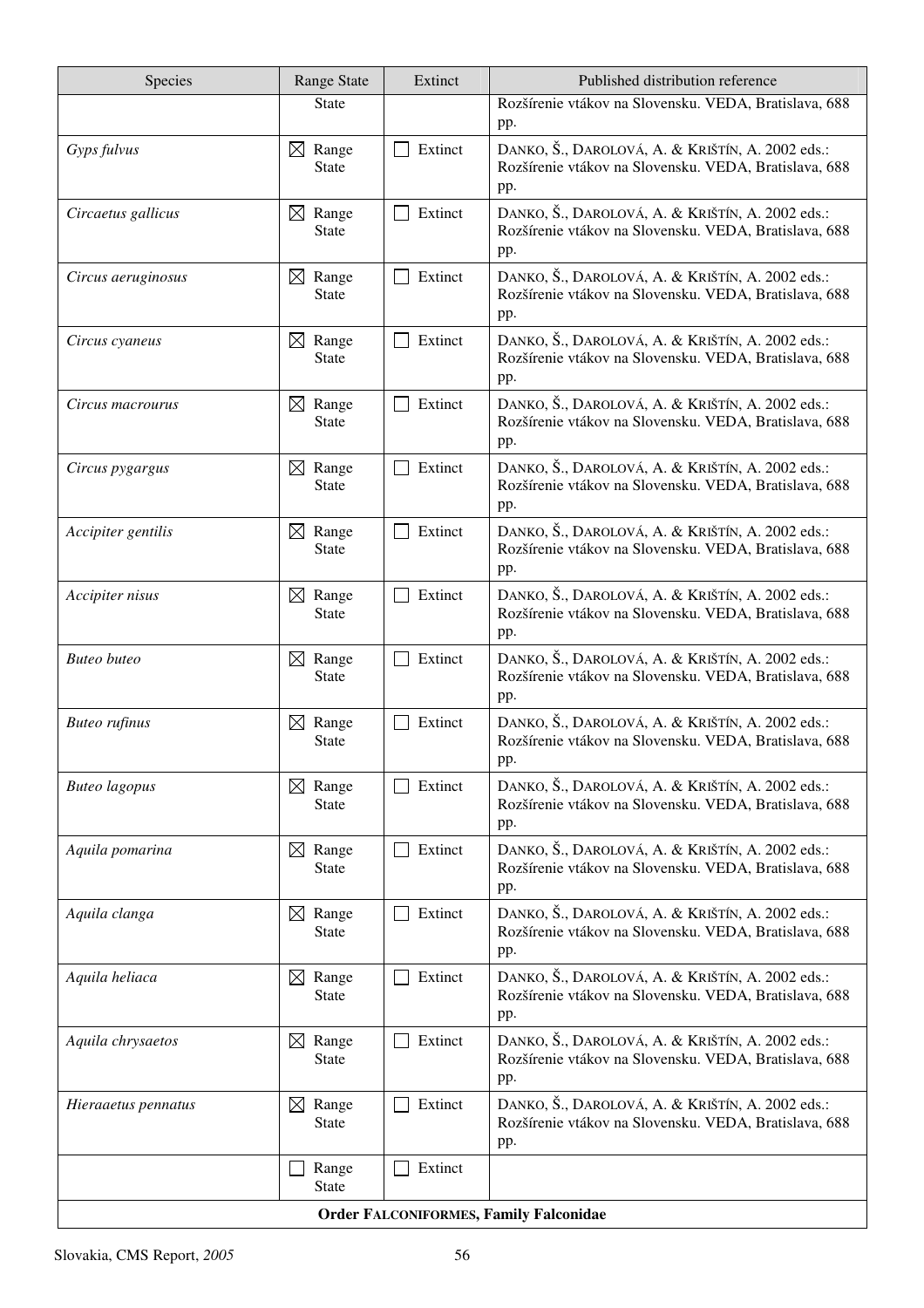| Species | Range State | Extinct | Published distribution reference |
|---|---|---|---|
| | State | | Rozšírenie vtákov na Slovensku. VEDA, Bratislava, 688 pp. |
| *Gyps fulvus* | ☒ Range State | ☐ Extinct | DANKO, Š., DAROLOVÁ, A. & KRIŠTÍN, A. 2002 eds.: Rozšírenie vtákov na Slovensku. VEDA, Bratislava, 688 pp. |
| *Circaetus gallicus* | ☒ Range State | ☐ Extinct | DANKO, Š., DAROLOVÁ, A. & KRIŠTÍN, A. 2002 eds.: Rozšírenie vtákov na Slovensku. VEDA, Bratislava, 688 pp. |
| *Circus aeruginosus* | ☒ Range State | ☐ Extinct | DANKO, Š., DAROLOVÁ, A. & KRIŠTÍN, A. 2002 eds.: Rozšírenie vtákov na Slovensku. VEDA, Bratislava, 688 pp. |
| *Circus cyaneus* | ☒ Range State | ☐ Extinct | DANKO, Š., DAROLOVÁ, A. & KRIŠTÍN, A. 2002 eds.: Rozšírenie vtákov na Slovensku. VEDA, Bratislava, 688 pp. |
| *Circus macrourus* | ☒ Range State | ☐ Extinct | DANKO, Š., DAROLOVÁ, A. & KRIŠTÍN, A. 2002 eds.: Rozšírenie vtákov na Slovensku. VEDA, Bratislava, 688 pp. |
| *Circus pygargus* | ☒ Range State | ☐ Extinct | DANKO, Š., DAROLOVÁ, A. & KRIŠTÍN, A. 2002 eds.: Rozšírenie vtákov na Slovensku. VEDA, Bratislava, 688 pp. |
| *Accipiter gentilis* | ☒ Range State | ☐ Extinct | DANKO, Š., DAROLOVÁ, A. & KRIŠTÍN, A. 2002 eds.: Rozšírenie vtákov na Slovensku. VEDA, Bratislava, 688 pp. |
| *Accipiter nisus* | ☒ Range State | ☐ Extinct | DANKO, Š., DAROLOVÁ, A. & KRIŠTÍN, A. 2002 eds.: Rozšírenie vtákov na Slovensku. VEDA, Bratislava, 688 pp. |
| *Buteo buteo* | ☒ Range State | ☐ Extinct | DANKO, Š., DAROLOVÁ, A. & KRIŠTÍN, A. 2002 eds.: Rozšírenie vtákov na Slovensku. VEDA, Bratislava, 688 pp. |
| *Buteo rufinus* | ☒ Range State | ☐ Extinct | DANKO, Š., DAROLOVÁ, A. & KRIŠTÍN, A. 2002 eds.: Rozšírenie vtákov na Slovensku. VEDA, Bratislava, 688 pp. |
| *Buteo lagopus* | ☒ Range State | ☐ Extinct | DANKO, Š., DAROLOVÁ, A. & KRIŠTÍN, A. 2002 eds.: Rozšírenie vtákov na Slovensku. VEDA, Bratislava, 688 pp. |
| *Aquila pomarina* | ☒ Range State | ☐ Extinct | DANKO, Š., DAROLOVÁ, A. & KRIŠTÍN, A. 2002 eds.: Rozšírenie vtákov na Slovensku. VEDA, Bratislava, 688 pp. |
| *Aquila clanga* | ☒ Range State | ☐ Extinct | DANKO, Š., DAROLOVÁ, A. & KRIŠTÍN, A. 2002 eds.: Rozšírenie vtákov na Slovensku. VEDA, Bratislava, 688 pp. |
| *Aquila heliaca* | ☒ Range State | ☐ Extinct | DANKO, Š., DAROLOVÁ, A. & KRIŠTÍN, A. 2002 eds.: Rozšírenie vtákov na Slovensku. VEDA, Bratislava, 688 pp. |
| *Aquila chrysaetos* | ☒ Range State | ☐ Extinct | DANKO, Š., DAROLOVÁ, A. & KRIŠTÍN, A. 2002 eds.: Rozšírenie vtákov na Slovensku. VEDA, Bratislava, 688 pp. |
| *Hieraaetus pennatus* | ☒ Range State | ☐ Extinct | DANKO, Š., DAROLOVÁ, A. & KRIŠTÍN, A. 2002 eds.: Rozšírenie vtákov na Slovensku. VEDA, Bratislava, 688 pp. |
| | ☐ Range State | ☐ Extinct | |
| **Order FALCONIFORMES, Family Falconidae** | | | |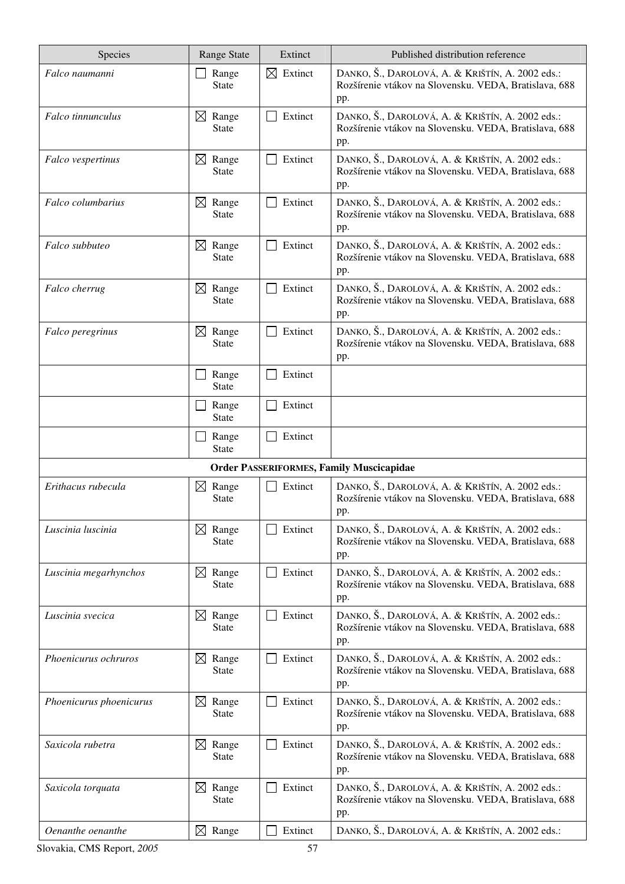| Species | Range State | Extinct | Published distribution reference |
|---|---|---|---|
| *Falco naumanni* | ☐ Range State | ☒ Extinct | DANKO, Š., DAROLOVÁ, A. & KRIŠTÍN, A. 2002 eds.: Rozšírenie vtákov na Slovensku. VEDA, Bratislava, 688 pp. |
| *Falco tinnunculus* | ☒ Range State | ☐ Extinct | DANKO, Š., DAROLOVÁ, A. & KRIŠTÍN, A. 2002 eds.: Rozšírenie vtákov na Slovensku. VEDA, Bratislava, 688 pp. |
| *Falco vespertinus* | ☒ Range State | ☐ Extinct | DANKO, Š., DAROLOVÁ, A. & KRIŠTÍN, A. 2002 eds.: Rozšírenie vtákov na Slovensku. VEDA, Bratislava, 688 pp. |
| *Falco columbarius* | ☒ Range State | ☐ Extinct | DANKO, Š., DAROLOVÁ, A. & KRIŠTÍN, A. 2002 eds.: Rozšírenie vtákov na Slovensku. VEDA, Bratislava, 688 pp. |
| *Falco subbuteo* | ☒ Range State | ☐ Extinct | DANKO, Š., DAROLOVÁ, A. & KRIŠTÍN, A. 2002 eds.: Rozšírenie vtákov na Slovensku. VEDA, Bratislava, 688 pp. |
| *Falco cherrug* | ☒ Range State | ☐ Extinct | DANKO, Š., DAROLOVÁ, A. & KRIŠTÍN, A. 2002 eds.: Rozšírenie vtákov na Slovensku. VEDA, Bratislava, 688 pp. |
| *Falco peregrinus* | ☒ Range State | ☐ Extinct | DANKO, Š., DAROLOVÁ, A. & KRIŠTÍN, A. 2002 eds.: Rozšírenie vtákov na Slovensku. VEDA, Bratislava, 688 pp. |
| | ☐ Range State | ☐ Extinct | |
| | ☐ Range State | ☐ Extinct | |
| | ☐ Range State | ☐ Extinct | |
| **Order PASSERIFORMES, Family Muscicapidae** | | | |
| *Erithacus rubecula* | ☒ Range State | ☐ Extinct | DANKO, Š., DAROLOVÁ, A. & KRIŠTÍN, A. 2002 eds.: Rozšírenie vtákov na Slovensku. VEDA, Bratislava, 688 pp. |
| *Luscinia luscinia* | ☒ Range State | ☐ Extinct | DANKO, Š., DAROLOVÁ, A. & KRIŠTÍN, A. 2002 eds.: Rozšírenie vtákov na Slovensku. VEDA, Bratislava, 688 pp. |
| *Luscinia megarhynchos* | ☒ Range State | ☐ Extinct | DANKO, Š., DAROLOVÁ, A. & KRIŠTÍN, A. 2002 eds.: Rozšírenie vtákov na Slovensku. VEDA, Bratislava, 688 pp. |
| *Luscinia svecica* | ☒ Range State | ☐ Extinct | DANKO, Š., DAROLOVÁ, A. & KRIŠTÍN, A. 2002 eds.: Rozšírenie vtákov na Slovensku. VEDA, Bratislava, 688 pp. |
| *Phoenicurus ochruros* | ☒ Range State | ☐ Extinct | DANKO, Š., DAROLOVÁ, A. & KRIŠTÍN, A. 2002 eds.: Rozšírenie vtákov na Slovensku. VEDA, Bratislava, 688 pp. |
| *Phoenicurus phoenicurus* | ☒ Range State | ☐ Extinct | DANKO, Š., DAROLOVÁ, A. & KRIŠTÍN, A. 2002 eds.: Rozšírenie vtákov na Slovensku. VEDA, Bratislava, 688 pp. |
| *Saxicola rubetra* | ☒ Range State | ☐ Extinct | DANKO, Š., DAROLOVÁ, A. & KRIŠTÍN, A. 2002 eds.: Rozšírenie vtákov na Slovensku. VEDA, Bratislava, 688 pp. |
| *Saxicola torquata* | ☒ Range State | ☐ Extinct | DANKO, Š., DAROLOVÁ, A. & KRIŠTÍN, A. 2002 eds.: Rozšírenie vtákov na Slovensku. VEDA, Bratislava, 688 pp. |
| *Oenanthe oenanthe* | ☒ Range | ☐ Extinct | DANKO, Š., DAROLOVÁ, A. & KRIŠTÍN, A. 2002 eds.: |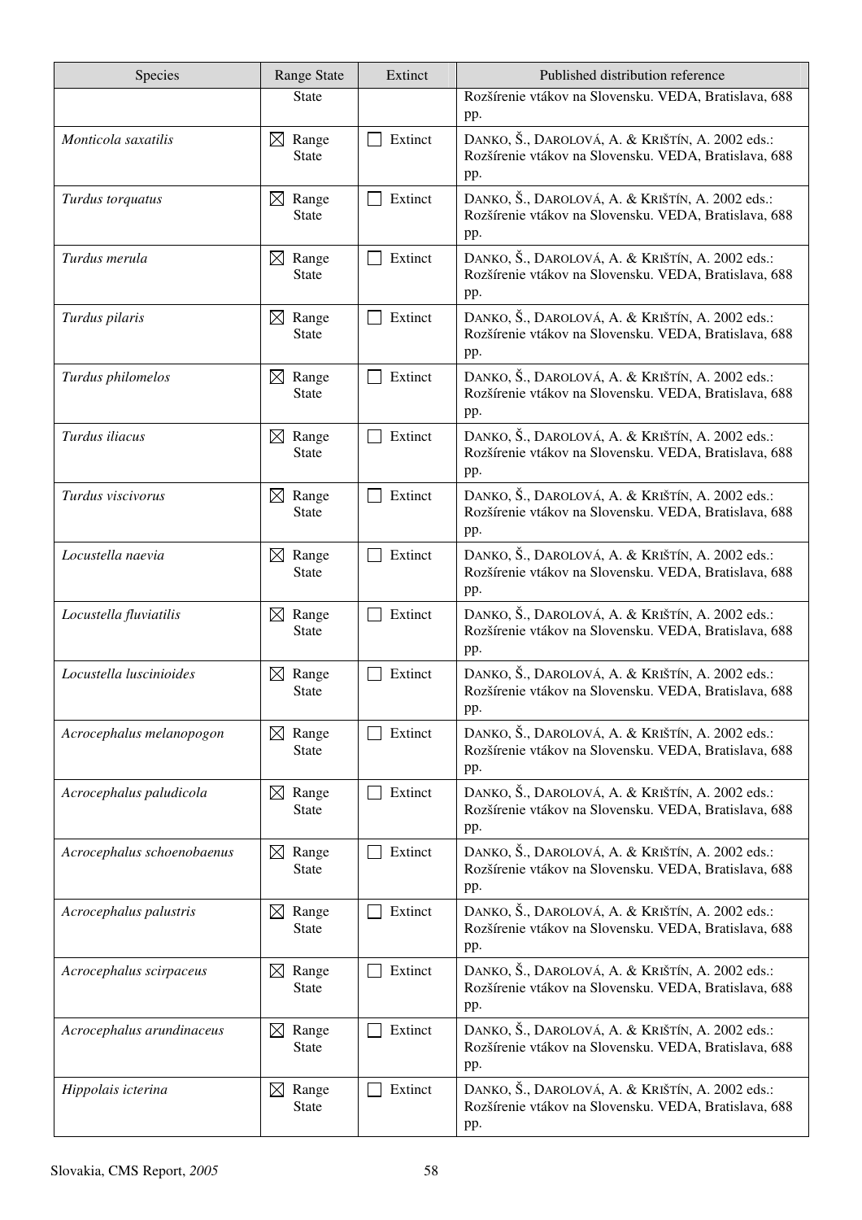| Species | Range State | Extinct | Published distribution reference |
|---|---|---|---|
| | State | | Rozšírenie vtákov na Slovensku. VEDA, Bratislava, 688 pp. |
| *Monticola saxatilis* | ☒ Range State | ☐ Extinct | DANKO, Š., DAROLOVÁ, A. & KRIŠTÍN, A. 2002 eds.: Rozšírenie vtákov na Slovensku. VEDA, Bratislava, 688 pp. |
| *Turdus torquatus* | ☒ Range State | ☐ Extinct | DANKO, Š., DAROLOVÁ, A. & KRIŠTÍN, A. 2002 eds.: Rozšírenie vtákov na Slovensku. VEDA, Bratislava, 688 pp. |
| *Turdus merula* | ☒ Range State | ☐ Extinct | DANKO, Š., DAROLOVÁ, A. & KRIŠTÍN, A. 2002 eds.: Rozšírenie vtákov na Slovensku. VEDA, Bratislava, 688 pp. |
| *Turdus pilaris* | ☒ Range State | ☐ Extinct | DANKO, Š., DAROLOVÁ, A. & KRIŠTÍN, A. 2002 eds.: Rozšírenie vtákov na Slovensku. VEDA, Bratislava, 688 pp. |
| *Turdus philomelos* | ☒ Range State | ☐ Extinct | DANKO, Š., DAROLOVÁ, A. & KRIŠTÍN, A. 2002 eds.: Rozšírenie vtákov na Slovensku. VEDA, Bratislava, 688 pp. |
| *Turdus iliacus* | ☒ Range State | ☐ Extinct | DANKO, Š., DAROLOVÁ, A. & KRIŠTÍN, A. 2002 eds.: Rozšírenie vtákov na Slovensku. VEDA, Bratislava, 688 pp. |
| *Turdus viscivorus* | ☒ Range State | ☐ Extinct | DANKO, Š., DAROLOVÁ, A. & KRIŠTÍN, A. 2002 eds.: Rozšírenie vtákov na Slovensku. VEDA, Bratislava, 688 pp. |
| *Locustella naevia* | ☒ Range State | ☐ Extinct | DANKO, Š., DAROLOVÁ, A. & KRIŠTÍN, A. 2002 eds.: Rozšírenie vtákov na Slovensku. VEDA, Bratislava, 688 pp. |
| *Locustella fluviatilis* | ☒ Range State | ☐ Extinct | DANKO, Š., DAROLOVÁ, A. & KRIŠTÍN, A. 2002 eds.: Rozšírenie vtákov na Slovensku. VEDA, Bratislava, 688 pp. |
| *Locustella luscinioides* | ☒ Range State | ☐ Extinct | DANKO, Š., DAROLOVÁ, A. & KRIŠTÍN, A. 2002 eds.: Rozšírenie vtákov na Slovensku. VEDA, Bratislava, 688 pp. |
| *Acrocephalus melanopogon* | ☒ Range State | ☐ Extinct | DANKO, Š., DAROLOVÁ, A. & KRIŠTÍN, A. 2002 eds.: Rozšírenie vtákov na Slovensku. VEDA, Bratislava, 688 pp. |
| *Acrocephalus paludicola* | ☒ Range State | ☐ Extinct | DANKO, Š., DAROLOVÁ, A. & KRIŠTÍN, A. 2002 eds.: Rozšírenie vtákov na Slovensku. VEDA, Bratislava, 688 pp. |
| *Acrocephalus schoenobaenus* | ☒ Range State | ☐ Extinct | DANKO, Š., DAROLOVÁ, A. & KRIŠTÍN, A. 2002 eds.: Rozšírenie vtákov na Slovensku. VEDA, Bratislava, 688 pp. |
| *Acrocephalus palustris* | ☒ Range State | ☐ Extinct | DANKO, Š., DAROLOVÁ, A. & KRIŠTÍN, A. 2002 eds.: Rozšírenie vtákov na Slovensku. VEDA, Bratislava, 688 pp. |
| *Acrocephalus scirpaceus* | ☒ Range State | ☐ Extinct | DANKO, Š., DAROLOVÁ, A. & KRIŠTÍN, A. 2002 eds.: Rozšírenie vtákov na Slovensku. VEDA, Bratislava, 688 pp. |
| *Acrocephalus arundinaceus* | ☒ Range State | ☐ Extinct | DANKO, Š., DAROLOVÁ, A. & KRIŠTÍN, A. 2002 eds.: Rozšírenie vtákov na Slovensku. VEDA, Bratislava, 688 pp. |
| *Hippolais icterina* | ☒ Range State | ☐ Extinct | DANKO, Š., DAROLOVÁ, A. & KRIŠTÍN, A. 2002 eds.: Rozšírenie vtákov na Slovensku. VEDA, Bratislava, 688 pp. |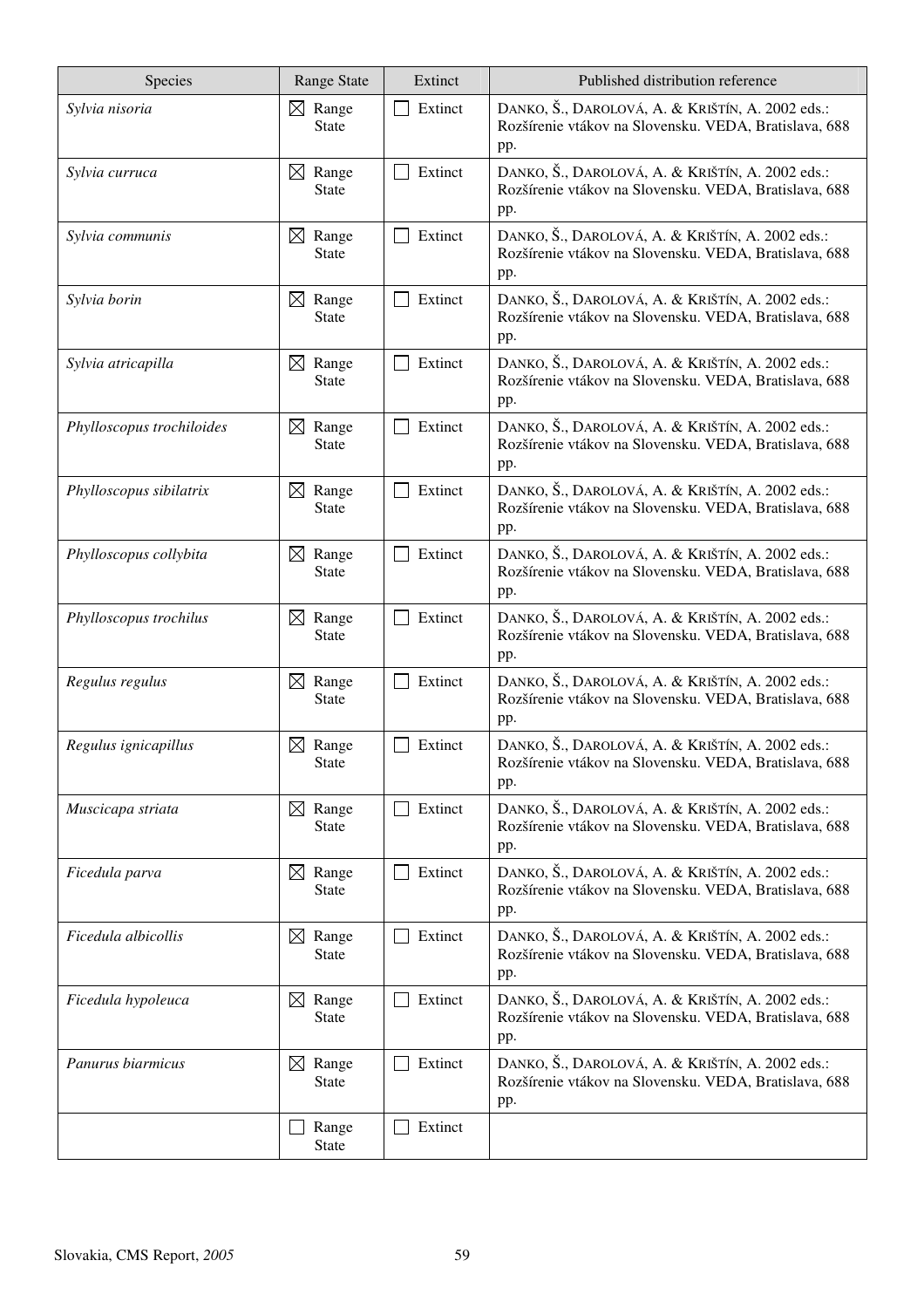| Species | Range State | Extinct | Published distribution reference |
|---|---|---|---|
| *Sylvia nisoria* | ☒ Range State | ☐ Extinct | DANKO, Š., DAROLOVÁ, A. & KRIŠTÍN, A. 2002 eds.: Rozšírenie vtákov na Slovensku. VEDA, Bratislava, 688 pp. |
| *Sylvia curruca* | ☒ Range State | ☐ Extinct | DANKO, Š., DAROLOVÁ, A. & KRIŠTÍN, A. 2002 eds.: Rozšírenie vtákov na Slovensku. VEDA, Bratislava, 688 pp. |
| *Sylvia communis* | ☒ Range State | ☐ Extinct | DANKO, Š., DAROLOVÁ, A. & KRIŠTÍN, A. 2002 eds.: Rozšírenie vtákov na Slovensku. VEDA, Bratislava, 688 pp. |
| *Sylvia borin* | ☒ Range State | ☐ Extinct | DANKO, Š., DAROLOVÁ, A. & KRIŠTÍN, A. 2002 eds.: Rozšírenie vtákov na Slovensku. VEDA, Bratislava, 688 pp. |
| *Sylvia atricapilla* | ☒ Range State | ☐ Extinct | DANKO, Š., DAROLOVÁ, A. & KRIŠTÍN, A. 2002 eds.: Rozšírenie vtákov na Slovensku. VEDA, Bratislava, 688 pp. |
| *Phylloscopus trochiloides* | ☒ Range State | ☐ Extinct | DANKO, Š., DAROLOVÁ, A. & KRIŠTÍN, A. 2002 eds.: Rozšírenie vtákov na Slovensku. VEDA, Bratislava, 688 pp. |
| *Phylloscopus sibilatrix* | ☒ Range State | ☐ Extinct | DANKO, Š., DAROLOVÁ, A. & KRIŠTÍN, A. 2002 eds.: Rozšírenie vtákov na Slovensku. VEDA, Bratislava, 688 pp. |
| *Phylloscopus collybita* | ☒ Range State | ☐ Extinct | DANKO, Š., DAROLOVÁ, A. & KRIŠTÍN, A. 2002 eds.: Rozšírenie vtákov na Slovensku. VEDA, Bratislava, 688 pp. |
| *Phylloscopus trochilus* | ☒ Range State | ☐ Extinct | DANKO, Š., DAROLOVÁ, A. & KRIŠTÍN, A. 2002 eds.: Rozšírenie vtákov na Slovensku. VEDA, Bratislava, 688 pp. |
| *Regulus regulus* | ☒ Range State | ☐ Extinct | DANKO, Š., DAROLOVÁ, A. & KRIŠTÍN, A. 2002 eds.: Rozšírenie vtákov na Slovensku. VEDA, Bratislava, 688 pp. |
| *Regulus ignicapillus* | ☒ Range State | ☐ Extinct | DANKO, Š., DAROLOVÁ, A. & KRIŠTÍN, A. 2002 eds.: Rozšírenie vtákov na Slovensku. VEDA, Bratislava, 688 pp. |
| *Muscicapa striata* | ☒ Range State | ☐ Extinct | DANKO, Š., DAROLOVÁ, A. & KRIŠTÍN, A. 2002 eds.: Rozšírenie vtákov na Slovensku. VEDA, Bratislava, 688 pp. |
| *Ficedula parva* | ☒ Range State | ☐ Extinct | DANKO, Š., DAROLOVÁ, A. & KRIŠTÍN, A. 2002 eds.: Rozšírenie vtákov na Slovensku. VEDA, Bratislava, 688 pp. |
| *Ficedula albicollis* | ☒ Range State | ☐ Extinct | DANKO, Š., DAROLOVÁ, A. & KRIŠTÍN, A. 2002 eds.: Rozšírenie vtákov na Slovensku. VEDA, Bratislava, 688 pp. |
| *Ficedula hypoleuca* | ☒ Range State | ☐ Extinct | DANKO, Š., DAROLOVÁ, A. & KRIŠTÍN, A. 2002 eds.: Rozšírenie vtákov na Slovensku. VEDA, Bratislava, 688 pp. |
| *Panurus biarmicus* | ☒ Range State | ☐ Extinct | DANKO, Š., DAROLOVÁ, A. & KRIŠTÍN, A. 2002 eds.: Rozšírenie vtákov na Slovensku. VEDA, Bratislava, 688 pp. |
| | ☐ Range State | ☐ Extinct | |